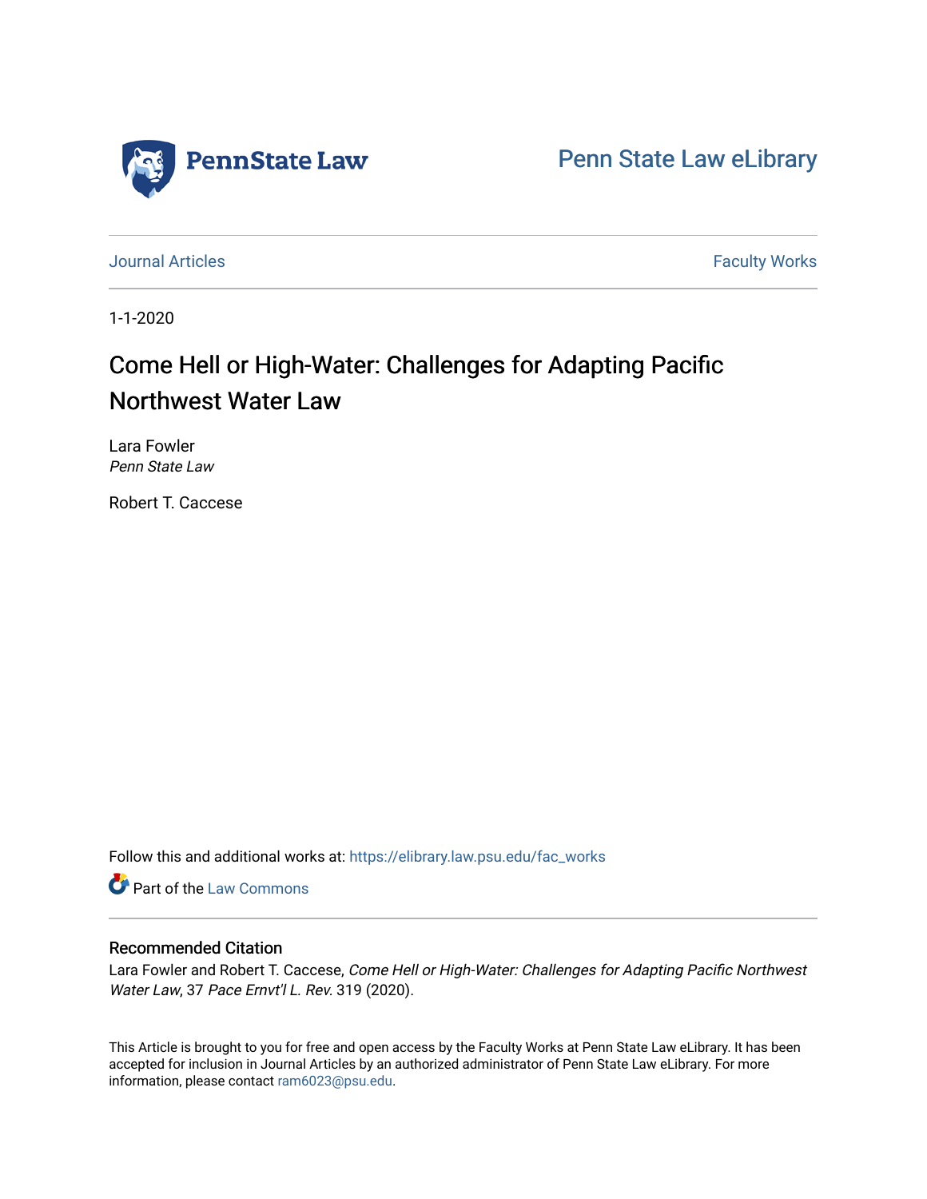Penn State Law

Penn State Law eLibrary

Journal Articles | Faculty Works

1-1-2020

# Come Hell or High-Water: Challenges for Adapting Pacific Northwest Water Law

Lara Fowler
*Penn State Law*

Robert T. Caccese

Follow this and additional works at: https://elibrary.law.psu.edu/fac_works

Part of the Law Commons

## Recommended Citation

Lara Fowler and Robert T. Caccese, *Come Hell or High-Water: Challenges for Adapting Pacific Northwest Water Law*, 37 *Pace Ernvt'l L. Rev.* 319 (2020).

This Article is brought to you for free and open access by the Faculty Works at Penn State Law eLibrary. It has been accepted for inclusion in Journal Articles by an authorized administrator of Penn State Law eLibrary. For more information, please contact ram6023@psu.edu.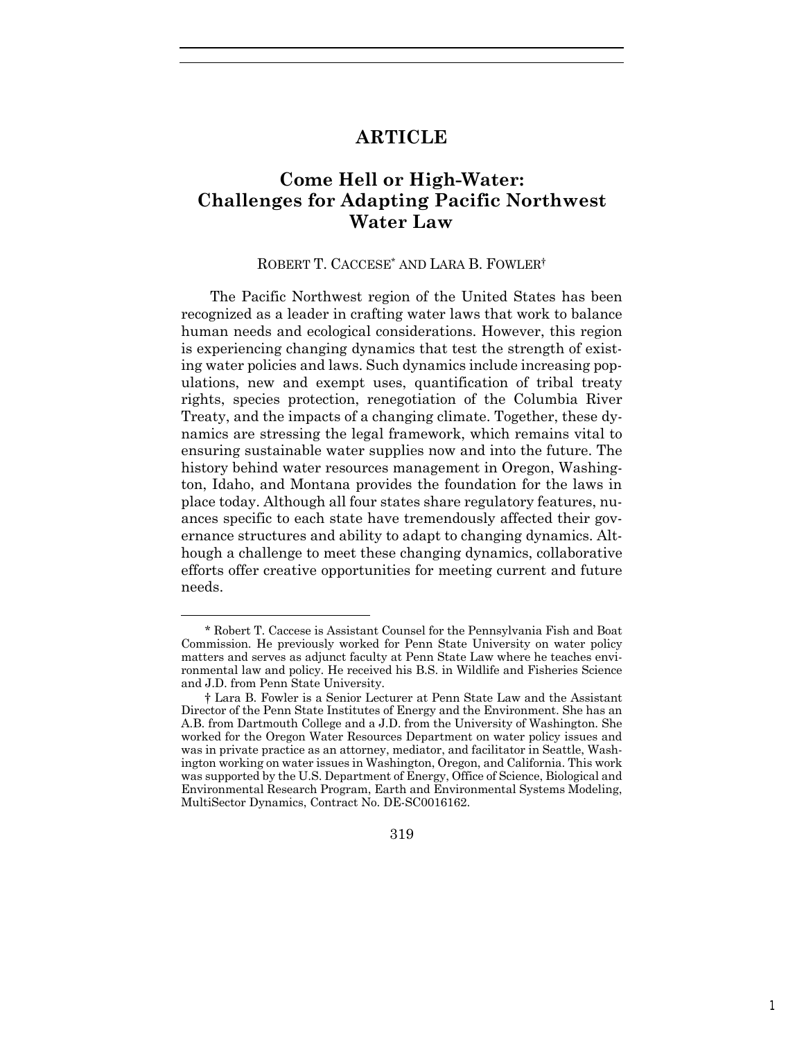# ARTICLE

## Come Hell or High-Water: Challenges for Adapting Pacific Northwest Water Law

ROBERT T. CACCESE* AND LARA B. FOWLER†

The Pacific Northwest region of the United States has been recognized as a leader in crafting water laws that work to balance human needs and ecological considerations. However, this region is experiencing changing dynamics that test the strength of existing water policies and laws. Such dynamics include increasing populations, new and exempt uses, quantification of tribal treaty rights, species protection, renegotiation of the Columbia River Treaty, and the impacts of a changing climate. Together, these dynamics are stressing the legal framework, which remains vital to ensuring sustainable water supplies now and into the future. The history behind water resources management in Oregon, Washington, Idaho, and Montana provides the foundation for the laws in place today. Although all four states share regulatory features, nuances specific to each state have tremendously affected their governance structures and ability to adapt to changing dynamics. Although a challenge to meet these changing dynamics, collaborative efforts offer creative opportunities for meeting current and future needs.

---

* Robert T. Caccese is Assistant Counsel for the Pennsylvania Fish and Boat Commission. He previously worked for Penn State University on water policy matters and serves as adjunct faculty at Penn State Law where he teaches environmental law and policy. He received his B.S. in Wildlife and Fisheries Science and J.D. from Penn State University.

† Lara B. Fowler is a Senior Lecturer at Penn State Law and the Assistant Director of the Penn State Institutes of Energy and the Environment. She has an A.B. from Dartmouth College and a J.D. from the University of Washington. She worked for the Oregon Water Resources Department on water policy issues and was in private practice as an attorney, mediator, and facilitator in Seattle, Washington working on water issues in Washington, Oregon, and California. This work was supported by the U.S. Department of Energy, Office of Science, Biological and Environmental Research Program, Earth and Environmental Systems Modeling, MultiSector Dynamics, Contract No. DE-SC0016162.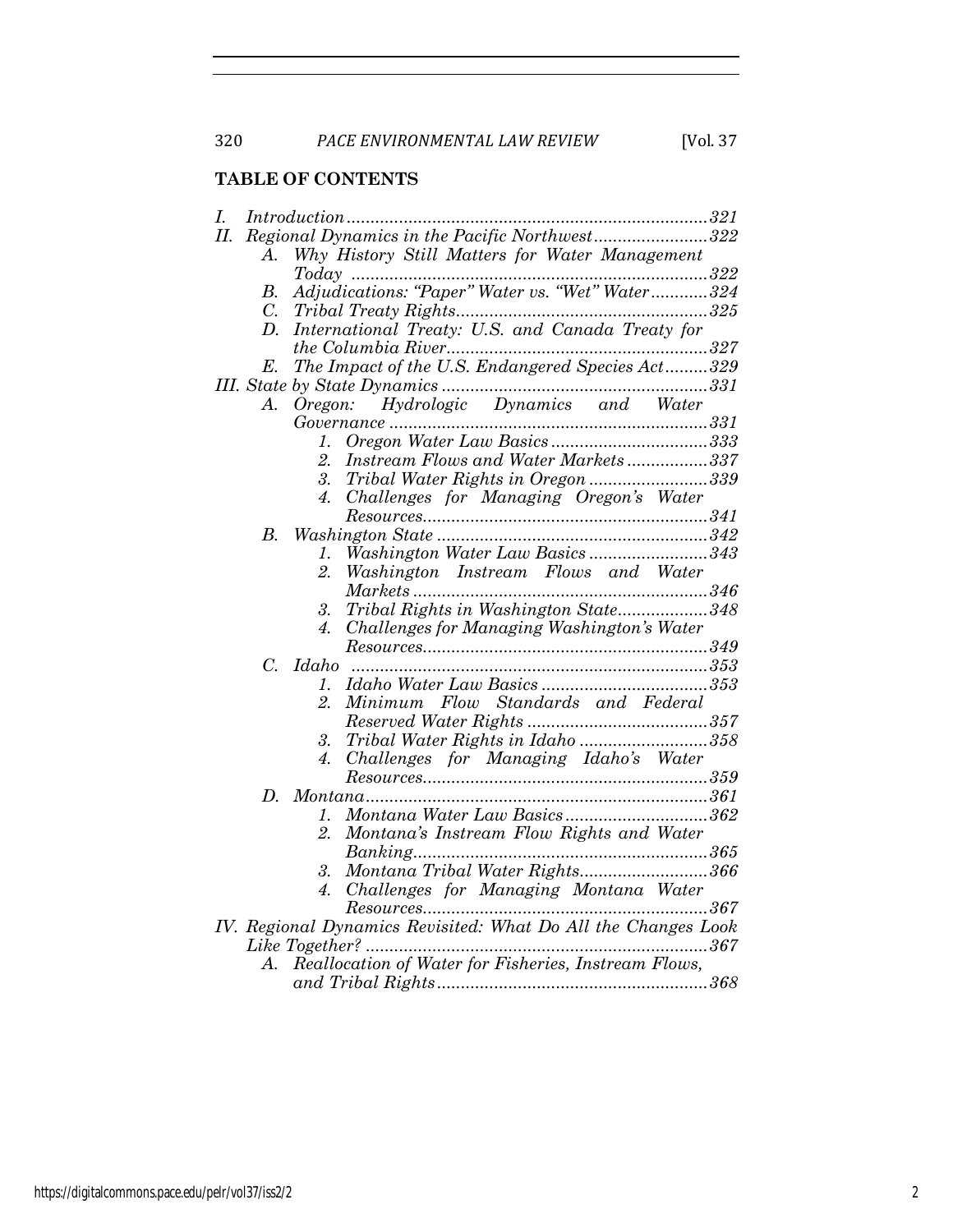## TABLE OF CONTENTS

- I. *Introduction* ... 321
- II. *Regional Dynamics in the Pacific Northwest* ... 322
  - A. *Why History Still Matters for Water Management Today* ... 322
  - B. *Adjudications: "Paper" Water vs. "Wet" Water* ... 324
  - C. *Tribal Treaty Rights* ... 325
  - D. *International Treaty: U.S. and Canada Treaty for the Columbia River* ... 327
  - E. *The Impact of the U.S. Endangered Species Act* ... 329
- III. *State by State Dynamics* ... 331
  - A. *Oregon: Hydrologic Dynamics and Water Governance* ... 331
    1. *Oregon Water Law Basics* ... 333
    2. *Instream Flows and Water Markets* ... 337
    3. *Tribal Water Rights in Oregon* ... 339
    4. *Challenges for Managing Oregon's Water Resources* ... 341
  - B. *Washington State* ... 342
    1. *Washington Water Law Basics* ... 343
    2. *Washington Instream Flows and Water Markets* ... 346
    3. *Tribal Rights in Washington State* ... 348
    4. *Challenges for Managing Washington's Water Resources* ... 349
  - C. *Idaho* ... 353
    1. *Idaho Water Law Basics* ... 353
    2. *Minimum Flow Standards and Federal Reserved Water Rights* ... 357
    3. *Tribal Water Rights in Idaho* ... 358
    4. *Challenges for Managing Idaho's Water Resources* ... 359
  - D. *Montana* ... 361
    1. *Montana Water Law Basics* ... 362
    2. *Montana's Instream Flow Rights and Water Banking* ... 365
    3. *Montana Tribal Water Rights* ... 366
    4. *Challenges for Managing Montana Water Resources* ... 367
- IV. *Regional Dynamics Revisited: What Do All the Changes Look Like Together?* ... 367
  - A. *Reallocation of Water for Fisheries, Instream Flows, and Tribal Rights* ... 368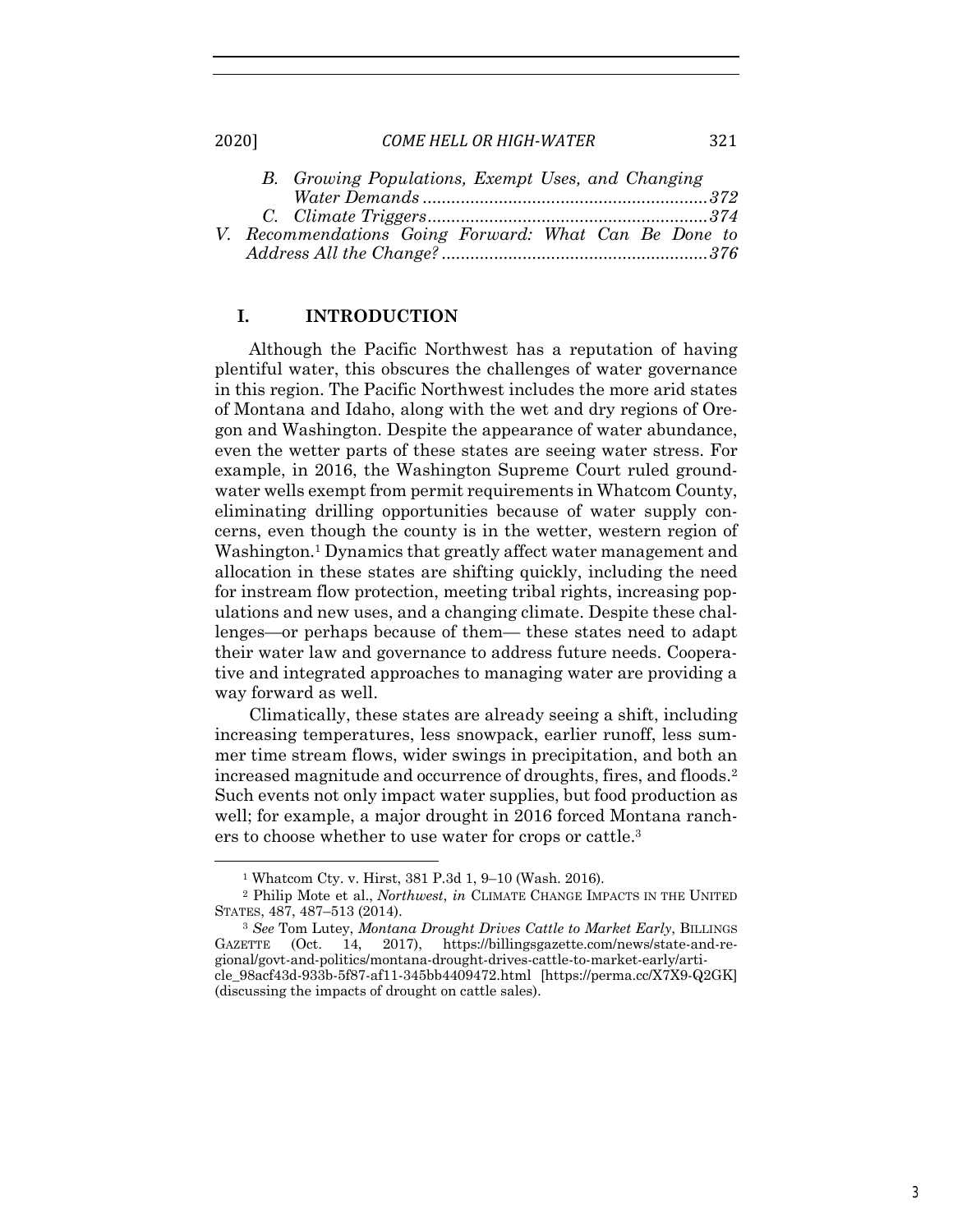B. *Growing Populations, Exempt Uses, and Changing Water Demands* ............................................................ *372*

C. *Climate Triggers* ........................................................... *374*

V. *Recommendations Going Forward: What Can Be Done to Address All the Change?* ........................................................ *376*

## I. INTRODUCTION

Although the Pacific Northwest has a reputation of having plentiful water, this obscures the challenges of water governance in this region. The Pacific Northwest includes the more arid states of Montana and Idaho, along with the wet and dry regions of Oregon and Washington. Despite the appearance of water abundance, even the wetter parts of these states are seeing water stress. For example, in 2016, the Washington Supreme Court ruled groundwater wells exempt from permit requirements in Whatcom County, eliminating drilling opportunities because of water supply concerns, even though the county is in the wetter, western region of Washington.[1] Dynamics that greatly affect water management and allocation in these states are shifting quickly, including the need for instream flow protection, meeting tribal rights, increasing populations and new uses, and a changing climate. Despite these challenges—or perhaps because of them— these states need to adapt their water law and governance to address future needs. Cooperative and integrated approaches to managing water are providing a way forward as well.

Climatically, these states are already seeing a shift, including increasing temperatures, less snowpack, earlier runoff, less summer time stream flows, wider swings in precipitation, and both an increased magnitude and occurrence of droughts, fires, and floods.[2] Such events not only impact water supplies, but food production as well; for example, a major drought in 2016 forced Montana ranchers to choose whether to use water for crops or cattle.[3]

---

[1] Whatcom Cty. v. Hirst, 381 P.3d 1, 9–10 (Wash. 2016).

[2] Philip Mote et al., *Northwest*, *in* CLIMATE CHANGE IMPACTS IN THE UNITED STATES, 487, 487–513 (2014).

[3] *See* Tom Lutey, *Montana Drought Drives Cattle to Market Early*, BILLINGS GAZETTE (Oct. 14, 2017), https://billingsgazette.com/news/state-and-regional/govt-and-politics/montana-drought-drives-cattle-to-market-early/article_98acf43d-933b-5f87-af11-345bb4409472.html [https://perma.cc/X7X9-Q2GK] (discussing the impacts of drought on cattle sales).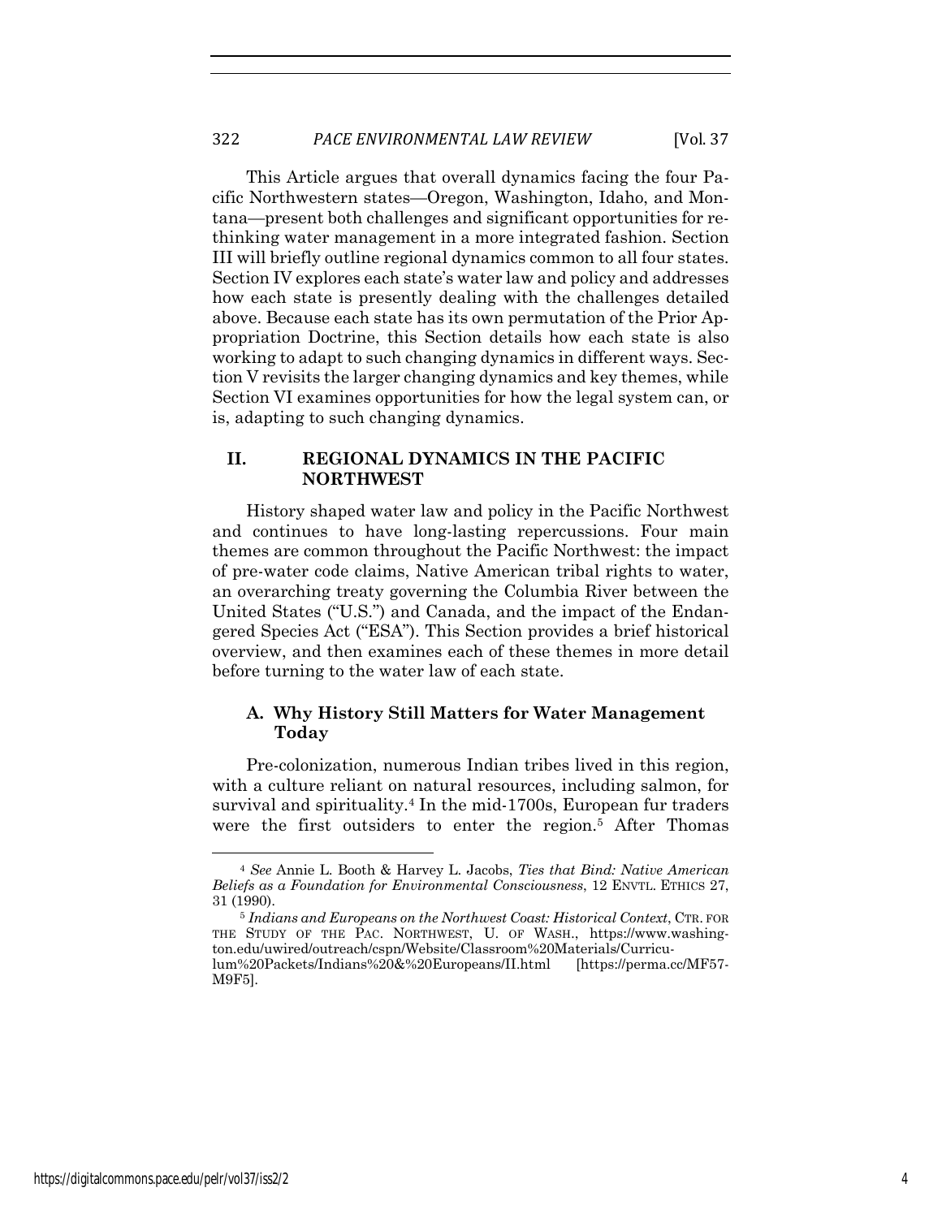This Article argues that overall dynamics facing the four Pacific Northwestern states—Oregon, Washington, Idaho, and Montana—present both challenges and significant opportunities for rethinking water management in a more integrated fashion. Section III will briefly outline regional dynamics common to all four states. Section IV explores each state's water law and policy and addresses how each state is presently dealing with the challenges detailed above. Because each state has its own permutation of the Prior Appropriation Doctrine, this Section details how each state is also working to adapt to such changing dynamics in different ways. Section V revisits the larger changing dynamics and key themes, while Section VI examines opportunities for how the legal system can, or is, adapting to such changing dynamics.

## II. REGIONAL DYNAMICS IN THE PACIFIC NORTHWEST

History shaped water law and policy in the Pacific Northwest and continues to have long-lasting repercussions. Four main themes are common throughout the Pacific Northwest: the impact of pre-water code claims, Native American tribal rights to water, an overarching treaty governing the Columbia River between the United States ("U.S.") and Canada, and the impact of the Endangered Species Act ("ESA"). This Section provides a brief historical overview, and then examines each of these themes in more detail before turning to the water law of each state.

### A. Why History Still Matters for Water Management Today

Pre-colonization, numerous Indian tribes lived in this region, with a culture reliant on natural resources, including salmon, for survival and spirituality.[4] In the mid-1700s, European fur traders were the first outsiders to enter the region.[5] After Thomas

---

[4] *See* Annie L. Booth & Harvey L. Jacobs, *Ties that Bind: Native American Beliefs as a Foundation for Environmental Consciousness*, 12 ENVTL. ETHICS 27, 31 (1990).

[5] *Indians and Europeans on the Northwest Coast: Historical Context*, CTR. FOR THE STUDY OF THE PAC. NORTHWEST, U. OF WASH., https://www.washington.edu/uwired/outreach/cspn/Website/Classroom%20Materials/Curriculum%20Packets/Indians%20&%20Europeans/II.html [https://perma.cc/MF57-M9F5].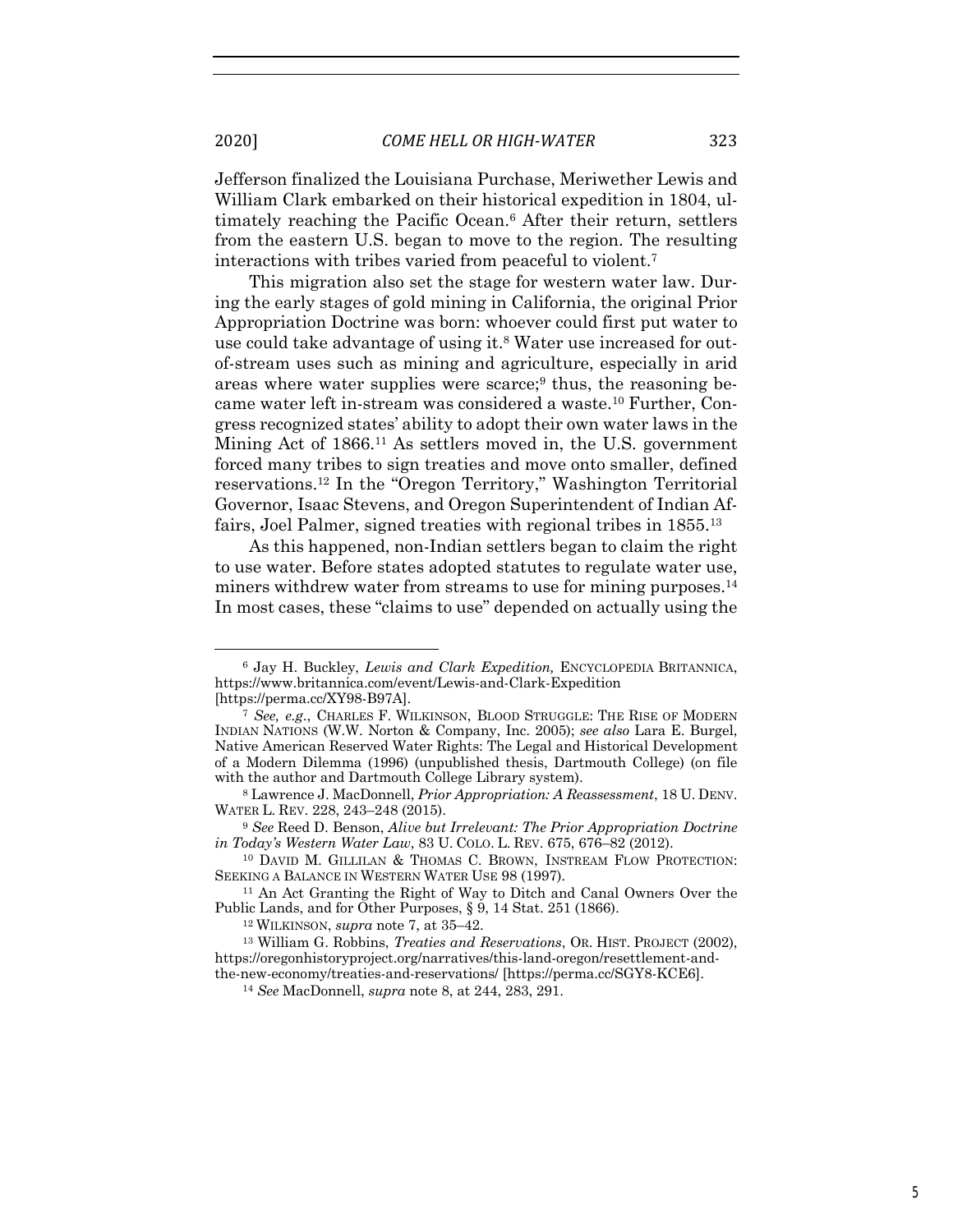Jefferson finalized the Louisiana Purchase, Meriwether Lewis and William Clark embarked on their historical expedition in 1804, ultimately reaching the Pacific Ocean.[6] After their return, settlers from the eastern U.S. began to move to the region. The resulting interactions with tribes varied from peaceful to violent.[7]

This migration also set the stage for western water law. During the early stages of gold mining in California, the original Prior Appropriation Doctrine was born: whoever could first put water to use could take advantage of using it.[8] Water use increased for out-of-stream uses such as mining and agriculture, especially in arid areas where water supplies were scarce;[9] thus, the reasoning became water left in-stream was considered a waste.[10] Further, Congress recognized states' ability to adopt their own water laws in the Mining Act of 1866.[11] As settlers moved in, the U.S. government forced many tribes to sign treaties and move onto smaller, defined reservations.[12] In the "Oregon Territory," Washington Territorial Governor, Isaac Stevens, and Oregon Superintendent of Indian Affairs, Joel Palmer, signed treaties with regional tribes in 1855.[13]

As this happened, non-Indian settlers began to claim the right to use water. Before states adopted statutes to regulate water use, miners withdrew water from streams to use for mining purposes.[14] In most cases, these "claims to use" depended on actually using the

---

[6] Jay H. Buckley, *Lewis and Clark Expedition,* ENCYCLOPEDIA BRITANNICA, https://www.britannica.com/event/Lewis-and-Clark-Expedition [https://perma.cc/XY98-B97A].

[7] *See, e.g.*, CHARLES F. WILKINSON, BLOOD STRUGGLE: THE RISE OF MODERN INDIAN NATIONS (W.W. Norton & Company, Inc. 2005); *see also* Lara E. Burgel, Native American Reserved Water Rights: The Legal and Historical Development of a Modern Dilemma (1996) (unpublished thesis, Dartmouth College) (on file with the author and Dartmouth College Library system).

[8] Lawrence J. MacDonnell, *Prior Appropriation: A Reassessment*, 18 U. DENV. WATER L. REV. 228, 243–248 (2015).

[9] *See* Reed D. Benson, *Alive but Irrelevant: The Prior Appropriation Doctrine in Today's Western Water Law*, 83 U. COLO. L. REV. 675, 676–82 (2012).

[10] DAVID M. GILLILAN & THOMAS C. BROWN, INSTREAM FLOW PROTECTION: SEEKING A BALANCE IN WESTERN WATER USE 98 (1997).

[11] An Act Granting the Right of Way to Ditch and Canal Owners Over the Public Lands, and for Other Purposes, § 9, 14 Stat. 251 (1866).

[12] WILKINSON, *supra* note 7, at 35–42.

[13] William G. Robbins, *Treaties and Reservations*, OR. HIST. PROJECT (2002), https://oregonhistoryproject.org/narratives/this-land-oregon/resettlement-and-the-new-economy/treaties-and-reservations/ [https://perma.cc/SGY8-KCE6].

[14] *See* MacDonnell, *supra* note 8, at 244, 283, 291.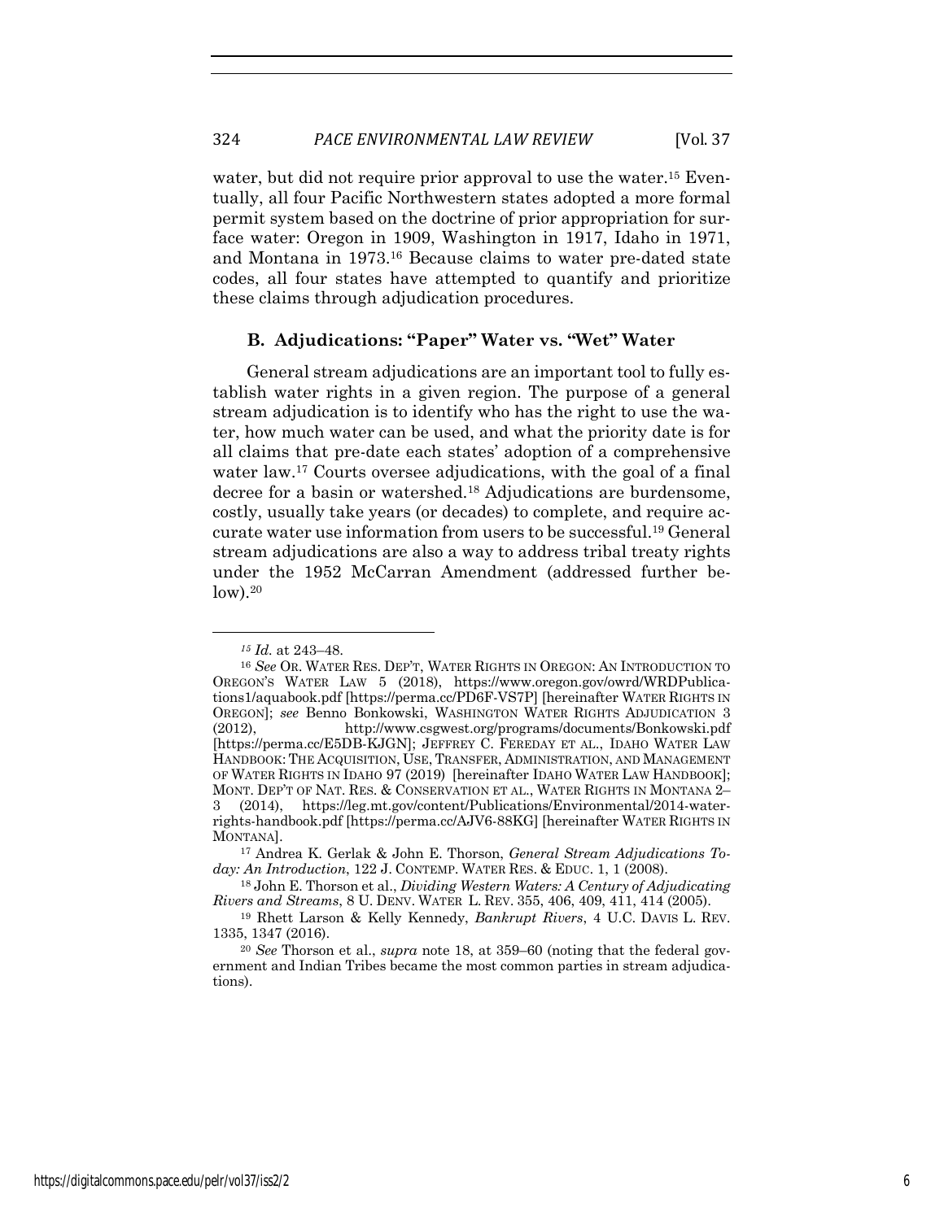water, but did not require prior approval to use the water.[15] Eventually, all four Pacific Northwestern states adopted a more formal permit system based on the doctrine of prior appropriation for surface water: Oregon in 1909, Washington in 1917, Idaho in 1971, and Montana in 1973.[16] Because claims to water pre-dated state codes, all four states have attempted to quantify and prioritize these claims through adjudication procedures.

### B. Adjudications: "Paper" Water vs. "Wet" Water

General stream adjudications are an important tool to fully establish water rights in a given region. The purpose of a general stream adjudication is to identify who has the right to use the water, how much water can be used, and what the priority date is for all claims that pre-date each states' adoption of a comprehensive water law.[17] Courts oversee adjudications, with the goal of a final decree for a basin or watershed.[18] Adjudications are burdensome, costly, usually take years (or decades) to complete, and require accurate water use information from users to be successful.[19] General stream adjudications are also a way to address tribal treaty rights under the 1952 McCarran Amendment (addressed further below).[20]

---

[15] *Id.* at 243–48.

[16] *See* OR. WATER RES. DEP'T, WATER RIGHTS IN OREGON: AN INTRODUCTION TO OREGON'S WATER LAW 5 (2018), https://www.oregon.gov/owrd/WRDPublications1/aquabook.pdf [https://perma.cc/PD6F-VS7P] [hereinafter WATER RIGHTS IN OREGON]; *see* Benno Bonkowski, WASHINGTON WATER RIGHTS ADJUDICATION 3 (2012), http://www.csgwest.org/programs/documents/Bonkowski.pdf [https://perma.cc/E5DB-KJGN]; JEFFREY C. FEREDAY ET AL., IDAHO WATER LAW HANDBOOK: THE ACQUISITION, USE, TRANSFER, ADMINISTRATION, AND MANAGEMENT OF WATER RIGHTS IN IDAHO 97 (2019) [hereinafter IDAHO WATER LAW HANDBOOK]; MONT. DEP'T OF NAT. RES. & CONSERVATION ET AL., WATER RIGHTS IN MONTANA 2–3 (2014), https://leg.mt.gov/content/Publications/Environmental/2014-water-rights-handbook.pdf [https://perma.cc/AJV6-88KG] [hereinafter WATER RIGHTS IN MONTANA].

[17] Andrea K. Gerlak & John E. Thorson, *General Stream Adjudications Today: An Introduction*, 122 J. CONTEMP. WATER RES. & EDUC. 1, 1 (2008).

[18] John E. Thorson et al., *Dividing Western Waters: A Century of Adjudicating Rivers and Streams*, 8 U. DENV. WATER L. REV. 355, 406, 409, 411, 414 (2005).

[19] Rhett Larson & Kelly Kennedy, *Bankrupt Rivers*, 4 U.C. DAVIS L. REV. 1335, 1347 (2016).

[20] *See* Thorson et al., *supra* note 18, at 359–60 (noting that the federal government and Indian Tribes became the most common parties in stream adjudications).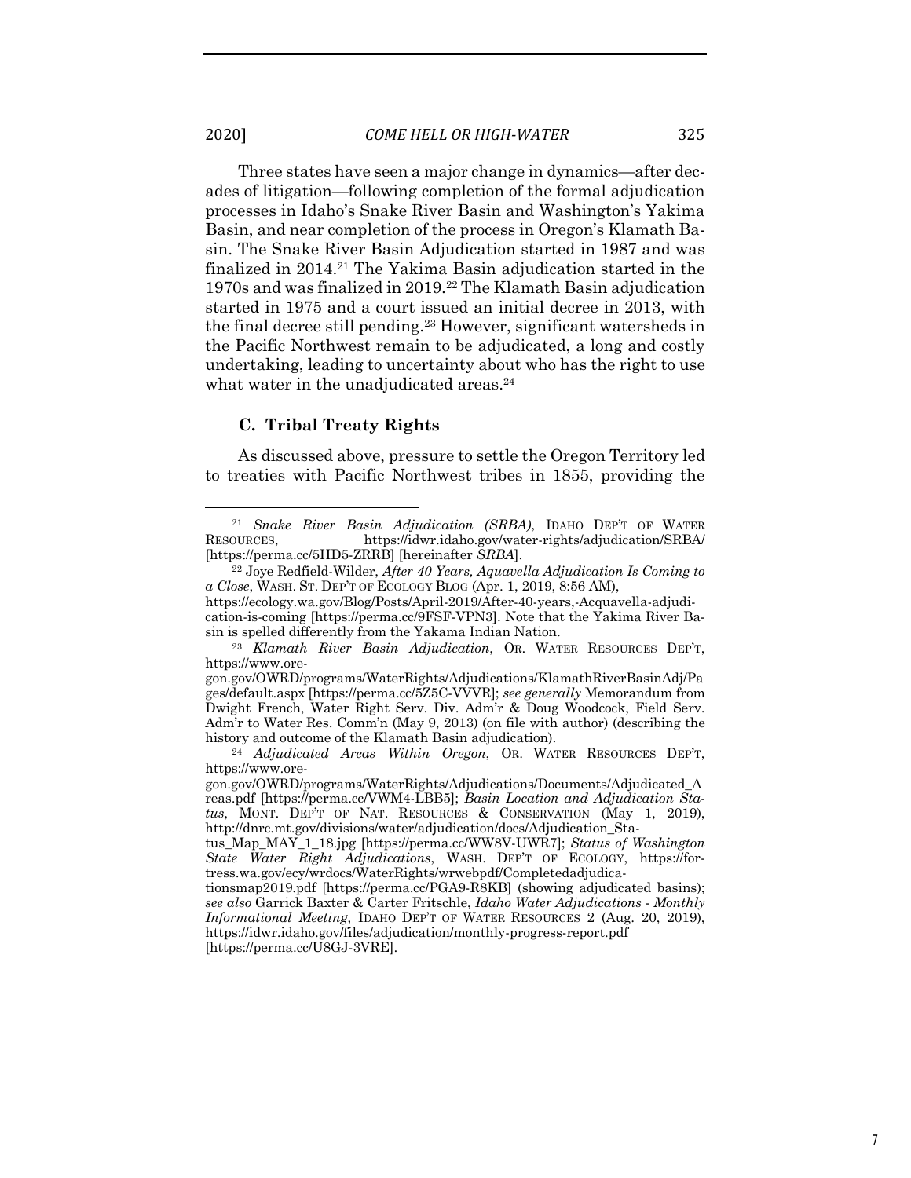Three states have seen a major change in dynamics—after decades of litigation—following completion of the formal adjudication processes in Idaho's Snake River Basin and Washington's Yakima Basin, and near completion of the process in Oregon's Klamath Basin. The Snake River Basin Adjudication started in 1987 and was finalized in 2014.[21] The Yakima Basin adjudication started in the 1970s and was finalized in 2019.[22] The Klamath Basin adjudication started in 1975 and a court issued an initial decree in 2013, with the final decree still pending.[23] However, significant watersheds in the Pacific Northwest remain to be adjudicated, a long and costly undertaking, leading to uncertainty about who has the right to use what water in the unadjudicated areas.[24]

### C. Tribal Treaty Rights

As discussed above, pressure to settle the Oregon Territory led to treaties with Pacific Northwest tribes in 1855, providing the

---

[21] *Snake River Basin Adjudication (SRBA)*, IDAHO DEP'T OF WATER RESOURCES, https://idwr.idaho.gov/water-rights/adjudication/SRBA/ [https://perma.cc/5HD5-ZRRB] [hereinafter *SRBA*].

[22] Joye Redfield-Wilder, *After 40 Years, Aquavella Adjudication Is Coming to a Close*, WASH. ST. DEP'T OF ECOLOGY BLOG (Apr. 1, 2019, 8:56 AM), https://ecology.wa.gov/Blog/Posts/April-2019/After-40-years,-Acquavella-adjudication-is-coming [https://perma.cc/9FSF-VPN3]. Note that the Yakima River Basin is spelled differently from the Yakama Indian Nation.

[23] *Klamath River Basin Adjudication*, OR. WATER RESOURCES DEP'T, https://www.oregon.gov/OWRD/programs/WaterRights/Adjudications/KlamathRiverBasinAdj/Pages/default.aspx [https://perma.cc/5Z5C-VVVR]; *see generally* Memorandum from Dwight French, Water Right Serv. Div. Adm'r & Doug Woodcock, Field Serv. Adm'r to Water Res. Comm'n (May 9, 2013) (on file with author) (describing the history and outcome of the Klamath Basin adjudication).

[24] *Adjudicated Areas Within Oregon*, OR. WATER RESOURCES DEP'T, https://www.oregon.gov/OWRD/programs/WaterRights/Adjudications/Documents/Adjudicated_Areas.pdf [https://perma.cc/VWM4-LBB5]; *Basin Location and Adjudication Status*, MONT. DEP'T OF NAT. RESOURCES & CONSERVATION (May 1, 2019), http://dnrc.mt.gov/divisions/water/adjudication/docs/Adjudication_Status_Map_MAY_1_18.jpg [https://perma.cc/WW8V-UWR7]; *Status of Washington State Water Right Adjudications*, WASH. DEP'T OF ECOLOGY, https://fortress.wa.gov/ecy/wrdocs/WaterRights/wrwebpdf/Completedadjudicationsmap2019.pdf [https://perma.cc/PGA9-R8KB] (showing adjudicated basins); *see also* Garrick Baxter & Carter Fritschle, *Idaho Water Adjudications - Monthly Informational Meeting*, IDAHO DEP'T OF WATER RESOURCES 2 (Aug. 20, 2019), https://idwr.idaho.gov/files/adjudication/monthly-progress-report.pdf [https://perma.cc/U8GJ-3VRE].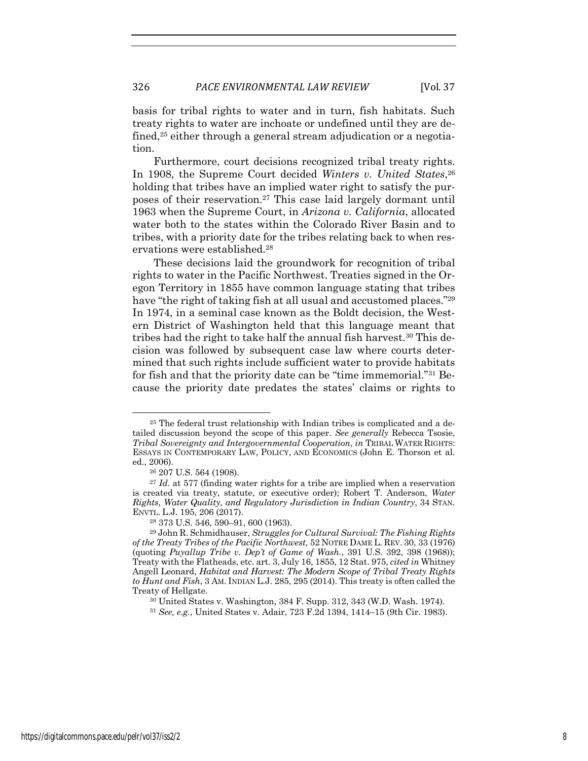basis for tribal rights to water and in turn, fish habitats. Such treaty rights to water are inchoate or undefined until they are defined,[25] either through a general stream adjudication or a negotiation.

Furthermore, court decisions recognized tribal treaty rights. In 1908, the Supreme Court decided *Winters v. United States*,[26] holding that tribes have an implied water right to satisfy the purposes of their reservation.[27] This case laid largely dormant until 1963 when the Supreme Court, in *Arizona v. California*, allocated water both to the states within the Colorado River Basin and to tribes, with a priority date for the tribes relating back to when reservations were established.[28]

These decisions laid the groundwork for recognition of tribal rights to water in the Pacific Northwest. Treaties signed in the Oregon Territory in 1855 have common language stating that tribes have "the right of taking fish at all usual and accustomed places."[29] In 1974, in a seminal case known as the Boldt decision, the Western District of Washington held that this language meant that tribes had the right to take half the annual fish harvest.[30] This decision was followed by subsequent case law where courts determined that such rights include sufficient water to provide habitats for fish and that the priority date can be "time immemorial."[31] Because the priority date predates the states' claims or rights to

---

[25] The federal trust relationship with Indian tribes is complicated and a detailed discussion beyond the scope of this paper. *See generally* Rebecca Tsosie, *Tribal Sovereignty and Intergovernmental Cooperation*, *in* TRIBAL WATER RIGHTS: ESSAYS IN CONTEMPORARY LAW, POLICY, AND ECONOMICS (John E. Thorson et al. ed., 2006).

[26] 207 U.S. 564 (1908).

[27] *Id.* at 577 (finding water rights for a tribe are implied when a reservation is created via treaty, statute, or executive order); Robert T. Anderson, *Water Rights, Water Quality, and Regulatory Jurisdiction in Indian Country*, 34 STAN. ENVTL. L.J. 195, 206 (2017).

[28] 373 U.S. 546, 590–91, 600 (1963).

[29] John R. Schmidhauser, *Struggles for Cultural Survival: The Fishing Rights of the Treaty Tribes of the Pacific Northwest,* 52 NOTRE DAME L. REV. 30, 33 (1976) (quoting *Puyallup Tribe v. Dep't of Game of Wash.*, 391 U.S. 392, 398 (1968)); Treaty with the Flatheads, etc. art. 3, July 16, 1855, 12 Stat. 975, *cited in* Whitney Angell Leonard, *Habitat and Harvest: The Modern Scope of Tribal Treaty Rights to Hunt and Fish*, 3 AM. INDIAN L.J. 285, 295 (2014). This treaty is often called the Treaty of Hellgate.

[30] United States v. Washington, 384 F. Supp. 312, 343 (W.D. Wash. 1974).

[31] *See, e.g.*, United States v. Adair, 723 F.2d 1394, 1414–15 (9th Cir. 1983).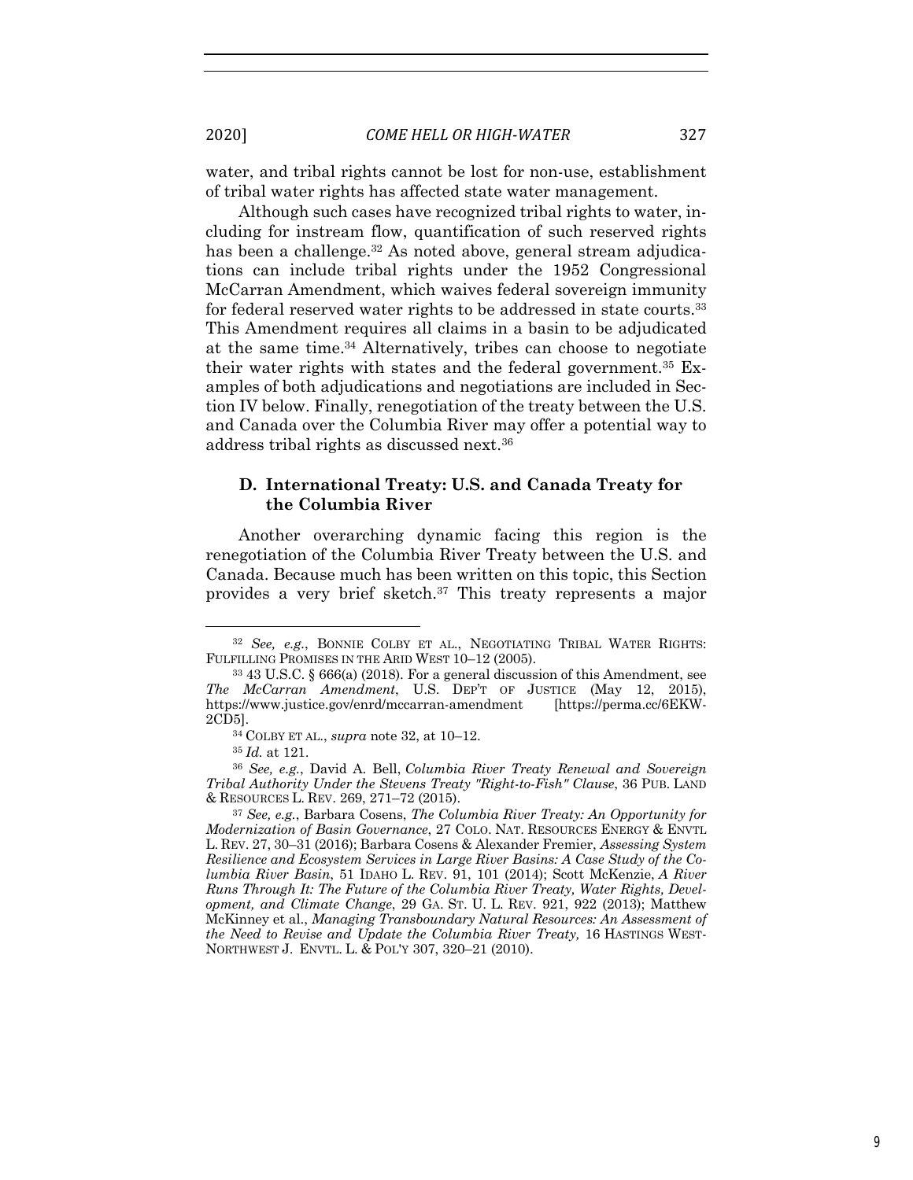water, and tribal rights cannot be lost for non-use, establishment of tribal water rights has affected state water management.

Although such cases have recognized tribal rights to water, including for instream flow, quantification of such reserved rights has been a challenge.[32] As noted above, general stream adjudications can include tribal rights under the 1952 Congressional McCarran Amendment, which waives federal sovereign immunity for federal reserved water rights to be addressed in state courts.[33] This Amendment requires all claims in a basin to be adjudicated at the same time.[34] Alternatively, tribes can choose to negotiate their water rights with states and the federal government.[35] Examples of both adjudications and negotiations are included in Section IV below. Finally, renegotiation of the treaty between the U.S. and Canada over the Columbia River may offer a potential way to address tribal rights as discussed next.[36]

### D. International Treaty: U.S. and Canada Treaty for the Columbia River

Another overarching dynamic facing this region is the renegotiation of the Columbia River Treaty between the U.S. and Canada. Because much has been written on this topic, this Section provides a very brief sketch.[37] This treaty represents a major

---

[32] *See, e.g.*, BONNIE COLBY ET AL., NEGOTIATING TRIBAL WATER RIGHTS: FULFILLING PROMISES IN THE ARID WEST 10–12 (2005).

[33] 43 U.S.C. § 666(a) (2018). For a general discussion of this Amendment, see *The McCarran Amendment*, U.S. DEP'T OF JUSTICE (May 12, 2015), https://www.justice.gov/enrd/mccarran-amendment [https://perma.cc/6EKW-2CD5].

[34] COLBY ET AL., *supra* note 32, at 10–12.

[35] *Id.* at 121.

[36] *See, e.g.*, David A. Bell, *Columbia River Treaty Renewal and Sovereign Tribal Authority Under the Stevens Treaty "Right-to-Fish" Clause*, 36 PUB. LAND & RESOURCES L. REV. 269, 271–72 (2015).

[37] *See, e.g.*, Barbara Cosens, *The Columbia River Treaty: An Opportunity for Modernization of Basin Governance*, 27 COLO. NAT. RESOURCES ENERGY & ENVTL L. REV. 27, 30–31 (2016); Barbara Cosens & Alexander Fremier, *Assessing System Resilience and Ecosystem Services in Large River Basins: A Case Study of the Columbia River Basin*, 51 IDAHO L. REV. 91, 101 (2014); Scott McKenzie, *A River Runs Through It: The Future of the Columbia River Treaty, Water Rights, Development, and Climate Change*, 29 GA. ST. U. L. REV. 921, 922 (2013); Matthew McKinney et al., *Managing Transboundary Natural Resources: An Assessment of the Need to Revise and Update the Columbia River Treaty,* 16 HASTINGS WEST-NORTHWEST J. ENVTL. L. & POL'Y 307, 320–21 (2010).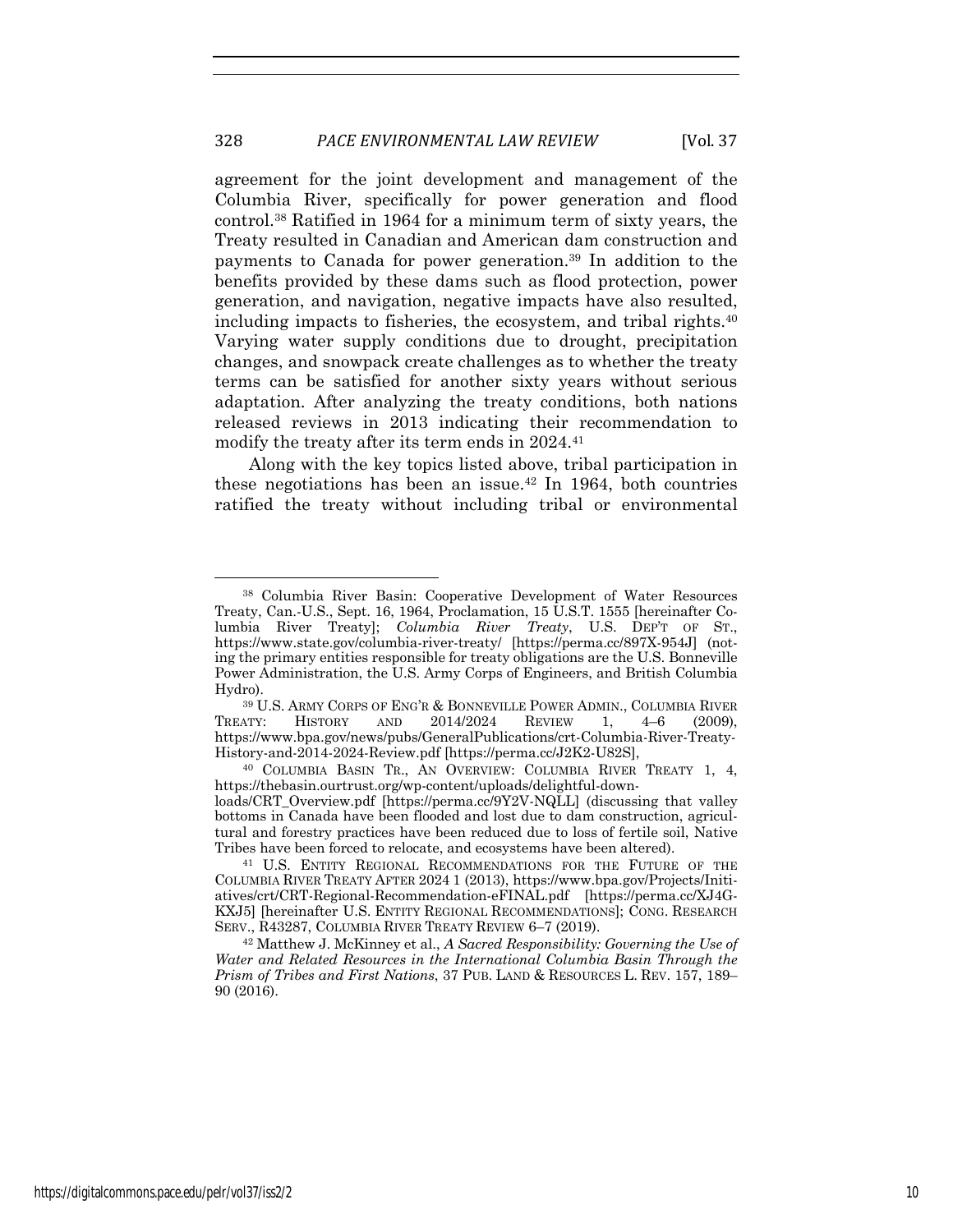agreement for the joint development and management of the Columbia River, specifically for power generation and flood control.[38] Ratified in 1964 for a minimum term of sixty years, the Treaty resulted in Canadian and American dam construction and payments to Canada for power generation.[39] In addition to the benefits provided by these dams such as flood protection, power generation, and navigation, negative impacts have also resulted, including impacts to fisheries, the ecosystem, and tribal rights.[40] Varying water supply conditions due to drought, precipitation changes, and snowpack create challenges as to whether the treaty terms can be satisfied for another sixty years without serious adaptation. After analyzing the treaty conditions, both nations released reviews in 2013 indicating their recommendation to modify the treaty after its term ends in 2024.[41]

Along with the key topics listed above, tribal participation in these negotiations has been an issue.[42] In 1964, both countries ratified the treaty without including tribal or environmental

---

[38] Columbia River Basin: Cooperative Development of Water Resources Treaty, Can.-U.S., Sept. 16, 1964, Proclamation, 15 U.S.T. 1555 [hereinafter Columbia River Treaty]; *Columbia River Treaty*, U.S. DEP'T OF ST., https://www.state.gov/columbia-river-treaty/ [https://perma.cc/897X-954J] (noting the primary entities responsible for treaty obligations are the U.S. Bonneville Power Administration, the U.S. Army Corps of Engineers, and British Columbia Hydro).

[39] U.S. ARMY CORPS OF ENG'R & BONNEVILLE POWER ADMIN., COLUMBIA RIVER TREATY: HISTORY AND 2014/2024 REVIEW 1, 4–6 (2009), https://www.bpa.gov/news/pubs/GeneralPublications/crt-Columbia-River-Treaty-History-and-2014-2024-Review.pdf [https://perma.cc/J2K2-U82S],

[40] COLUMBIA BASIN TR., AN OVERVIEW: COLUMBIA RIVER TREATY 1, 4, https://thebasin.ourtrust.org/wp-content/uploads/delightful-downloads/CRT_Overview.pdf [https://perma.cc/9Y2V-NQLL] (discussing that valley bottoms in Canada have been flooded and lost due to dam construction, agricultural and forestry practices have been reduced due to loss of fertile soil, Native Tribes have been forced to relocate, and ecosystems have been altered).

[41] U.S. ENTITY REGIONAL RECOMMENDATIONS FOR THE FUTURE OF THE COLUMBIA RIVER TREATY AFTER 2024 1 (2013), https://www.bpa.gov/Projects/Initiatives/crt/CRT-Regional-Recommendation-eFINAL.pdf [https://perma.cc/XJ4G-KXJ5] [hereinafter U.S. ENTITY REGIONAL RECOMMENDATIONS]; CONG. RESEARCH SERV., R43287, COLUMBIA RIVER TREATY REVIEW 6–7 (2019).

[42] Matthew J. McKinney et al., *A Sacred Responsibility: Governing the Use of Water and Related Resources in the International Columbia Basin Through the Prism of Tribes and First Nations*, 37 PUB. LAND & RESOURCES L. REV. 157, 189–90 (2016).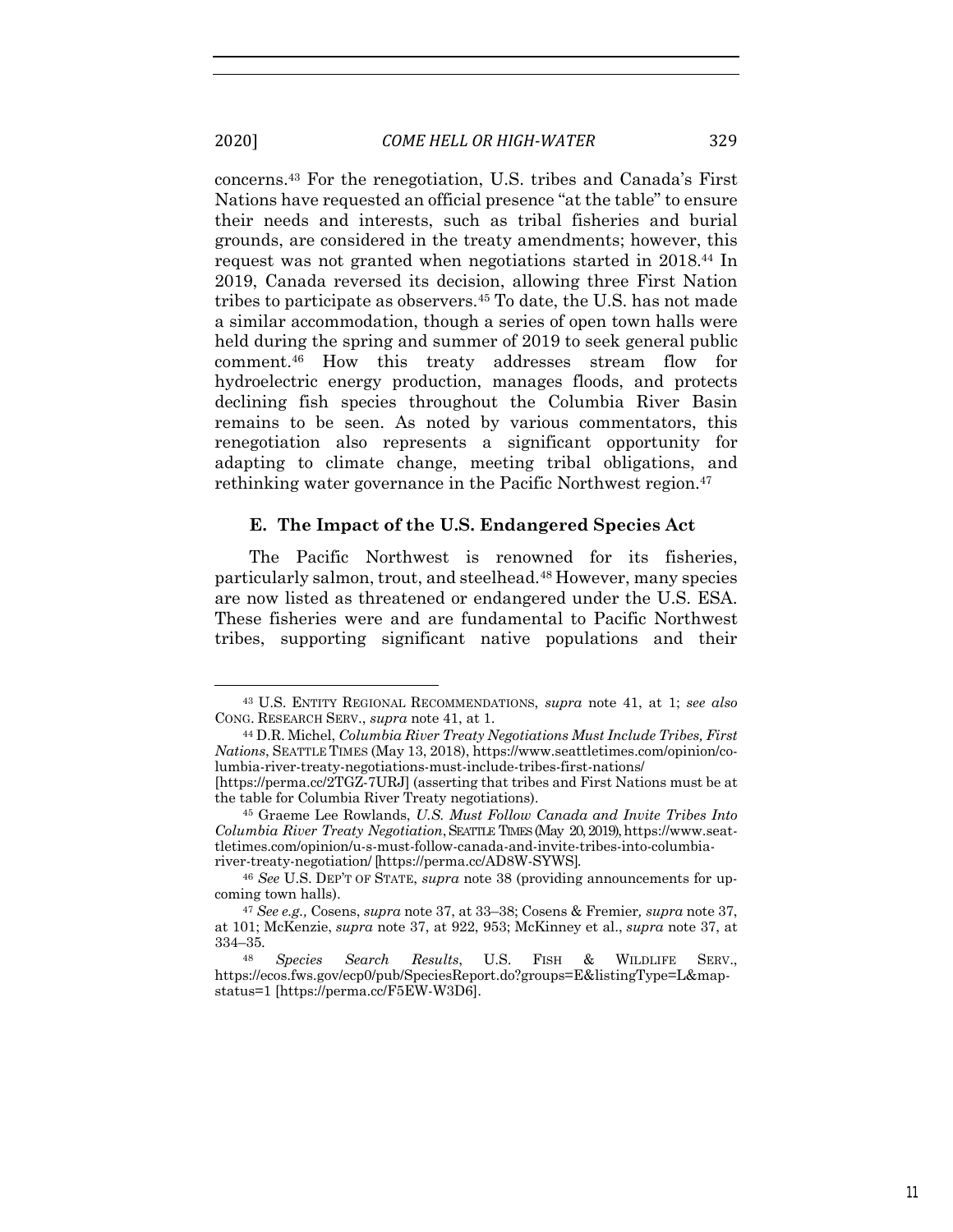concerns.[43] For the renegotiation, U.S. tribes and Canada's First Nations have requested an official presence "at the table" to ensure their needs and interests, such as tribal fisheries and burial grounds, are considered in the treaty amendments; however, this request was not granted when negotiations started in 2018.[44] In 2019, Canada reversed its decision, allowing three First Nation tribes to participate as observers.[45] To date, the U.S. has not made a similar accommodation, though a series of open town halls were held during the spring and summer of 2019 to seek general public comment.[46] How this treaty addresses stream flow for hydroelectric energy production, manages floods, and protects declining fish species throughout the Columbia River Basin remains to be seen. As noted by various commentators, this renegotiation also represents a significant opportunity for adapting to climate change, meeting tribal obligations, and rethinking water governance in the Pacific Northwest region.[47]

### E. The Impact of the U.S. Endangered Species Act

The Pacific Northwest is renowned for its fisheries, particularly salmon, trout, and steelhead.[48] However, many species are now listed as threatened or endangered under the U.S. ESA. These fisheries were and are fundamental to Pacific Northwest tribes, supporting significant native populations and their

---

[43] U.S. ENTITY REGIONAL RECOMMENDATIONS, *supra* note 41, at 1; *see also* CONG. RESEARCH SERV., *supra* note 41, at 1.

[44] D.R. Michel, *Columbia River Treaty Negotiations Must Include Tribes, First Nations*, SEATTLE TIMES (May 13, 2018), https://www.seattletimes.com/opinion/columbia-river-treaty-negotiations-must-include-tribes-first-nations/ [https://perma.cc/2TGZ-7URJ] (asserting that tribes and First Nations must be at the table for Columbia River Treaty negotiations).

[45] Graeme Lee Rowlands, *U.S. Must Follow Canada and Invite Tribes Into Columbia River Treaty Negotiation*, SEATTLE TIMES (May 20, 2019), https://www.seattletimes.com/opinion/u-s-must-follow-canada-and-invite-tribes-into-columbia-river-treaty-negotiation/ [https://perma.cc/AD8W-SYWS].

[46] *See* U.S. DEP'T OF STATE, *supra* note 38 (providing announcements for upcoming town halls).

[47] *See e.g.,* Cosens, *supra* note 37, at 33–38; Cosens & Fremier, *supra* note 37, at 101; McKenzie, *supra* note 37, at 922, 953; McKinney et al., *supra* note 37, at 334–35.

[48] *Species Search Results*, U.S. FISH & WILDLIFE SERV., https://ecos.fws.gov/ecp0/pub/SpeciesReport.do?groups=E&listingType=L&mapstatus=1 [https://perma.cc/F5EW-W3D6].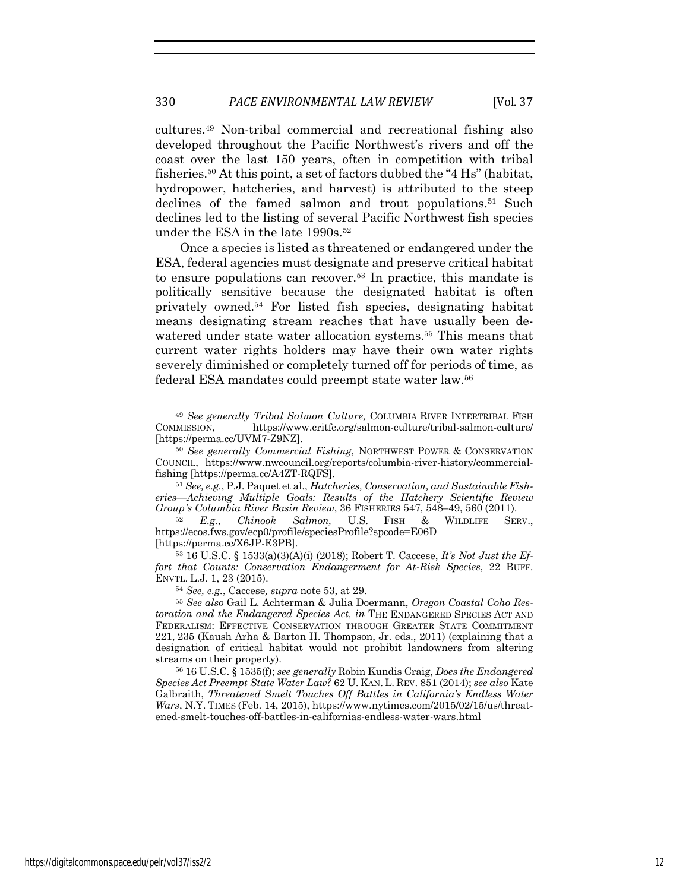cultures.[49] Non-tribal commercial and recreational fishing also developed throughout the Pacific Northwest's rivers and off the coast over the last 150 years, often in competition with tribal fisheries.[50] At this point, a set of factors dubbed the "4 Hs" (habitat, hydropower, hatcheries, and harvest) is attributed to the steep declines of the famed salmon and trout populations.[51] Such declines led to the listing of several Pacific Northwest fish species under the ESA in the late 1990s.[52]

Once a species is listed as threatened or endangered under the ESA, federal agencies must designate and preserve critical habitat to ensure populations can recover.[53] In practice, this mandate is politically sensitive because the designated habitat is often privately owned.[54] For listed fish species, designating habitat means designating stream reaches that have usually been de-watered under state water allocation systems.[55] This means that current water rights holders may have their own water rights severely diminished or completely turned off for periods of time, as federal ESA mandates could preempt state water law.[56]

---

[49] *See generally Tribal Salmon Culture,* COLUMBIA RIVER INTERTRIBAL FISH COMMISSION, https://www.critfc.org/salmon-culture/tribal-salmon-culture/ [https://perma.cc/UVM7-Z9NZ].

[50] *See generally Commercial Fishing*, NORTHWEST POWER & CONSERVATION COUNCIL, https://www.nwcouncil.org/reports/columbia-river-history/commercial-fishing [https://perma.cc/A4ZT-RQFS].

[51] *See, e.g.*, P.J. Paquet et al., *Hatcheries, Conservation, and Sustainable Fisheries—Achieving Multiple Goals: Results of the Hatchery Scientific Review Group's Columbia River Basin Review*, 36 FISHERIES 547, 548–49, 560 (2011).

[52] *E.g.*, *Chinook Salmon,* U.S. FISH & WILDLIFE SERV., https://ecos.fws.gov/ecp0/profile/speciesProfile?spcode=E06D [https://perma.cc/X6JP-E3PB].

[53] 16 U.S.C. § 1533(a)(3)(A)(i) (2018); Robert T. Caccese, *It's Not Just the Effort that Counts: Conservation Endangerment for At-Risk Species*, 22 BUFF. ENVTL. L.J. 1, 23 (2015).

[54] *See, e.g.*, Caccese, *supra* note 53, at 29.

[55] *See also* Gail L. Achterman & Julia Doermann, *Oregon Coastal Coho Restoration and the Endangered Species Act, in* THE ENDANGERED SPECIES ACT AND FEDERALISM: EFFECTIVE CONSERVATION THROUGH GREATER STATE COMMITMENT 221, 235 (Kaush Arha & Barton H. Thompson, Jr. eds., 2011) (explaining that a designation of critical habitat would not prohibit landowners from altering streams on their property).

[56] 16 U.S.C. § 1535(f); *see generally* Robin Kundis Craig, *Does the Endangered Species Act Preempt State Water Law?* 62 U. KAN. L. REV. 851 (2014); *see also* Kate Galbraith, *Threatened Smelt Touches Off Battles in California's Endless Water Wars*, N.Y. TIMES (Feb. 14, 2015), https://www.nytimes.com/2015/02/15/us/threatened-smelt-touches-off-battles-in-californias-endless-water-wars.html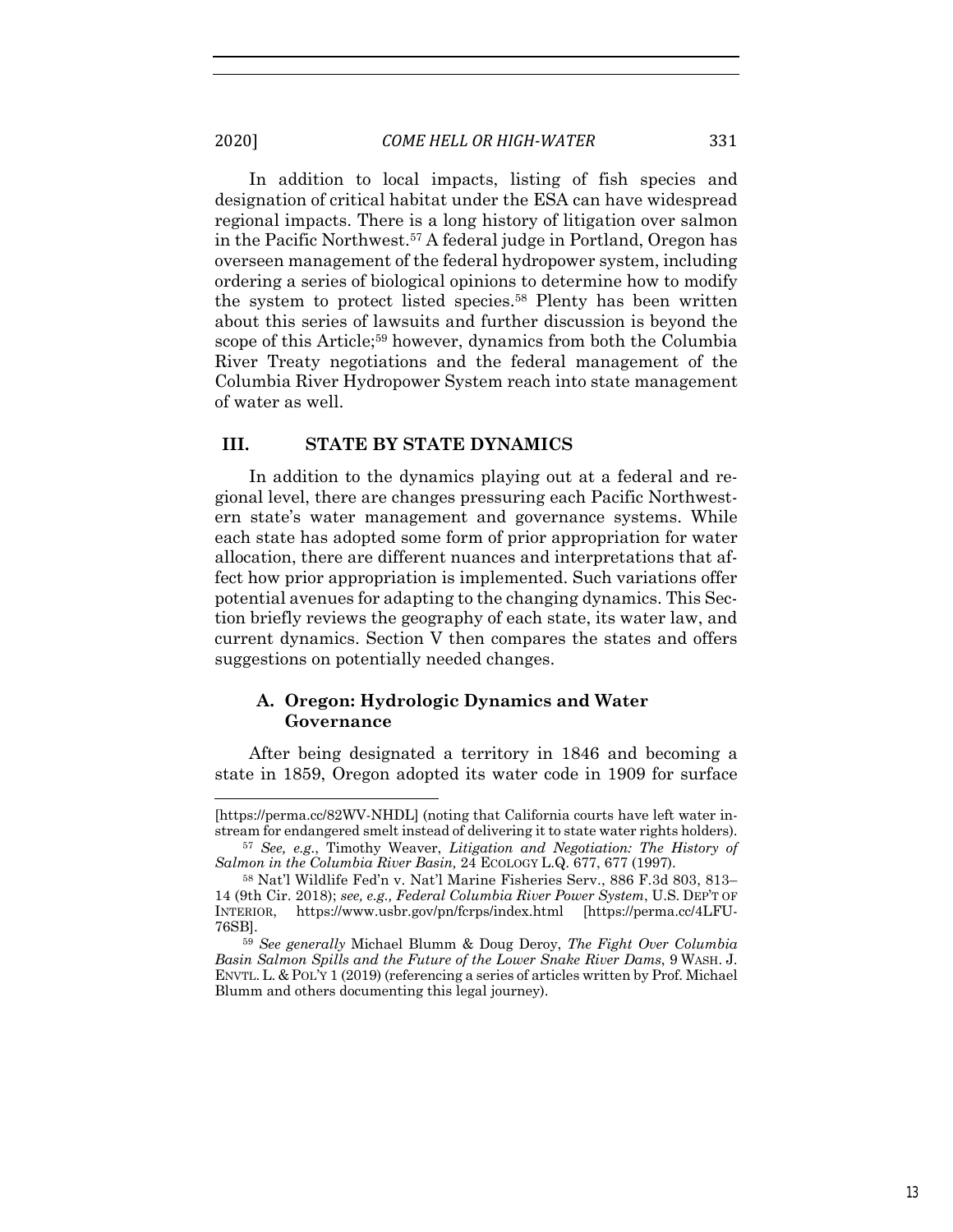In addition to local impacts, listing of fish species and designation of critical habitat under the ESA can have widespread regional impacts. There is a long history of litigation over salmon in the Pacific Northwest.[57] A federal judge in Portland, Oregon has overseen management of the federal hydropower system, including ordering a series of biological opinions to determine how to modify the system to protect listed species.[58] Plenty has been written about this series of lawsuits and further discussion is beyond the scope of this Article;[59] however, dynamics from both the Columbia River Treaty negotiations and the federal management of the Columbia River Hydropower System reach into state management of water as well.

## III. STATE BY STATE DYNAMICS

In addition to the dynamics playing out at a federal and regional level, there are changes pressuring each Pacific Northwestern state's water management and governance systems. While each state has adopted some form of prior appropriation for water allocation, there are different nuances and interpretations that affect how prior appropriation is implemented. Such variations offer potential avenues for adapting to the changing dynamics. This Section briefly reviews the geography of each state, its water law, and current dynamics. Section V then compares the states and offers suggestions on potentially needed changes.

### A. Oregon: Hydrologic Dynamics and Water Governance

After being designated a territory in 1846 and becoming a state in 1859, Oregon adopted its water code in 1909 for surface

---

[https://perma.cc/82WV-NHDL] (noting that California courts have left water instream for endangered smelt instead of delivering it to state water rights holders).

[57] *See, e.g.*, Timothy Weaver, *Litigation and Negotiation: The History of Salmon in the Columbia River Basin,* 24 ECOLOGY L.Q. 677, 677 (1997).

[58] Nat'l Wildlife Fed'n v. Nat'l Marine Fisheries Serv., 886 F.3d 803, 813–14 (9th Cir. 2018); *see, e.g., Federal Columbia River Power System*, U.S. DEP'T OF INTERIOR, https://www.usbr.gov/pn/fcrps/index.html [https://perma.cc/4LFU-76SB].

[59] *See generally* Michael Blumm & Doug Deroy, *The Fight Over Columbia Basin Salmon Spills and the Future of the Lower Snake River Dams*, 9 WASH. J. ENVTL. L. & POL'Y 1 (2019) (referencing a series of articles written by Prof. Michael Blumm and others documenting this legal journey).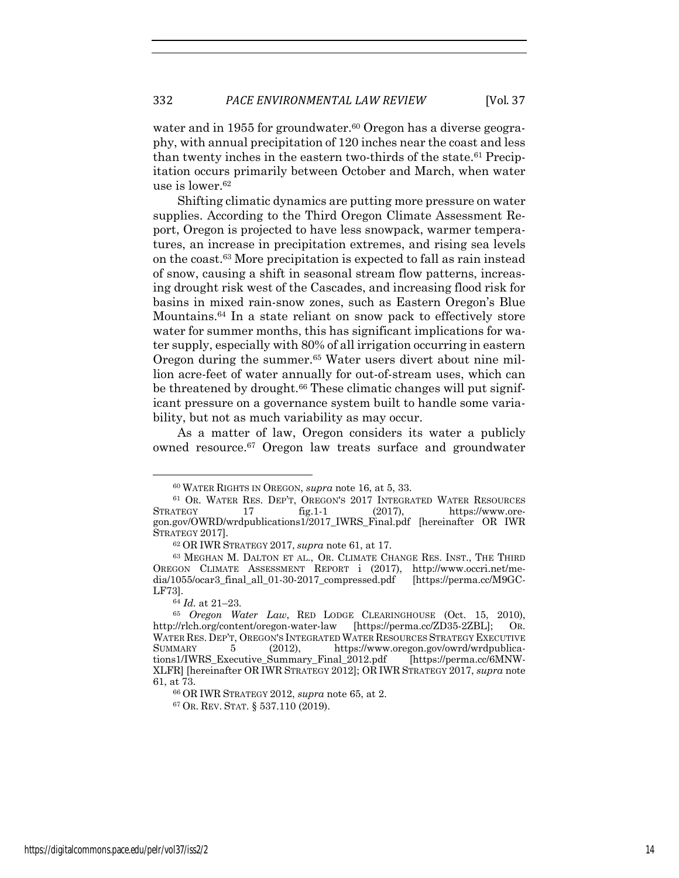water and in 1955 for groundwater.[60] Oregon has a diverse geography, with annual precipitation of 120 inches near the coast and less than twenty inches in the eastern two-thirds of the state.[61] Precipitation occurs primarily between October and March, when water use is lower.[62]

Shifting climatic dynamics are putting more pressure on water supplies. According to the Third Oregon Climate Assessment Report, Oregon is projected to have less snowpack, warmer temperatures, an increase in precipitation extremes, and rising sea levels on the coast.[63] More precipitation is expected to fall as rain instead of snow, causing a shift in seasonal stream flow patterns, increasing drought risk west of the Cascades, and increasing flood risk for basins in mixed rain-snow zones, such as Eastern Oregon's Blue Mountains.[64] In a state reliant on snow pack to effectively store water for summer months, this has significant implications for water supply, especially with 80% of all irrigation occurring in eastern Oregon during the summer.[65] Water users divert about nine million acre-feet of water annually for out-of-stream uses, which can be threatened by drought.[66] These climatic changes will put significant pressure on a governance system built to handle some variability, but not as much variability as may occur.

As a matter of law, Oregon considers its water a publicly owned resource.[67] Oregon law treats surface and groundwater

---

[60] WATER RIGHTS IN OREGON, *supra* note 16, at 5, 33.

[61] OR. WATER RES. DEP'T, OREGON'S 2017 INTEGRATED WATER RESOURCES STRATEGY 17 fig.1-1 (2017), https://www.oregon.gov/OWRD/wrdpublications1/2017_IWRS_Final.pdf [hereinafter OR IWR STRATEGY 2017].

[62] OR IWR STRATEGY 2017, *supra* note 61, at 17.

[63] MEGHAN M. DALTON ET AL., OR. CLIMATE CHANGE RES. INST., THE THIRD OREGON CLIMATE ASSESSMENT REPORT i (2017), http://www.occri.net/media/1055/ocar3_final_all_01-30-2017_compressed.pdf [https://perma.cc/M9GC-LF73].

[64] *Id.* at 21–23.

[65] *Oregon Water Law*, RED LODGE CLEARINGHOUSE (Oct. 15, 2010), http://rlch.org/content/oregon-water-law [https://perma.cc/ZD35-2ZBL]; OR. WATER RES. DEP'T, OREGON'S INTEGRATED WATER RESOURCES STRATEGY EXECUTIVE SUMMARY 5 (2012), https://www.oregon.gov/owrd/wrdpublications1/IWRS_Executive_Summary_Final_2012.pdf [https://perma.cc/6MNW-XLFR] [hereinafter OR IWR STRATEGY 2012]; OR IWR STRATEGY 2017, *supra* note 61, at 73.

[66] OR IWR STRATEGY 2012, *supra* note 65, at 2.

[67] OR. REV. STAT. § 537.110 (2019).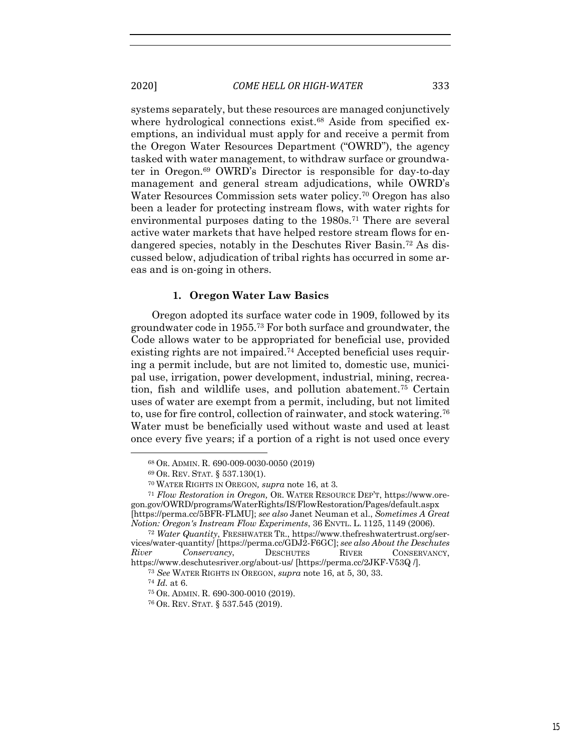systems separately, but these resources are managed conjunctively where hydrological connections exist.[68] Aside from specified exemptions, an individual must apply for and receive a permit from the Oregon Water Resources Department ("OWRD"), the agency tasked with water management, to withdraw surface or groundwater in Oregon.[69] OWRD's Director is responsible for day-to-day management and general stream adjudications, while OWRD's Water Resources Commission sets water policy.[70] Oregon has also been a leader for protecting instream flows, with water rights for environmental purposes dating to the 1980s.[71] There are several active water markets that have helped restore stream flows for endangered species, notably in the Deschutes River Basin.[72] As discussed below, adjudication of tribal rights has occurred in some areas and is on-going in others.

### 1. Oregon Water Law Basics

Oregon adopted its surface water code in 1909, followed by its groundwater code in 1955.[73] For both surface and groundwater, the Code allows water to be appropriated for beneficial use, provided existing rights are not impaired.[74] Accepted beneficial uses requiring a permit include, but are not limited to, domestic use, municipal use, irrigation, power development, industrial, mining, recreation, fish and wildlife uses, and pollution abatement.[75] Certain uses of water are exempt from a permit, including, but not limited to, use for fire control, collection of rainwater, and stock watering.[76] Water must be beneficially used without waste and used at least once every five years; if a portion of a right is not used once every

---

[68] OR. ADMIN. R. 690-009-0030-0050 (2019)

[69] OR. REV. STAT. § 537.130(1).

[70] WATER RIGHTS IN OREGON, *supra* note 16, at 3.

[71] *Flow Restoration in Oregon,* OR. WATER RESOURCE DEP'T, https://www.oregon.gov/OWRD/programs/WaterRights/IS/FlowRestoration/Pages/default.aspx [https://perma.cc/5BFR-FLMU]; *see also* Janet Neuman et al., *Sometimes A Great Notion: Oregon's Instream Flow Experiments*, 36 ENVTL. L. 1125, 1149 (2006).

[72] *Water Quantity*, FRESHWATER TR., https://www.thefreshwatertrust.org/services/water-quantity/ [https://perma.cc/GDJ2-F6GC]; *see also About the Deschutes River Conservancy*, DESCHUTES RIVER CONSERVANCY, https://www.deschutesriver.org/about-us/ [https://perma.cc/2JKF-V53Q /].

[73] *See* WATER RIGHTS IN OREGON, *supra* note 16, at 5, 30, 33.

[74] *Id.* at 6.

[75] OR. ADMIN. R. 690-300-0010 (2019).

[76] OR. REV. STAT. § 537.545 (2019).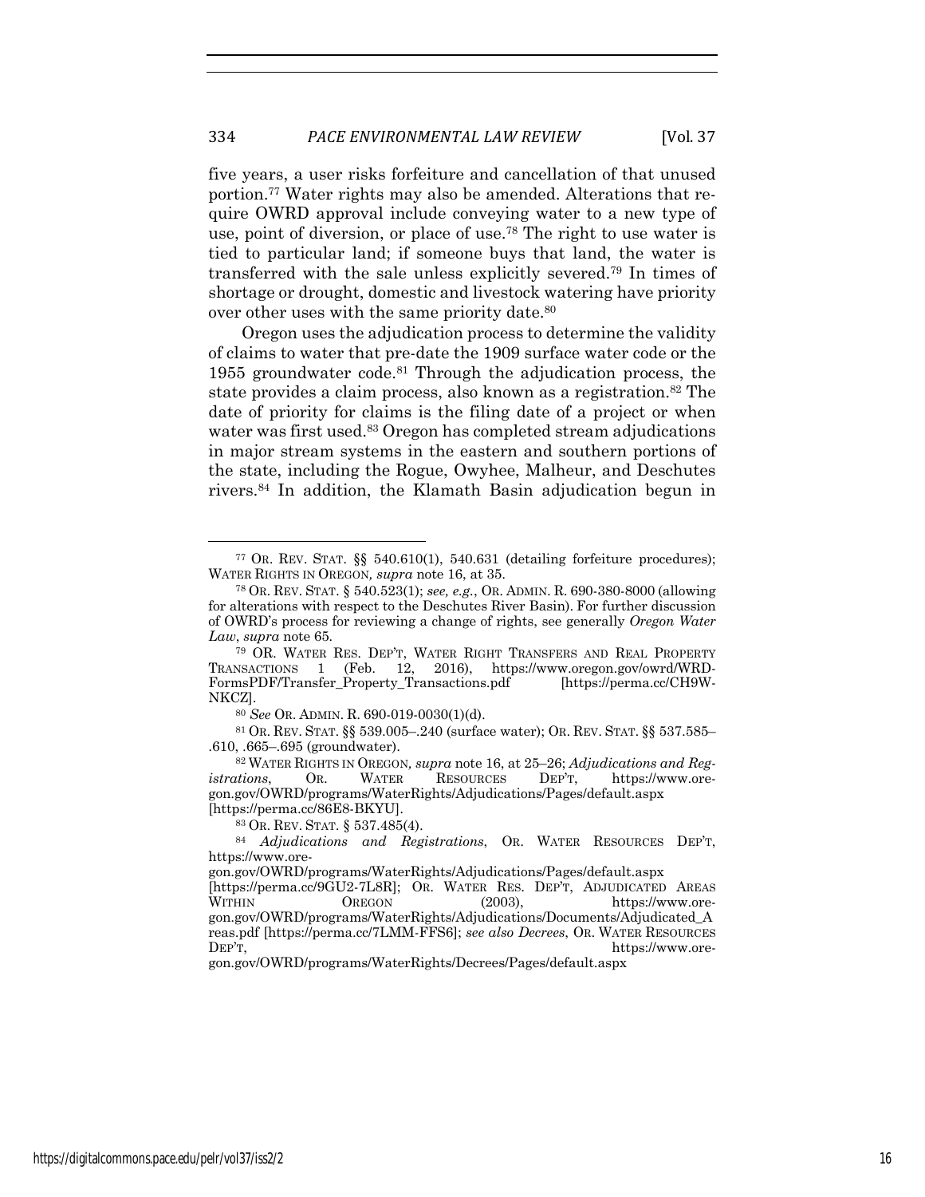five years, a user risks forfeiture and cancellation of that unused portion.[77] Water rights may also be amended. Alterations that require OWRD approval include conveying water to a new type of use, point of diversion, or place of use.[78] The right to use water is tied to particular land; if someone buys that land, the water is transferred with the sale unless explicitly severed.[79] In times of shortage or drought, domestic and livestock watering have priority over other uses with the same priority date.[80]

Oregon uses the adjudication process to determine the validity of claims to water that pre-date the 1909 surface water code or the 1955 groundwater code.[81] Through the adjudication process, the state provides a claim process, also known as a registration.[82] The date of priority for claims is the filing date of a project or when water was first used.[83] Oregon has completed stream adjudications in major stream systems in the eastern and southern portions of the state, including the Rogue, Owyhee, Malheur, and Deschutes rivers.[84] In addition, the Klamath Basin adjudication begun in

---

[77] OR. REV. STAT. §§ 540.610(1), 540.631 (detailing forfeiture procedures); WATER RIGHTS IN OREGON, *supra* note 16, at 35.

[78] OR. REV. STAT. § 540.523(1); *see, e.g.*, OR. ADMIN. R. 690-380-8000 (allowing for alterations with respect to the Deschutes River Basin). For further discussion of OWRD's process for reviewing a change of rights, see generally *Oregon Water Law*, *supra* note 65.

[79] OR. WATER RES. DEP'T, WATER RIGHT TRANSFERS AND REAL PROPERTY TRANSACTIONS 1 (Feb. 12, 2016), https://www.oregon.gov/owrd/WRD-FormsPDF/Transfer_Property_Transactions.pdf [https://perma.cc/CH9W-NKCZ].

[80] *See* OR. ADMIN. R. 690-019-0030(1)(d).

[81] OR. REV. STAT. §§ 539.005–.240 (surface water); OR. REV. STAT. §§ 537.585–.610, .665–.695 (groundwater).

[82] WATER RIGHTS IN OREGON, *supra* note 16, at 25–26; *Adjudications and Registrations*, OR. WATER RESOURCES DEP'T, https://www.oregon.gov/OWRD/programs/WaterRights/Adjudications/Pages/default.aspx [https://perma.cc/86E8-BKYU].

[83] OR. REV. STAT. § 537.485(4).

[84] *Adjudications and Registrations*, OR. WATER RESOURCES DEP'T, https://www.oregon.gov/OWRD/programs/WaterRights/Adjudications/Pages/default.aspx [https://perma.cc/9GU2-7L8R]; OR. WATER RES. DEP'T, ADJUDICATED AREAS WITHIN OREGON (2003), https://www.oregon.gov/OWRD/programs/WaterRights/Adjudications/Documents/Adjudicated_Areas.pdf [https://perma.cc/7LMM-FFS6]; *see also Decrees*, OR. WATER RESOURCES DEP'T, https://www.oregon.gov/OWRD/programs/WaterRights/Decrees/Pages/default.aspx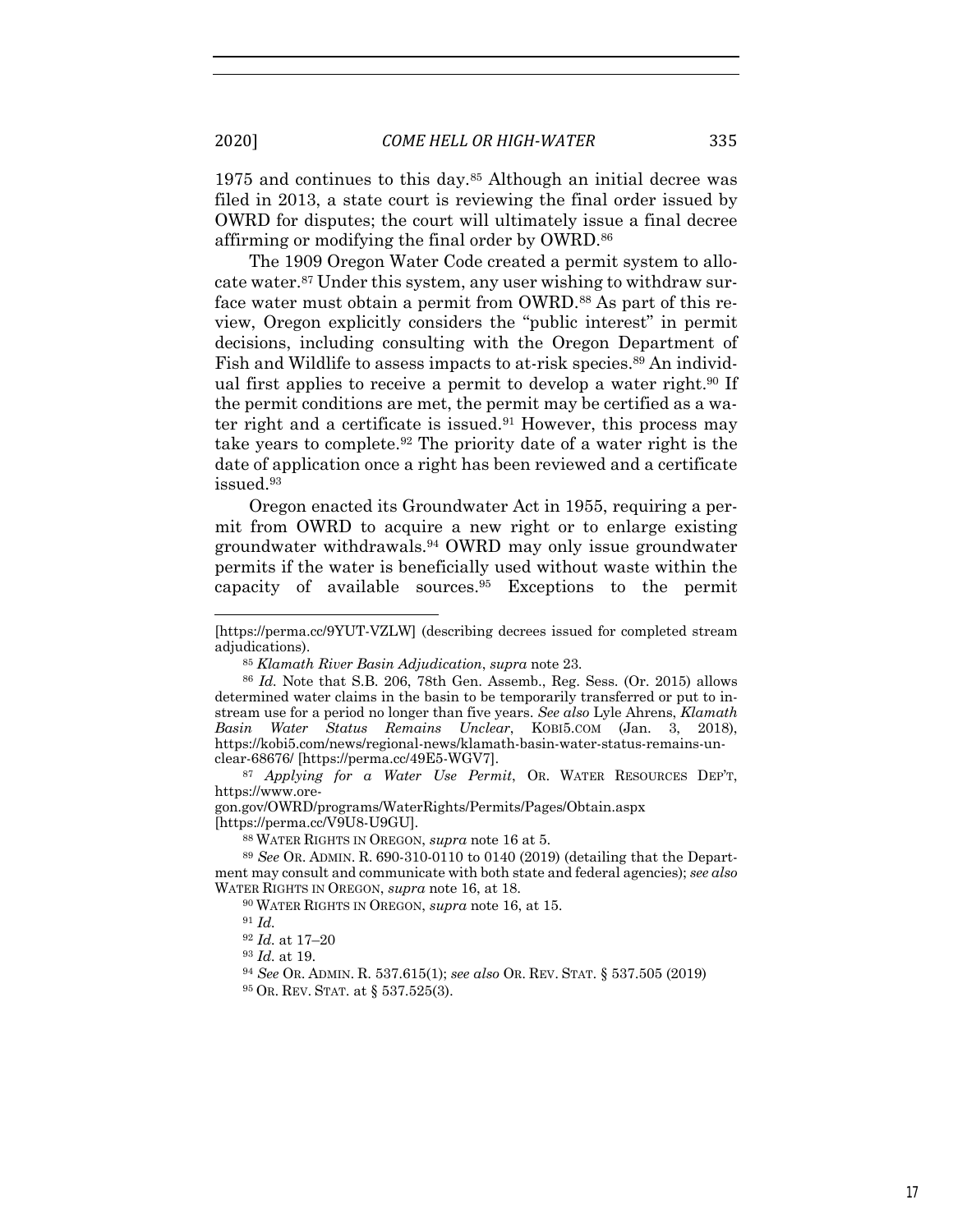1975 and continues to this day.[85] Although an initial decree was filed in 2013, a state court is reviewing the final order issued by OWRD for disputes; the court will ultimately issue a final decree affirming or modifying the final order by OWRD.[86]

The 1909 Oregon Water Code created a permit system to allocate water.[87] Under this system, any user wishing to withdraw surface water must obtain a permit from OWRD.[88] As part of this review, Oregon explicitly considers the "public interest" in permit decisions, including consulting with the Oregon Department of Fish and Wildlife to assess impacts to at-risk species.[89] An individual first applies to receive a permit to develop a water right.[90] If the permit conditions are met, the permit may be certified as a water right and a certificate is issued.[91] However, this process may take years to complete.[92] The priority date of a water right is the date of application once a right has been reviewed and a certificate issued.[93]

Oregon enacted its Groundwater Act in 1955, requiring a permit from OWRD to acquire a new right or to enlarge existing groundwater withdrawals.[94] OWRD may only issue groundwater permits if the water is beneficially used without waste within the capacity of available sources.[95] Exceptions to the permit

---

[https://perma.cc/9YUT-VZLW] (describing decrees issued for completed stream adjudications).

[85] *Klamath River Basin Adjudication*, *supra* note 23.

[86] *Id.* Note that S.B. 206, 78th Gen. Assemb., Reg. Sess. (Or. 2015) allows determined water claims in the basin to be temporarily transferred or put to instream use for a period no longer than five years. *See also* Lyle Ahrens, *Klamath Basin Water Status Remains Unclear*, KOBI5.COM (Jan. 3, 2018), https://kobi5.com/news/regional-news/klamath-basin-water-status-remains-unclear-68676/ [https://perma.cc/49E5-WGV7].

[87] *Applying for a Water Use Permit*, OR. WATER RESOURCES DEP'T, https://www.oregon.gov/OWRD/programs/WaterRights/Permits/Pages/Obtain.aspx [https://perma.cc/V9U8-U9GU].

[88] WATER RIGHTS IN OREGON, *supra* note 16 at 5.

[89] *See* OR. ADMIN. R. 690-310-0110 to 0140 (2019) (detailing that the Department may consult and communicate with both state and federal agencies); *see also* WATER RIGHTS IN OREGON, *supra* note 16, at 18.

[90] WATER RIGHTS IN OREGON, *supra* note 16, at 15.

[91] *Id.*

[92] *Id.* at 17–20

[93] *Id.* at 19.

[94] *See* OR. ADMIN. R. 537.615(1); *see also* OR. REV. STAT. § 537.505 (2019)

[95] OR. REV. STAT. at § 537.525(3).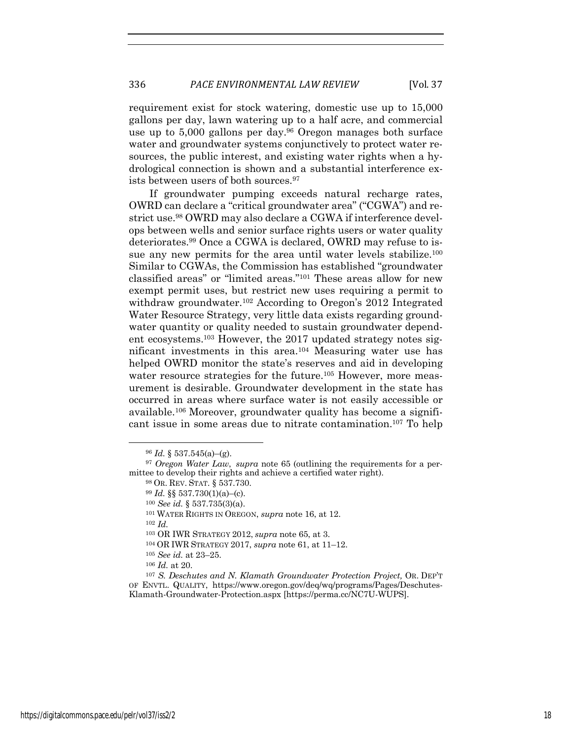requirement exist for stock watering, domestic use up to 15,000 gallons per day, lawn watering up to a half acre, and commercial use up to 5,000 gallons per day.[96] Oregon manages both surface water and groundwater systems conjunctively to protect water resources, the public interest, and existing water rights when a hydrological connection is shown and a substantial interference exists between users of both sources.[97]

If groundwater pumping exceeds natural recharge rates, OWRD can declare a "critical groundwater area" ("CGWA") and restrict use.[98] OWRD may also declare a CGWA if interference develops between wells and senior surface rights users or water quality deteriorates.[99] Once a CGWA is declared, OWRD may refuse to issue any new permits for the area until water levels stabilize.[100] Similar to CGWAs, the Commission has established "groundwater classified areas" or "limited areas."[101] These areas allow for new exempt permit uses, but restrict new uses requiring a permit to withdraw groundwater.[102] According to Oregon's 2012 Integrated Water Resource Strategy, very little data exists regarding groundwater quantity or quality needed to sustain groundwater dependent ecosystems.[103] However, the 2017 updated strategy notes significant investments in this area.[104] Measuring water use has helped OWRD monitor the state's reserves and aid in developing water resource strategies for the future.[105] However, more measurement is desirable. Groundwater development in the state has occurred in areas where surface water is not easily accessible or available.[106] Moreover, groundwater quality has become a significant issue in some areas due to nitrate contamination.[107] To help

---

[96] *Id.* § 537.545(a)–(g).

[97] *Oregon Water Law*, *supra* note 65 (outlining the requirements for a permittee to develop their rights and achieve a certified water right).

[98] OR. REV. STAT. § 537.730.

[99] *Id.* §§ 537.730(1)(a)–(c).

[100] *See id.* § 537.735(3)(a).

[101] WATER RIGHTS IN OREGON, *supra* note 16, at 12.

[102] *Id.*

[103] OR IWR STRATEGY 2012, *supra* note 65, at 3.

[104] OR IWR STRATEGY 2017, *supra* note 61, at 11–12.

[105] *See id.* at 23–25.

[106] *Id.* at 20.

[107] *S. Deschutes and N. Klamath Groundwater Protection Project,* OR. DEP'T OF ENVTL. QUALITY, https://www.oregon.gov/deq/wq/programs/Pages/Deschutes-Klamath-Groundwater-Protection.aspx [https://perma.cc/NC7U-WUPS].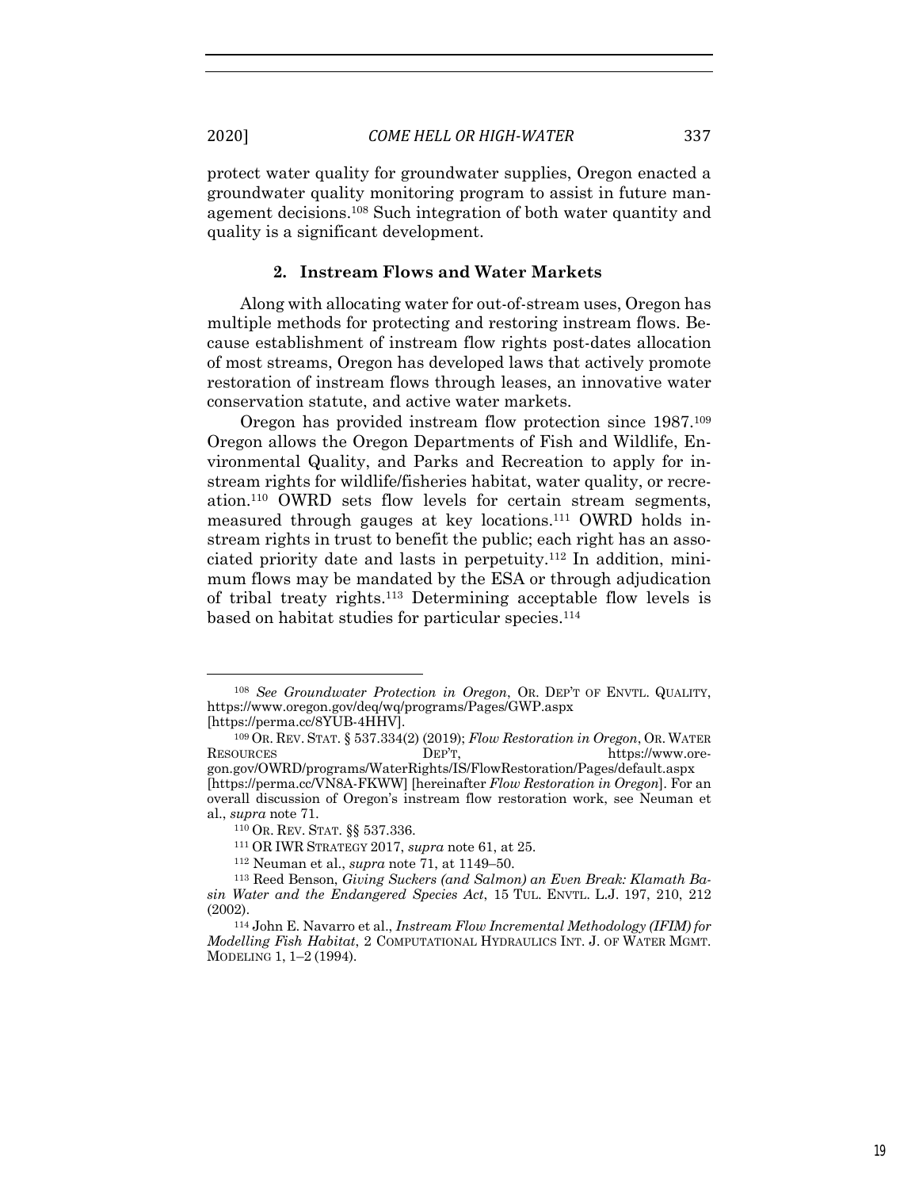protect water quality for groundwater supplies, Oregon enacted a groundwater quality monitoring program to assist in future management decisions.[108] Such integration of both water quantity and quality is a significant development.

### 2. Instream Flows and Water Markets

Along with allocating water for out-of-stream uses, Oregon has multiple methods for protecting and restoring instream flows. Because establishment of instream flow rights post-dates allocation of most streams, Oregon has developed laws that actively promote restoration of instream flows through leases, an innovative water conservation statute, and active water markets.

Oregon has provided instream flow protection since 1987.[109] Oregon allows the Oregon Departments of Fish and Wildlife, Environmental Quality, and Parks and Recreation to apply for instream rights for wildlife/fisheries habitat, water quality, or recreation.[110] OWRD sets flow levels for certain stream segments, measured through gauges at key locations.[111] OWRD holds instream rights in trust to benefit the public; each right has an associated priority date and lasts in perpetuity.[112] In addition, minimum flows may be mandated by the ESA or through adjudication of tribal treaty rights.[113] Determining acceptable flow levels is based on habitat studies for particular species.[114]

---

[108] *See Groundwater Protection in Oregon*, OR. DEP'T OF ENVTL. QUALITY, https://www.oregon.gov/deq/wq/programs/Pages/GWP.aspx [https://perma.cc/8YUB-4HHV].

[109] OR. REV. STAT. § 537.334(2) (2019); *Flow Restoration in Oregon*, OR. WATER RESOURCES DEP'T, https://www.oregon.gov/OWRD/programs/WaterRights/IS/FlowRestoration/Pages/default.aspx [https://perma.cc/VN8A-FKWW] [hereinafter *Flow Restoration in Oregon*]. For an overall discussion of Oregon's instream flow restoration work, see Neuman et al., *supra* note 71.

[110] OR. REV. STAT. §§ 537.336.

[111] OR IWR STRATEGY 2017, *supra* note 61, at 25.

[112] Neuman et al., *supra* note 71, at 1149–50.

[113] Reed Benson, *Giving Suckers (and Salmon) an Even Break: Klamath Basin Water and the Endangered Species Act*, 15 TUL. ENVTL. L.J. 197, 210, 212 (2002).

[114] John E. Navarro et al., *Instream Flow Incremental Methodology (IFIM) for Modelling Fish Habitat*, 2 COMPUTATIONAL HYDRAULICS INT. J. OF WATER MGMT. MODELING 1, 1–2 (1994).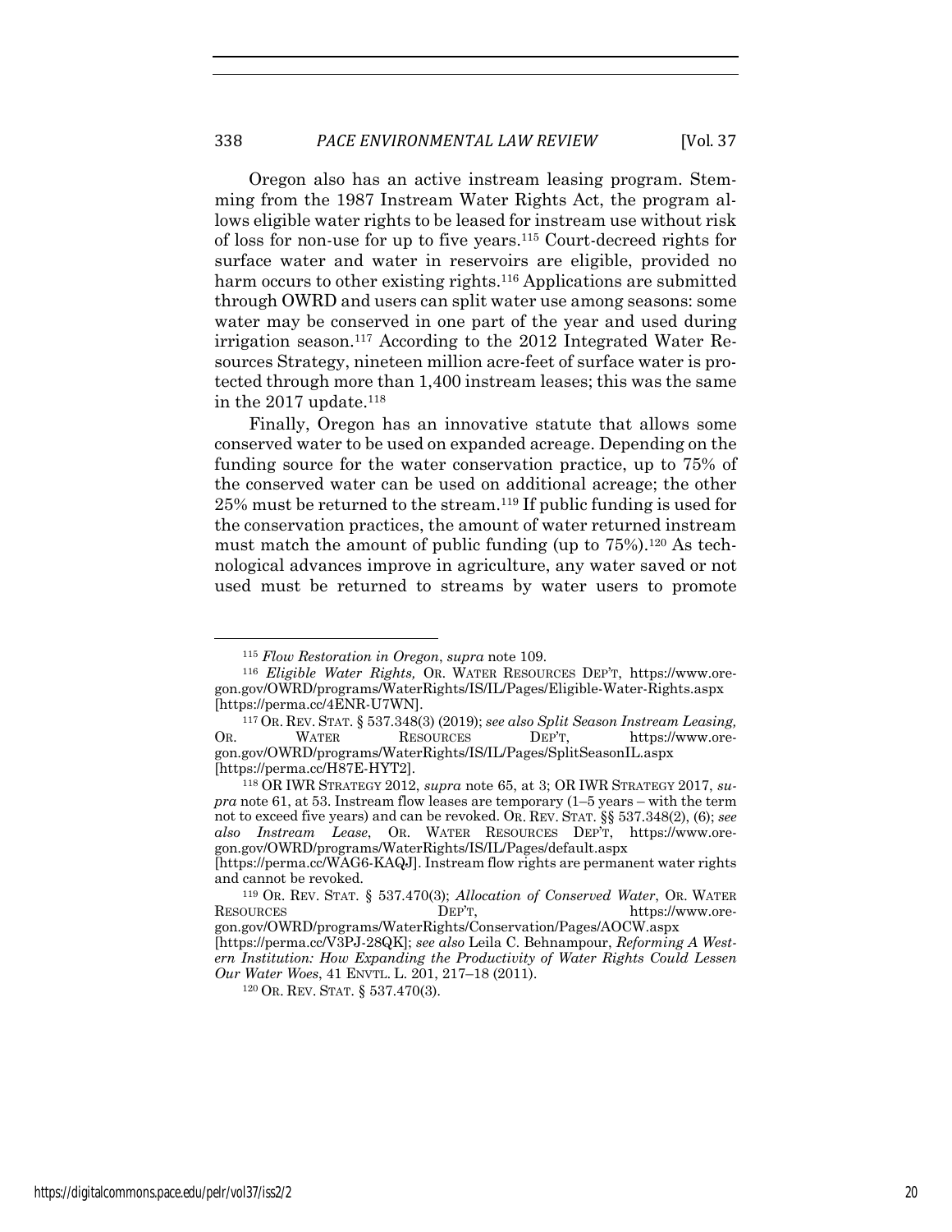Oregon also has an active instream leasing program. Stemming from the 1987 Instream Water Rights Act, the program allows eligible water rights to be leased for instream use without risk of loss for non-use for up to five years.[115] Court-decreed rights for surface water and water in reservoirs are eligible, provided no harm occurs to other existing rights.[116] Applications are submitted through OWRD and users can split water use among seasons: some water may be conserved in one part of the year and used during irrigation season.[117] According to the 2012 Integrated Water Resources Strategy, nineteen million acre-feet of surface water is protected through more than 1,400 instream leases; this was the same in the 2017 update.[118]

Finally, Oregon has an innovative statute that allows some conserved water to be used on expanded acreage. Depending on the funding source for the water conservation practice, up to 75% of the conserved water can be used on additional acreage; the other 25% must be returned to the stream.[119] If public funding is used for the conservation practices, the amount of water returned instream must match the amount of public funding (up to 75%).[120] As technological advances improve in agriculture, any water saved or not used must be returned to streams by water users to promote

---

[115] *Flow Restoration in Oregon*, *supra* note 109.

[116] *Eligible Water Rights,* OR. WATER RESOURCES DEP'T, https://www.oregon.gov/OWRD/programs/WaterRights/IS/IL/Pages/Eligible-Water-Rights.aspx [https://perma.cc/4ENR-U7WN].

[117] OR. REV. STAT. § 537.348(3) (2019); *see also Split Season Instream Leasing,* OR. WATER RESOURCES DEP'T, https://www.oregon.gov/OWRD/programs/WaterRights/IS/IL/Pages/SplitSeasonIL.aspx [https://perma.cc/H87E-HYT2].

[118] OR IWR STRATEGY 2012, *supra* note 65, at 3; OR IWR STRATEGY 2017, *supra* note 61, at 53. Instream flow leases are temporary (1–5 years – with the term not to exceed five years) and can be revoked. OR. REV. STAT. §§ 537.348(2), (6); *see also Instream Lease*, OR. WATER RESOURCES DEP'T, https://www.oregon.gov/OWRD/programs/WaterRights/IS/IL/Pages/default.aspx [https://perma.cc/WAG6-KAQJ]. Instream flow rights are permanent water rights and cannot be revoked.

[119] OR. REV. STAT. § 537.470(3); *Allocation of Conserved Water*, OR. WATER RESOURCES DEP'T, https://www.oregon.gov/OWRD/programs/WaterRights/Conservation/Pages/AOCW.aspx [https://perma.cc/V3PJ-28QK]; *see also* Leila C. Behnampour, *Reforming A Western Institution: How Expanding the Productivity of Water Rights Could Lessen Our Water Woes*, 41 ENVTL. L. 201, 217–18 (2011).

[120] OR. REV. STAT. § 537.470(3).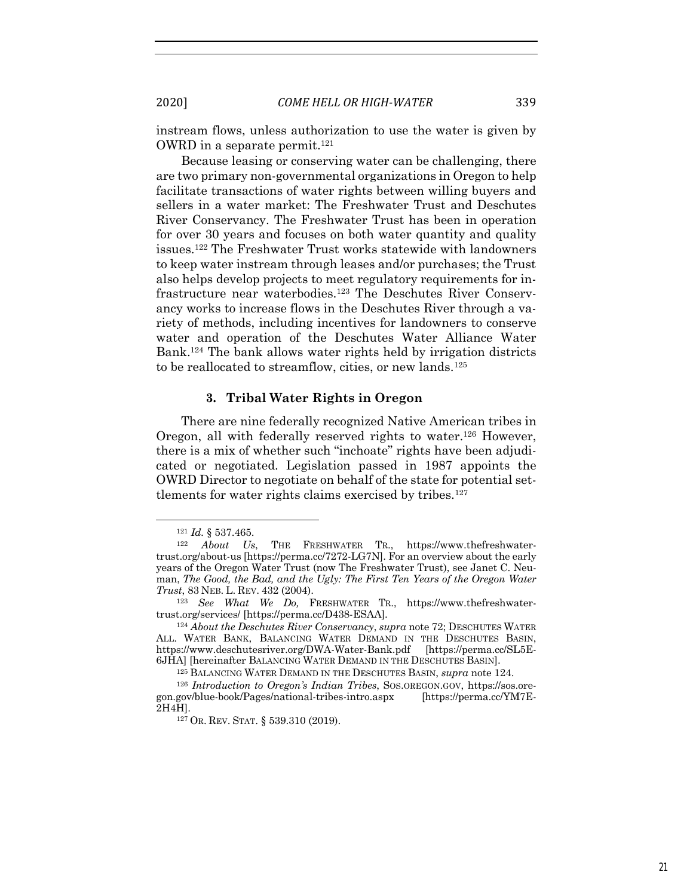instream flows, unless authorization to use the water is given by OWRD in a separate permit.[121]

Because leasing or conserving water can be challenging, there are two primary non-governmental organizations in Oregon to help facilitate transactions of water rights between willing buyers and sellers in a water market: The Freshwater Trust and Deschutes River Conservancy. The Freshwater Trust has been in operation for over 30 years and focuses on both water quantity and quality issues.[122] The Freshwater Trust works statewide with landowners to keep water instream through leases and/or purchases; the Trust also helps develop projects to meet regulatory requirements for infrastructure near waterbodies.[123] The Deschutes River Conservancy works to increase flows in the Deschutes River through a variety of methods, including incentives for landowners to conserve water and operation of the Deschutes Water Alliance Water Bank.[124] The bank allows water rights held by irrigation districts to be reallocated to streamflow, cities, or new lands.[125]

### 3. Tribal Water Rights in Oregon

There are nine federally recognized Native American tribes in Oregon, all with federally reserved rights to water.[126] However, there is a mix of whether such "inchoate" rights have been adjudicated or negotiated. Legislation passed in 1987 appoints the OWRD Director to negotiate on behalf of the state for potential settlements for water rights claims exercised by tribes.[127]

---

[121] *Id.* § 537.465.

[122] *About Us*, THE FRESHWATER TR., https://www.thefreshwatertrust.org/about-us [https://perma.cc/7272-LG7N]. For an overview about the early years of the Oregon Water Trust (now The Freshwater Trust), see Janet C. Neuman, *The Good, the Bad, and the Ugly: The First Ten Years of the Oregon Water Trust*, 83 NEB. L. REV. 432 (2004).

[123] *See What We Do,* FRESHWATER TR., https://www.thefreshwatertrust.org/services/ [https://perma.cc/D438-ESAA].

[124] *About the Deschutes River Conservancy*, *supra* note 72; DESCHUTES WATER ALL. WATER BANK, BALANCING WATER DEMAND IN THE DESCHUTES BASIN, https://www.deschutesriver.org/DWA-Water-Bank.pdf [https://perma.cc/SL5E-6JHA] [hereinafter BALANCING WATER DEMAND IN THE DESCHUTES BASIN].

[125] BALANCING WATER DEMAND IN THE DESCHUTES BASIN, *supra* note 124.

[126] *Introduction to Oregon's Indian Tribes*, SOS.OREGON.GOV, https://sos.oregon.gov/blue-book/Pages/national-tribes-intro.aspx [https://perma.cc/YM7E-2H4H].

[127] OR. REV. STAT. § 539.310 (2019).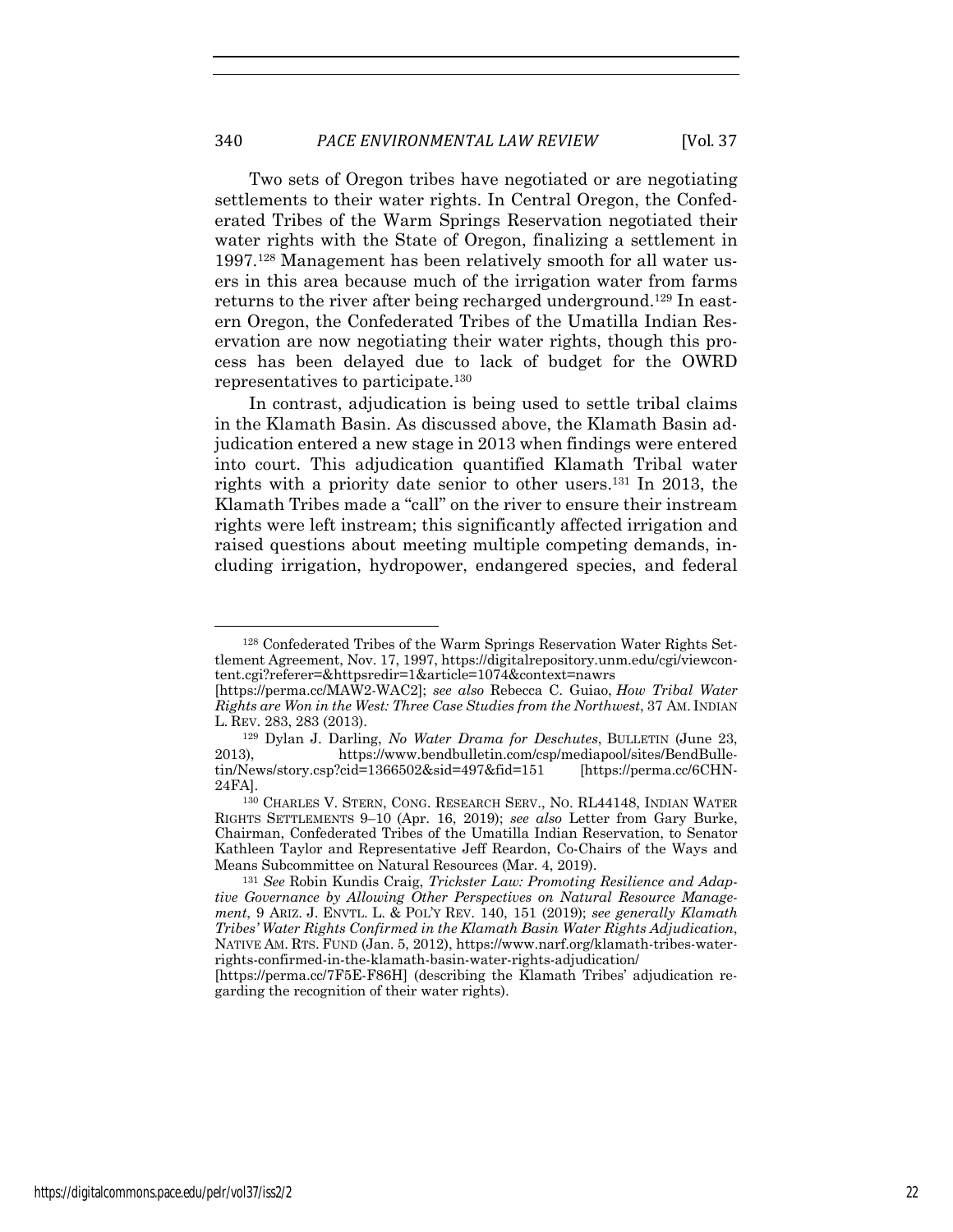Two sets of Oregon tribes have negotiated or are negotiating settlements to their water rights. In Central Oregon, the Confederated Tribes of the Warm Springs Reservation negotiated their water rights with the State of Oregon, finalizing a settlement in 1997.[128] Management has been relatively smooth for all water users in this area because much of the irrigation water from farms returns to the river after being recharged underground.[129] In eastern Oregon, the Confederated Tribes of the Umatilla Indian Reservation are now negotiating their water rights, though this process has been delayed due to lack of budget for the OWRD representatives to participate.[130]

In contrast, adjudication is being used to settle tribal claims in the Klamath Basin. As discussed above, the Klamath Basin adjudication entered a new stage in 2013 when findings were entered into court. This adjudication quantified Klamath Tribal water rights with a priority date senior to other users.[131] In 2013, the Klamath Tribes made a "call" on the river to ensure their instream rights were left instream; this significantly affected irrigation and raised questions about meeting multiple competing demands, including irrigation, hydropower, endangered species, and federal

---

[128] Confederated Tribes of the Warm Springs Reservation Water Rights Settlement Agreement, Nov. 17, 1997, https://digitalrepository.unm.edu/cgi/viewcontent.cgi?referer=&httpsredir=1&article=1074&context=nawrs [https://perma.cc/MAW2-WAC2]; *see also* Rebecca C. Guiao, *How Tribal Water Rights are Won in the West: Three Case Studies from the Northwest*, 37 AM. INDIAN L. REV. 283, 283 (2013).

[129] Dylan J. Darling, *No Water Drama for Deschutes*, BULLETIN (June 23, 2013), https://www.bendbulletin.com/csp/mediapool/sites/BendBulletin/News/story.csp?cid=1366502&sid=497&fid=151 [https://perma.cc/6CHN-24FA].

[130] CHARLES V. STERN, CONG. RESEARCH SERV., NO. RL44148, INDIAN WATER RIGHTS SETTLEMENTS 9–10 (Apr. 16, 2019); *see also* Letter from Gary Burke, Chairman, Confederated Tribes of the Umatilla Indian Reservation, to Senator Kathleen Taylor and Representative Jeff Reardon, Co-Chairs of the Ways and Means Subcommittee on Natural Resources (Mar. 4, 2019).

[131] *See* Robin Kundis Craig, *Trickster Law: Promoting Resilience and Adaptive Governance by Allowing Other Perspectives on Natural Resource Management*, 9 ARIZ. J. ENVTL. L. & POL'Y REV. 140, 151 (2019); *see generally Klamath Tribes' Water Rights Confirmed in the Klamath Basin Water Rights Adjudication*, NATIVE AM. RTS. FUND (Jan. 5, 2012), https://www.narf.org/klamath-tribes-water-rights-confirmed-in-the-klamath-basin-water-rights-adjudication/ [https://perma.cc/7F5E-F86H] (describing the Klamath Tribes' adjudication regarding the recognition of their water rights).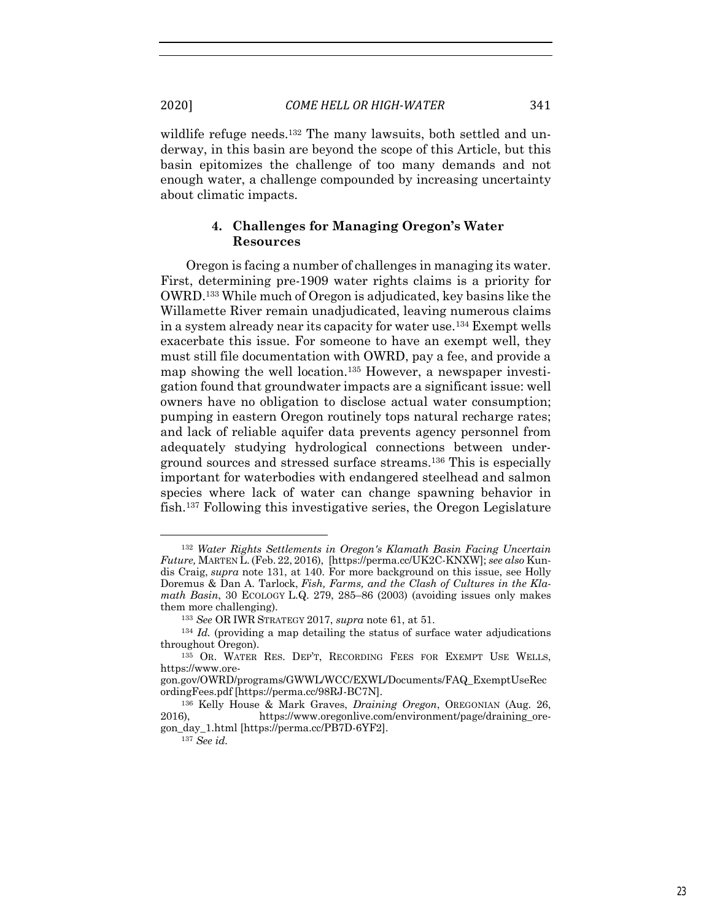wildlife refuge needs.[132] The many lawsuits, both settled and underway, in this basin are beyond the scope of this Article, but this basin epitomizes the challenge of too many demands and not enough water, a challenge compounded by increasing uncertainty about climatic impacts.

#### 4. Challenges for Managing Oregon's Water Resources

Oregon is facing a number of challenges in managing its water. First, determining pre-1909 water rights claims is a priority for OWRD.[133] While much of Oregon is adjudicated, key basins like the Willamette River remain unadjudicated, leaving numerous claims in a system already near its capacity for water use.[134] Exempt wells exacerbate this issue. For someone to have an exempt well, they must still file documentation with OWRD, pay a fee, and provide a map showing the well location.[135] However, a newspaper investigation found that groundwater impacts are a significant issue: well owners have no obligation to disclose actual water consumption; pumping in eastern Oregon routinely tops natural recharge rates; and lack of reliable aquifer data prevents agency personnel from adequately studying hydrological connections between underground sources and stressed surface streams.[136] This is especially important for waterbodies with endangered steelhead and salmon species where lack of water can change spawning behavior in fish.[137] Following this investigative series, the Oregon Legislature

---

[132] *Water Rights Settlements in Oregon's Klamath Basin Facing Uncertain Future,* MARTEN L. (Feb. 22, 2016), [https://perma.cc/UK2C-KNXW]; *see also* Kundis Craig, *supra* note 131, at 140. For more background on this issue, see Holly Doremus & Dan A. Tarlock, *Fish, Farms, and the Clash of Cultures in the Klamath Basin*, 30 ECOLOGY L.Q. 279, 285–86 (2003) (avoiding issues only makes them more challenging).

[133] *See* OR IWR STRATEGY 2017, *supra* note 61, at 51.

[134] *Id.* (providing a map detailing the status of surface water adjudications throughout Oregon).

[135] OR. WATER RES. DEP'T, RECORDING FEES FOR EXEMPT USE WELLS, https://www.oregon.gov/OWRD/programs/GWWL/WCC/EXWL/Documents/FAQ_ExemptUseRecordingFees.pdf [https://perma.cc/98RJ-BC7N].

[136] Kelly House & Mark Graves, *Draining Oregon*, OREGONIAN (Aug. 26, 2016), https://www.oregonlive.com/environment/page/draining_oregon_day_1.html [https://perma.cc/PB7D-6YF2].

[137] *See id.*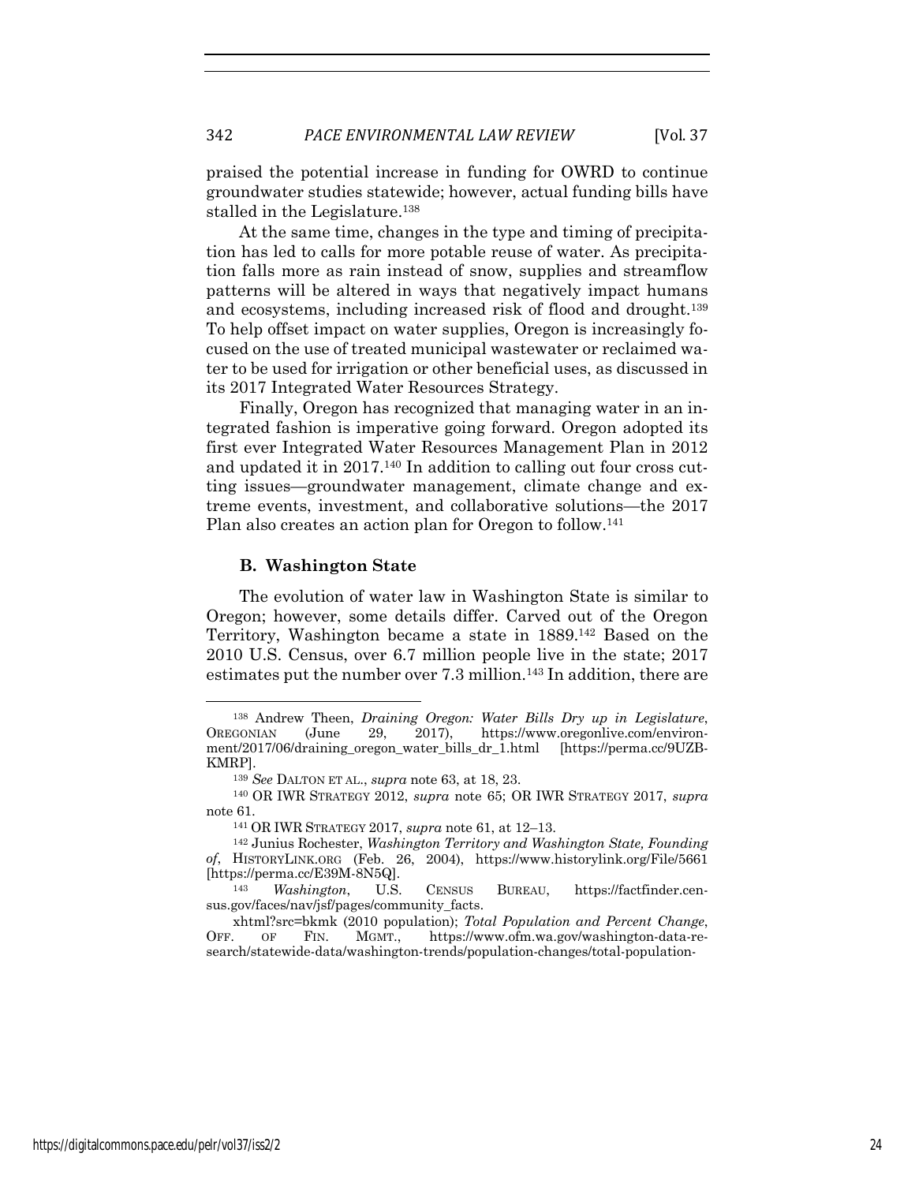praised the potential increase in funding for OWRD to continue groundwater studies statewide; however, actual funding bills have stalled in the Legislature.[138]

At the same time, changes in the type and timing of precipitation has led to calls for more potable reuse of water. As precipitation falls more as rain instead of snow, supplies and streamflow patterns will be altered in ways that negatively impact humans and ecosystems, including increased risk of flood and drought.[139] To help offset impact on water supplies, Oregon is increasingly focused on the use of treated municipal wastewater or reclaimed water to be used for irrigation or other beneficial uses, as discussed in its 2017 Integrated Water Resources Strategy.

Finally, Oregon has recognized that managing water in an integrated fashion is imperative going forward. Oregon adopted its first ever Integrated Water Resources Management Plan in 2012 and updated it in 2017.[140] In addition to calling out four cross cutting issues—groundwater management, climate change and extreme events, investment, and collaborative solutions—the 2017 Plan also creates an action plan for Oregon to follow.[141]

### B. Washington State

The evolution of water law in Washington State is similar to Oregon; however, some details differ. Carved out of the Oregon Territory, Washington became a state in 1889.[142] Based on the 2010 U.S. Census, over 6.7 million people live in the state; 2017 estimates put the number over 7.3 million.[143] In addition, there are

---

[138] Andrew Theen, *Draining Oregon: Water Bills Dry up in Legislature*, OREGONIAN (June 29, 2017), https://www.oregonlive.com/environment/2017/06/draining_oregon_water_bills_dr_1.html [https://perma.cc/9UZB-KMRP].

[139] *See* DALTON ET AL., *supra* note 63, at 18, 23.

[140] OR IWR STRATEGY 2012, *supra* note 65; OR IWR STRATEGY 2017, *supra* note 61.

[141] OR IWR STRATEGY 2017, *supra* note 61, at 12–13.

[142] Junius Rochester, *Washington Territory and Washington State, Founding of*, HISTORYLINK.ORG (Feb. 26, 2004), https://www.historylink.org/File/5661 [https://perma.cc/E39M-8N5Q].

[143] *Washington*, U.S. CENSUS BUREAU, https://factfinder.census.gov/faces/nav/jsf/pages/community_facts.xhtml?src=bkmk (2010 population); *Total Population and Percent Change*, OFF. OF FIN. MGMT., https://www.ofm.wa.gov/washington-data-research/statewide-data/washington-trends/population-changes/total-population-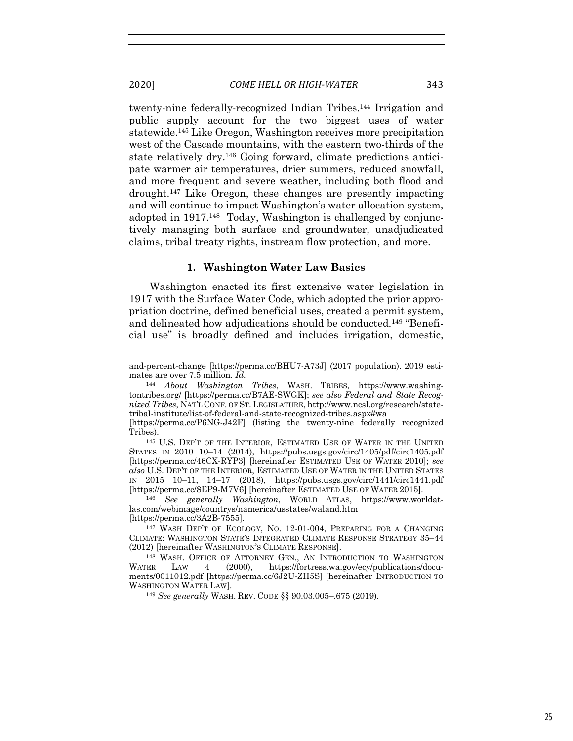twenty-nine federally-recognized Indian Tribes.[144] Irrigation and public supply account for the two biggest uses of water statewide.[145] Like Oregon, Washington receives more precipitation west of the Cascade mountains, with the eastern two-thirds of the state relatively dry.[146] Going forward, climate predictions anticipate warmer air temperatures, drier summers, reduced snowfall, and more frequent and severe weather, including both flood and drought.[147] Like Oregon, these changes are presently impacting and will continue to impact Washington's water allocation system, adopted in 1917.[148] Today, Washington is challenged by conjunctively managing both surface and groundwater, unadjudicated claims, tribal treaty rights, instream flow protection, and more.

### 1. Washington Water Law Basics

Washington enacted its first extensive water legislation in 1917 with the Surface Water Code, which adopted the prior appropriation doctrine, defined beneficial uses, created a permit system, and delineated how adjudications should be conducted.[149] "Beneficial use" is broadly defined and includes irrigation, domestic,

---

and-percent-change [https://perma.cc/BHU7-A73J] (2017 population). 2019 estimates are over 7.5 million. *Id.*

[144] *About Washington Tribes*, WASH. TRIBES, https://www.washingtontribes.org/ [https://perma.cc/B7AE-SWGK]; *see also Federal and State Recognized Tribes*, NAT'L CONF. OF ST. LEGISLATURE, http://www.ncsl.org/research/state-tribal-institute/list-of-federal-and-state-recognized-tribes.aspx#wa [https://perma.cc/P6NG-J42F] (listing the twenty-nine federally recognized Tribes).

[145] U.S. DEP'T OF THE INTERIOR, ESTIMATED USE OF WATER IN THE UNITED STATES IN 2010 10–14 (2014), https://pubs.usgs.gov/circ/1405/pdf/circ1405.pdf [https://perma.cc/46CX-RYP3] [hereinafter ESTIMATED USE OF WATER 2010]; *see also* U.S. DEP'T OF THE INTERIOR, ESTIMATED USE OF WATER IN THE UNITED STATES IN 2015 10–11, 14–17 (2018), https://pubs.usgs.gov/circ/1441/circ1441.pdf [https://perma.cc/8EP9-M7V6] [hereinafter ESTIMATED USE OF WATER 2015].

[146] *See generally Washington*, WORLD ATLAS, https://www.worldatlas.com/webimage/countrys/namerica/usstates/waland.htm [https://perma.cc/3A2B-7555].

[147] WASH DEP'T OF ECOLOGY, NO. 12-01-004, PREPARING FOR A CHANGING CLIMATE: WASHINGTON STATE'S INTEGRATED CLIMATE RESPONSE STRATEGY 35–44 (2012) [hereinafter WASHINGTON'S CLIMATE RESPONSE].

[148] WASH. OFFICE OF ATTORNEY GEN., AN INTRODUCTION TO WASHINGTON WATER LAW 4 (2000), https://fortress.wa.gov/ecy/publications/documents/0011012.pdf [https://perma.cc/6J2U-ZH5S] [hereinafter INTRODUCTION TO WASHINGTON WATER LAW].

[149] *See generally* WASH. REV. CODE §§ 90.03.005–.675 (2019).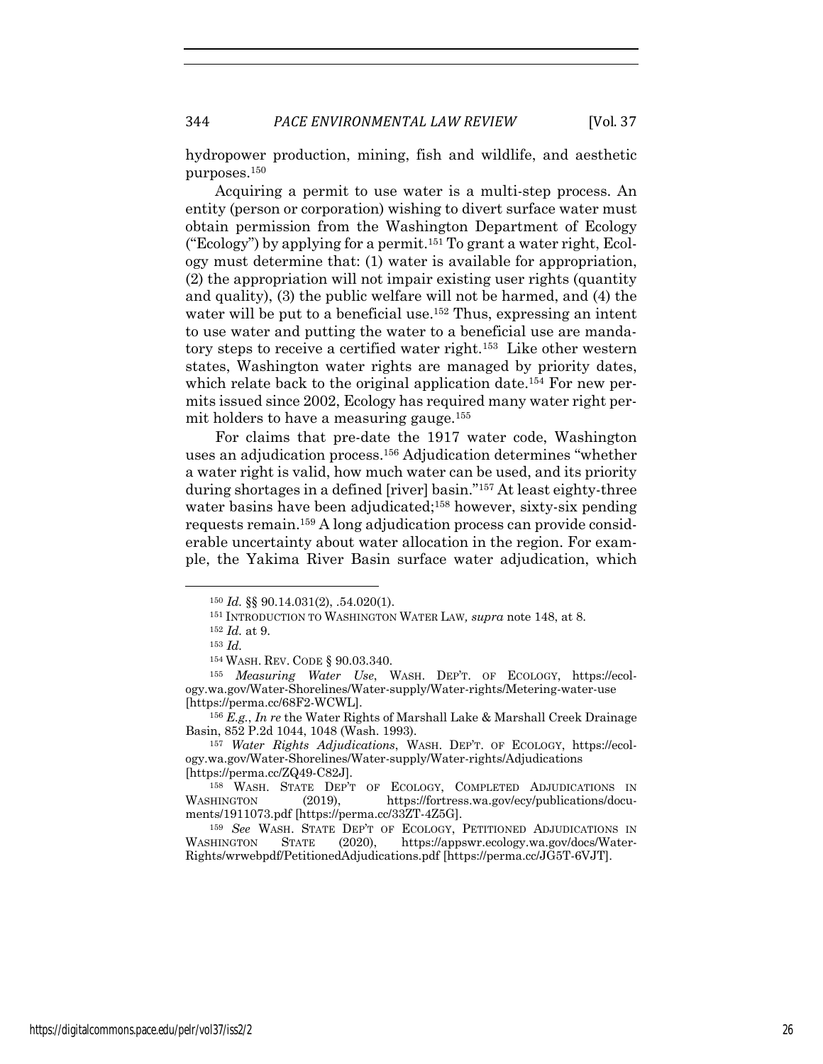hydropower production, mining, fish and wildlife, and aesthetic purposes.[150]

Acquiring a permit to use water is a multi-step process. An entity (person or corporation) wishing to divert surface water must obtain permission from the Washington Department of Ecology ("Ecology") by applying for a permit.[151] To grant a water right, Ecology must determine that: (1) water is available for appropriation, (2) the appropriation will not impair existing user rights (quantity and quality), (3) the public welfare will not be harmed, and (4) the water will be put to a beneficial use.[152] Thus, expressing an intent to use water and putting the water to a beneficial use are mandatory steps to receive a certified water right.[153] Like other western states, Washington water rights are managed by priority dates, which relate back to the original application date.[154] For new permits issued since 2002, Ecology has required many water right permit holders to have a measuring gauge.[155]

For claims that pre-date the 1917 water code, Washington uses an adjudication process.[156] Adjudication determines "whether a water right is valid, how much water can be used, and its priority during shortages in a defined [river] basin."[157] At least eighty-three water basins have been adjudicated;[158] however, sixty-six pending requests remain.[159] A long adjudication process can provide considerable uncertainty about water allocation in the region. For example, the Yakima River Basin surface water adjudication, which

---

[150] *Id.* §§ 90.14.031(2), .54.020(1).

[151] INTRODUCTION TO WASHINGTON WATER LAW*, supra* note 148, at 8.

[152] *Id.* at 9.

[153] *Id.*

[154] WASH. REV. CODE § 90.03.340.

[155] *Measuring Water Use*, WASH. DEP'T. OF ECOLOGY, https://ecology.wa.gov/Water-Shorelines/Water-supply/Water-rights/Metering-water-use [https://perma.cc/68F2-WCWL].

[156] *E.g.*, *In re* the Water Rights of Marshall Lake & Marshall Creek Drainage Basin, 852 P.2d 1044, 1048 (Wash. 1993).

[157] *Water Rights Adjudications*, WASH. DEP'T. OF ECOLOGY, https://ecology.wa.gov/Water-Shorelines/Water-supply/Water-rights/Adjudications [https://perma.cc/ZQ49-C82J].

[158] WASH. STATE DEP'T OF ECOLOGY, COMPLETED ADJUDICATIONS IN WASHINGTON (2019), https://fortress.wa.gov/ecy/publications/documents/1911073.pdf [https://perma.cc/33ZT-4Z5G].

[159] *See* WASH. STATE DEP'T OF ECOLOGY, PETITIONED ADJUDICATIONS IN WASHINGTON STATE (2020), https://appswr.ecology.wa.gov/docs/WaterRights/wrwebpdf/PetitionedAdjudications.pdf [https://perma.cc/JG5T-6VJT].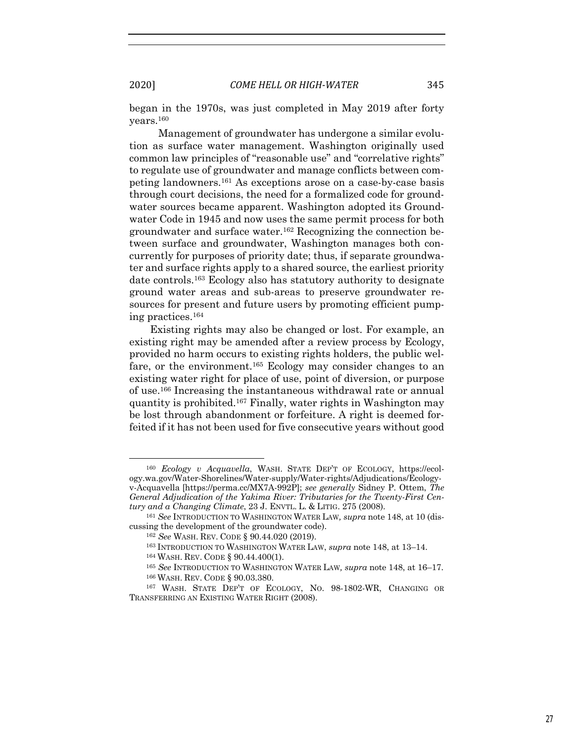began in the 1970s, was just completed in May 2019 after forty years.[160]

Management of groundwater has undergone a similar evolution as surface water management. Washington originally used common law principles of "reasonable use" and "correlative rights" to regulate use of groundwater and manage conflicts between competing landowners.[161] As exceptions arose on a case-by-case basis through court decisions, the need for a formalized code for groundwater sources became apparent. Washington adopted its Groundwater Code in 1945 and now uses the same permit process for both groundwater and surface water.[162] Recognizing the connection between surface and groundwater, Washington manages both concurrently for purposes of priority date; thus, if separate groundwater and surface rights apply to a shared source, the earliest priority date controls.[163] Ecology also has statutory authority to designate ground water areas and sub-areas to preserve groundwater resources for present and future users by promoting efficient pumping practices.[164]

Existing rights may also be changed or lost. For example, an existing right may be amended after a review process by Ecology, provided no harm occurs to existing rights holders, the public welfare, or the environment.[165] Ecology may consider changes to an existing water right for place of use, point of diversion, or purpose of use.[166] Increasing the instantaneous withdrawal rate or annual quantity is prohibited.[167] Finally, water rights in Washington may be lost through abandonment or forfeiture. A right is deemed forfeited if it has not been used for five consecutive years without good

---

[160] *Ecology v Acquavella*, WASH. STATE DEP'T OF ECOLOGY, https://ecology.wa.gov/Water-Shorelines/Water-supply/Water-rights/Adjudications/Ecology-v-Acquavella [https://perma.cc/MX7A-992P]; *see generally* Sidney P. Ottem, *The General Adjudication of the Yakima River: Tributaries for the Twenty-First Century and a Changing Climate*, 23 J. ENVTL. L. & LITIG. 275 (2008).

[161] *See* INTRODUCTION TO WASHINGTON WATER LAW, *supra* note 148, at 10 (discussing the development of the groundwater code).

[162] *See* WASH. REV. CODE § 90.44.020 (2019).

[163] INTRODUCTION TO WASHINGTON WATER LAW, *supra* note 148, at 13–14.

[164] WASH. REV. CODE § 90.44.400(1).

[165] *See* INTRODUCTION TO WASHINGTON WATER LAW, *supra* note 148, at 16–17.

[166] WASH. REV. CODE § 90.03.380.

[167] WASH. STATE DEP'T OF ECOLOGY, NO. 98-1802-WR, CHANGING OR TRANSFERRING AN EXISTING WATER RIGHT (2008).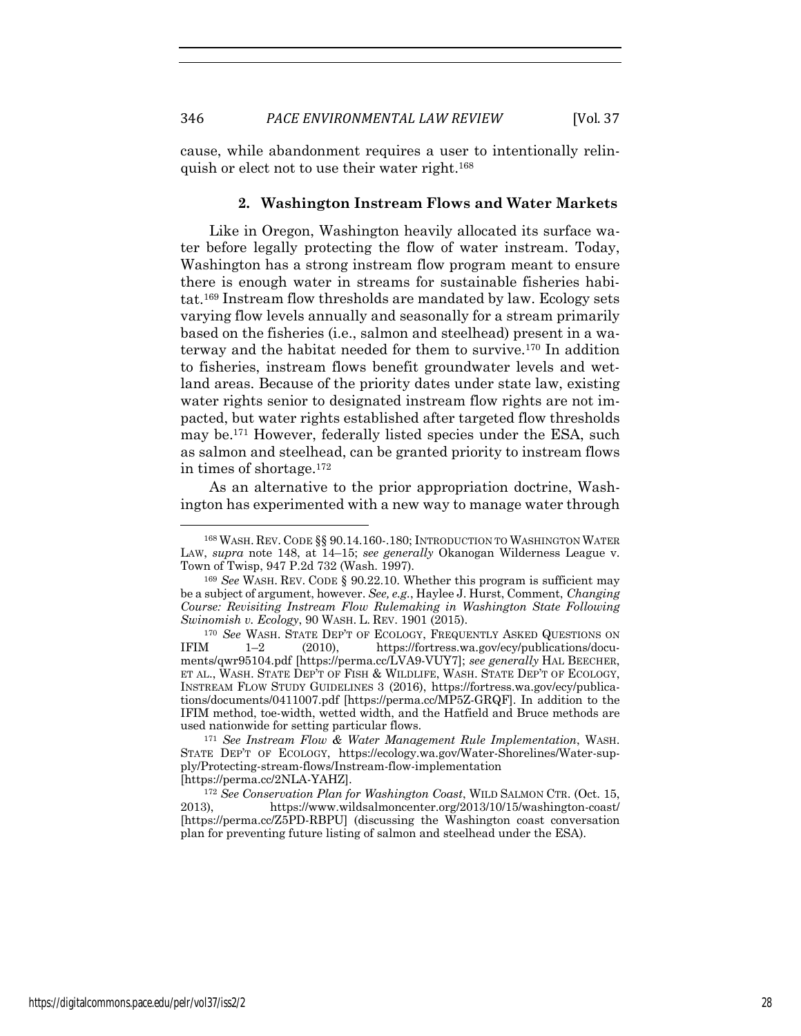cause, while abandonment requires a user to intentionally relinquish or elect not to use their water right.[168]

### 2. Washington Instream Flows and Water Markets

Like in Oregon, Washington heavily allocated its surface water before legally protecting the flow of water instream. Today, Washington has a strong instream flow program meant to ensure there is enough water in streams for sustainable fisheries habitat.[169] Instream flow thresholds are mandated by law. Ecology sets varying flow levels annually and seasonally for a stream primarily based on the fisheries (i.e., salmon and steelhead) present in a waterway and the habitat needed for them to survive.[170] In addition to fisheries, instream flows benefit groundwater levels and wetland areas. Because of the priority dates under state law, existing water rights senior to designated instream flow rights are not impacted, but water rights established after targeted flow thresholds may be.[171] However, federally listed species under the ESA, such as salmon and steelhead, can be granted priority to instream flows in times of shortage.[172]

As an alternative to the prior appropriation doctrine, Washington has experimented with a new way to manage water through

---

[168] WASH. REV. CODE §§ 90.14.160-.180; INTRODUCTION TO WASHINGTON WATER LAW, *supra* note 148, at 14–15; *see generally* Okanogan Wilderness League v. Town of Twisp, 947 P.2d 732 (Wash. 1997).

[169] *See* WASH. REV. CODE § 90.22.10. Whether this program is sufficient may be a subject of argument, however. *See, e.g.*, Haylee J. Hurst, Comment, *Changing Course: Revisiting Instream Flow Rulemaking in Washington State Following Swinomish v. Ecology*, 90 WASH. L. REV. 1901 (2015).

[170] *See* WASH. STATE DEP'T OF ECOLOGY, FREQUENTLY ASKED QUESTIONS ON IFIM 1–2 (2010), https://fortress.wa.gov/ecy/publications/documents/qwr95104.pdf [https://perma.cc/LVA9-VUY7]; *see generally* HAL BEECHER, ET AL., WASH. STATE DEP'T OF FISH & WILDLIFE, WASH. STATE DEP'T OF ECOLOGY, INSTREAM FLOW STUDY GUIDELINES 3 (2016), https://fortress.wa.gov/ecy/publications/documents/0411007.pdf [https://perma.cc/MP5Z-GRQF]. In addition to the IFIM method, toe-width, wetted width, and the Hatfield and Bruce methods are used nationwide for setting particular flows.

[171] *See Instream Flow & Water Management Rule Implementation*, WASH. STATE DEP'T OF ECOLOGY, https://ecology.wa.gov/Water-Shorelines/Water-supply/Protecting-stream-flows/Instream-flow-implementation [https://perma.cc/2NLA-YAHZ].

[172] *See Conservation Plan for Washington Coast*, WILD SALMON CTR. (Oct. 15, 2013), https://www.wildsalmoncenter.org/2013/10/15/washington-coast/ [https://perma.cc/Z5PD-RBPU] (discussing the Washington coast conversation plan for preventing future listing of salmon and steelhead under the ESA).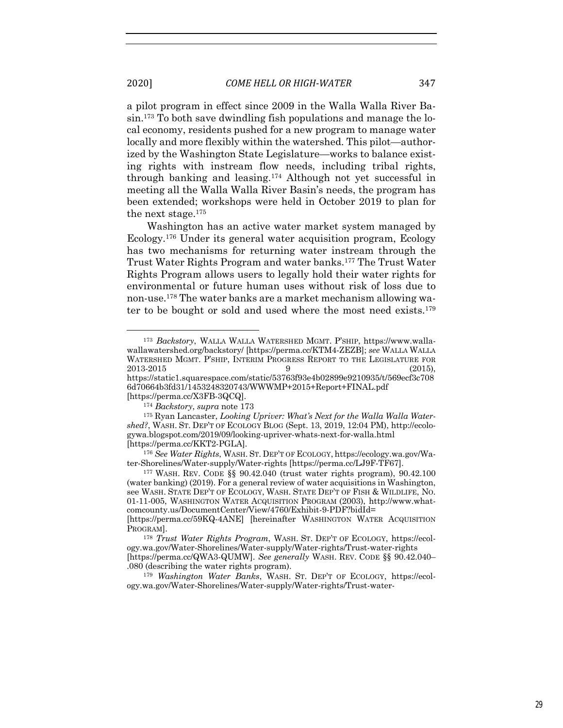a pilot program in effect since 2009 in the Walla Walla River Basin.[173] To both save dwindling fish populations and manage the local economy, residents pushed for a new program to manage water locally and more flexibly within the watershed. This pilot—authorized by the Washington State Legislature—works to balance existing rights with instream flow needs, including tribal rights, through banking and leasing.[174] Although not yet successful in meeting all the Walla Walla River Basin's needs, the program has been extended; workshops were held in October 2019 to plan for the next stage.[175]

Washington has an active water market system managed by Ecology.[176] Under its general water acquisition program, Ecology has two mechanisms for returning water instream through the Trust Water Rights Program and water banks.[177] The Trust Water Rights Program allows users to legally hold their water rights for environmental or future human uses without risk of loss due to non-use.[178] The water banks are a market mechanism allowing water to be bought or sold and used where the most need exists.[179]

---

[173] *Backstory*, WALLA WALLA WATERSHED MGMT. P'SHIP, https://www.wallawallawatershed.org/backstory/ [https://perma.cc/KTM4-ZEZB]; *see* WALLA WALLA WATERSHED MGMT. P'SHIP, INTERIM PROGRESS REPORT TO THE LEGISLATURE FOR 2013-2015 9 (2015), https://static1.squarespace.com/static/53763f93e4b02899e9210935/t/569ecf3c7086d70664b3fd31/1453248320743/WWWMP+2015+Report+FINAL.pdf [https://perma.cc/X3FB-3QCQ].

[174] *Backstory*, *supra* note 173

[175] Ryan Lancaster, *Looking Upriver: What's Next for the Walla Walla Watershed?*, WASH. ST. DEP'T OF ECOLOGY BLOG (Sept. 13, 2019, 12:04 PM), http://ecologywa.blogspot.com/2019/09/looking-upriver-whats-next-for-walla.html [https://perma.cc/KKT2-PGLA].

[176] *See Water Rights*, WASH. ST. DEP'T OF ECOLOGY, https://ecology.wa.gov/Water-Shorelines/Water-supply/Water-rights [https://perma.cc/LJ9F-TF67].

[177] WASH. REV. CODE §§ 90.42.040 (trust water rights program), 90.42.100 (water banking) (2019). For a general review of water acquisitions in Washington, see WASH. STATE DEP'T OF ECOLOGY, WASH. STATE DEP'T OF FISH & WILDLIFE, NO. 01-11-005, WASHINGTON WATER ACQUISITION PROGRAM (2003), http://www.whatcomcounty.us/DocumentCenter/View/4760/Exhibit-9-PDF?bidId= [https://perma.cc/59KQ-4ANE] [hereinafter WASHINGTON WATER ACQUISITION PROGRAM].

[178] *Trust Water Rights Program*, WASH. ST. DEP'T OF ECOLOGY, https://ecology.wa.gov/Water-Shorelines/Water-supply/Water-rights/Trust-water-rights [https://perma.cc/QWA3-QUMW]. *See generally* WASH. REV. CODE §§ 90.42.040–.080 (describing the water rights program).

[179] *Washington Water Banks*, WASH. ST. DEP'T OF ECOLOGY, https://ecology.wa.gov/Water-Shorelines/Water-supply/Water-rights/Trust-water-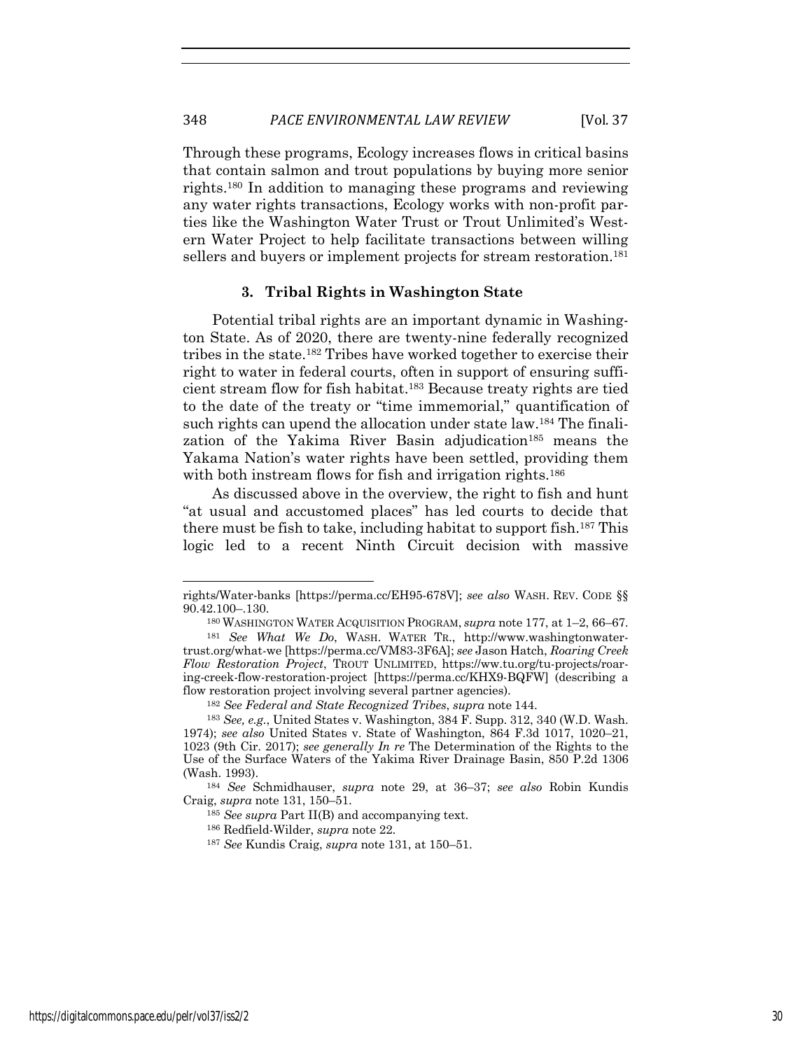Through these programs, Ecology increases flows in critical basins that contain salmon and trout populations by buying more senior rights.[180] In addition to managing these programs and reviewing any water rights transactions, Ecology works with non-profit parties like the Washington Water Trust or Trout Unlimited's Western Water Project to help facilitate transactions between willing sellers and buyers or implement projects for stream restoration.[181]

### 3. Tribal Rights in Washington State

Potential tribal rights are an important dynamic in Washington State. As of 2020, there are twenty-nine federally recognized tribes in the state.[182] Tribes have worked together to exercise their right to water in federal courts, often in support of ensuring sufficient stream flow for fish habitat.[183] Because treaty rights are tied to the date of the treaty or "time immemorial," quantification of such rights can upend the allocation under state law.[184] The finalization of the Yakima River Basin adjudication[185] means the Yakama Nation's water rights have been settled, providing them with both instream flows for fish and irrigation rights.[186]

As discussed above in the overview, the right to fish and hunt "at usual and accustomed places" has led courts to decide that there must be fish to take, including habitat to support fish.[187] This logic led to a recent Ninth Circuit decision with massive

---

rights/Water-banks [https://perma.cc/EH95-678V]; *see also* WASH. REV. CODE §§ 90.42.100–.130.

[180] WASHINGTON WATER ACQUISITION PROGRAM, *supra* note 177, at 1–2, 66–67.

[181] *See What We Do*, WASH. WATER TR., http://www.washingtonwatertrust.org/what-we [https://perma.cc/VM83-3F6A]; *see* Jason Hatch, *Roaring Creek Flow Restoration Project*, TROUT UNLIMITED, https://ww.tu.org/tu-projects/roaring-creek-flow-restoration-project [https://perma.cc/KHX9-BQFW] (describing a flow restoration project involving several partner agencies).

[182] *See Federal and State Recognized Tribes*, *supra* note 144.

[183] *See, e.g.*, United States v. Washington, 384 F. Supp. 312, 340 (W.D. Wash. 1974); *see also* United States v. State of Washington, 864 F.3d 1017, 1020–21, 1023 (9th Cir. 2017); *see generally In re* The Determination of the Rights to the Use of the Surface Waters of the Yakima River Drainage Basin, 850 P.2d 1306 (Wash. 1993).

[184] *See* Schmidhauser, *supra* note 29, at 36–37; *see also* Robin Kundis Craig, *supra* note 131, 150–51.

[185] *See supra* Part II(B) and accompanying text.

[186] Redfield-Wilder, *supra* note 22.

[187] *See* Kundis Craig, *supra* note 131, at 150–51.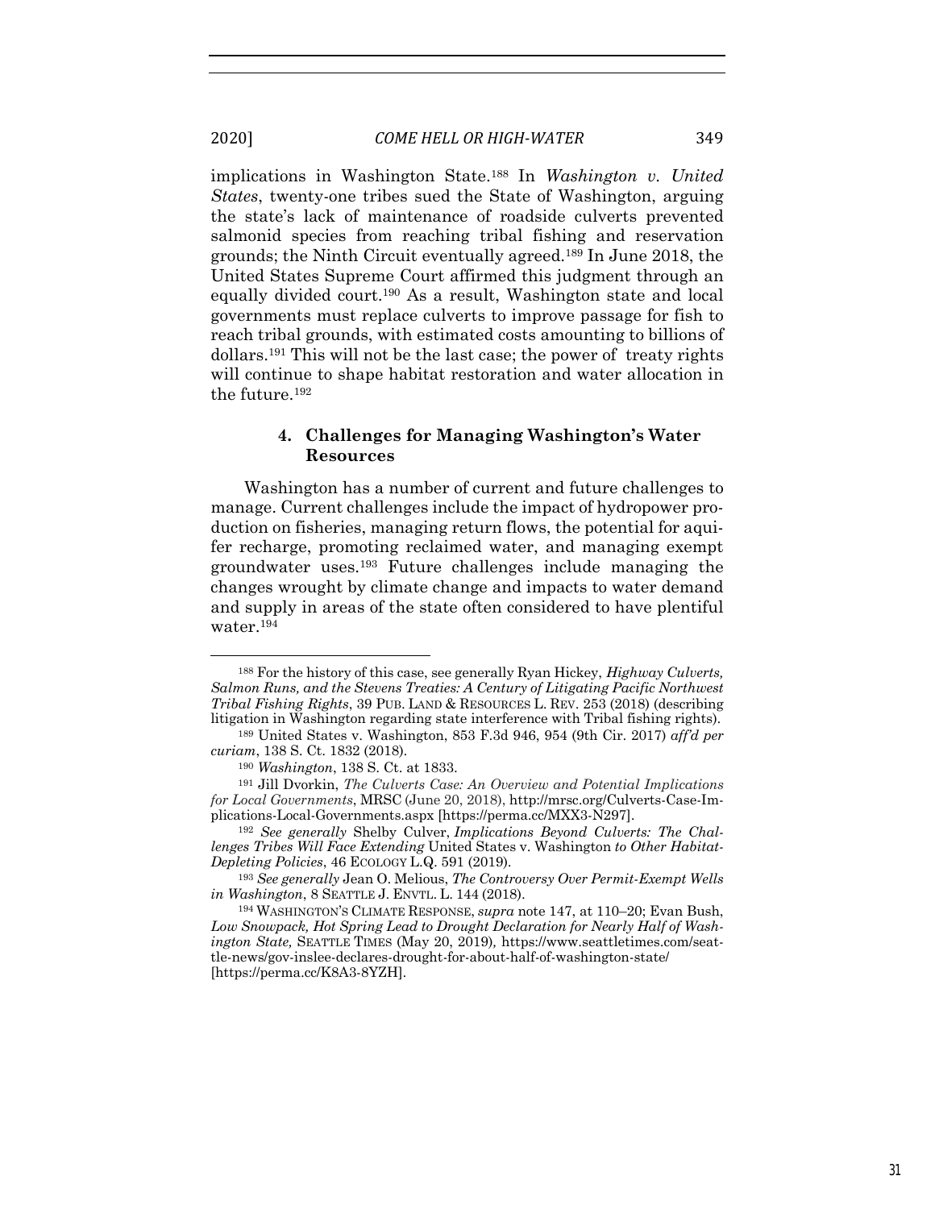implications in Washington State.[188] In *Washington v. United States*, twenty-one tribes sued the State of Washington, arguing the state's lack of maintenance of roadside culverts prevented salmonid species from reaching tribal fishing and reservation grounds; the Ninth Circuit eventually agreed.[189] In June 2018, the United States Supreme Court affirmed this judgment through an equally divided court.[190] As a result, Washington state and local governments must replace culverts to improve passage for fish to reach tribal grounds, with estimated costs amounting to billions of dollars.[191] This will not be the last case; the power of treaty rights will continue to shape habitat restoration and water allocation in the future.[192]

#### 4. Challenges for Managing Washington's Water Resources

Washington has a number of current and future challenges to manage. Current challenges include the impact of hydropower production on fisheries, managing return flows, the potential for aquifer recharge, promoting reclaimed water, and managing exempt groundwater uses.[193] Future challenges include managing the changes wrought by climate change and impacts to water demand and supply in areas of the state often considered to have plentiful water.[194]

---

[188] For the history of this case, see generally Ryan Hickey, *Highway Culverts, Salmon Runs, and the Stevens Treaties: A Century of Litigating Pacific Northwest Tribal Fishing Rights*, 39 PUB. LAND & RESOURCES L. REV. 253 (2018) (describing litigation in Washington regarding state interference with Tribal fishing rights).

[189] United States v. Washington, 853 F.3d 946, 954 (9th Cir. 2017) *aff'd per curiam*, 138 S. Ct. 1832 (2018).

[190] *Washington*, 138 S. Ct. at 1833.

[191] Jill Dvorkin, *The Culverts Case: An Overview and Potential Implications for Local Governments*, MRSC (June 20, 2018), http://mrsc.org/Culverts-Case-Implications-Local-Governments.aspx [https://perma.cc/MXX3-N297].

[192] *See generally* Shelby Culver, *Implications Beyond Culverts: The Challenges Tribes Will Face Extending* United States v. Washington *to Other Habitat-Depleting Policies*, 46 ECOLOGY L.Q. 591 (2019).

[193] *See generally* Jean O. Melious, *The Controversy Over Permit-Exempt Wells in Washington*, 8 SEATTLE J. ENVTL. L. 144 (2018).

[194] WASHINGTON'S CLIMATE RESPONSE, *supra* note 147, at 110–20; Evan Bush, *Low Snowpack, Hot Spring Lead to Drought Declaration for Nearly Half of Washington State,* SEATTLE TIMES (May 20, 2019), https://www.seattletimes.com/seattle-news/gov-inslee-declares-drought-for-about-half-of-washington-state/ [https://perma.cc/K8A3-8YZH].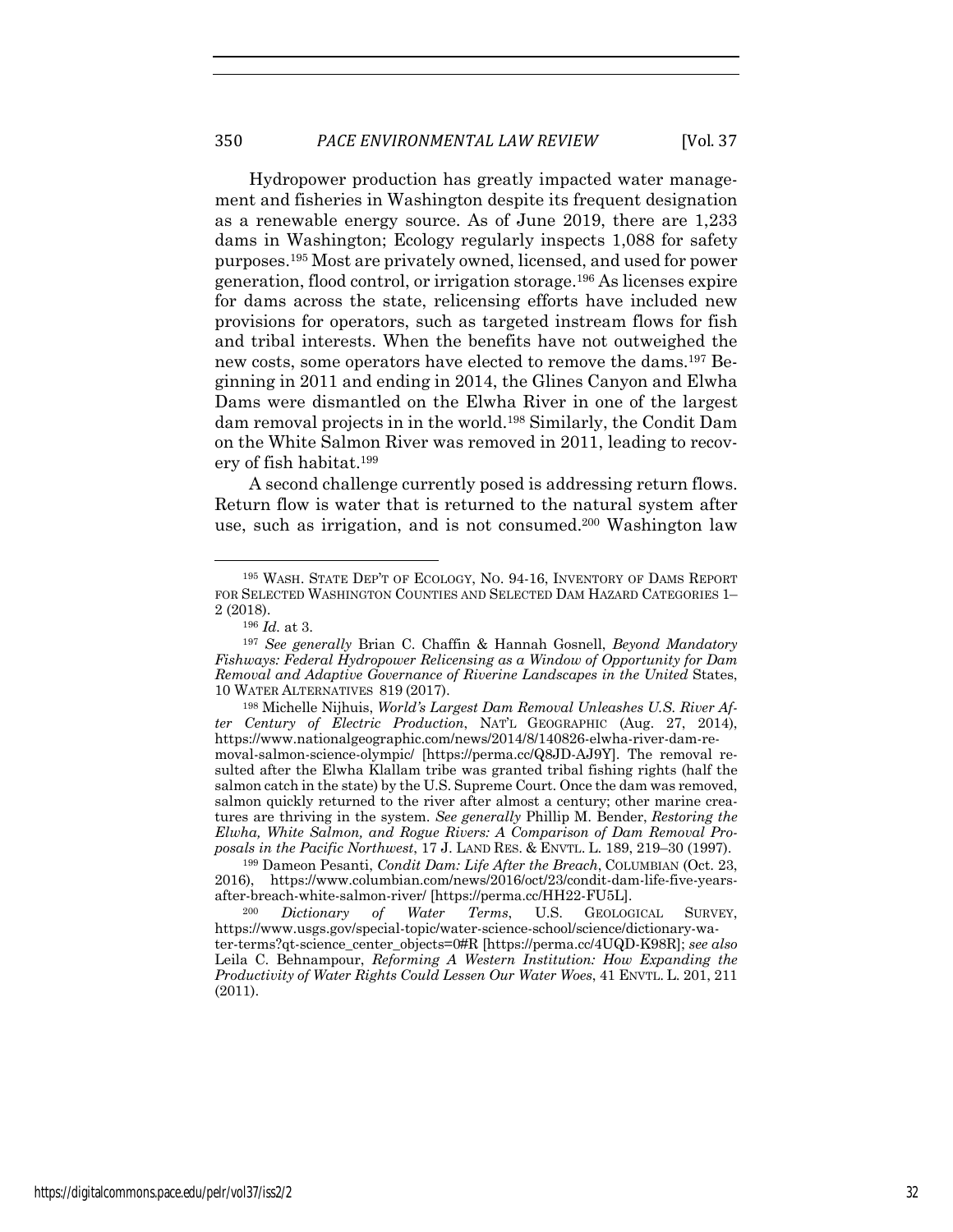Hydropower production has greatly impacted water management and fisheries in Washington despite its frequent designation as a renewable energy source. As of June 2019, there are 1,233 dams in Washington; Ecology regularly inspects 1,088 for safety purposes.[195] Most are privately owned, licensed, and used for power generation, flood control, or irrigation storage.[196] As licenses expire for dams across the state, relicensing efforts have included new provisions for operators, such as targeted instream flows for fish and tribal interests. When the benefits have not outweighed the new costs, some operators have elected to remove the dams.[197] Beginning in 2011 and ending in 2014, the Glines Canyon and Elwha Dams were dismantled on the Elwha River in one of the largest dam removal projects in in the world.[198] Similarly, the Condit Dam on the White Salmon River was removed in 2011, leading to recovery of fish habitat.[199]

A second challenge currently posed is addressing return flows. Return flow is water that is returned to the natural system after use, such as irrigation, and is not consumed.[200] Washington law

---

[195] WASH. STATE DEP'T OF ECOLOGY, NO. 94-16, INVENTORY OF DAMS REPORT FOR SELECTED WASHINGTON COUNTIES AND SELECTED DAM HAZARD CATEGORIES 1–2 (2018).

[196] *Id.* at 3.

[197] *See generally* Brian C. Chaffin & Hannah Gosnell, *Beyond Mandatory Fishways: Federal Hydropower Relicensing as a Window of Opportunity for Dam Removal and Adaptive Governance of Riverine Landscapes in the United* States, 10 WATER ALTERNATIVES 819 (2017).

[198] Michelle Nijhuis, *World's Largest Dam Removal Unleashes U.S. River After Century of Electric Production*, NAT'L GEOGRAPHIC (Aug. 27, 2014), https://www.nationalgeographic.com/news/2014/8/140826-elwha-river-dam-removal-salmon-science-olympic/ [https://perma.cc/Q8JD-AJ9Y]. The removal resulted after the Elwha Klallam tribe was granted tribal fishing rights (half the salmon catch in the state) by the U.S. Supreme Court. Once the dam was removed, salmon quickly returned to the river after almost a century; other marine creatures are thriving in the system. *See generally* Phillip M. Bender, *Restoring the Elwha, White Salmon, and Rogue Rivers: A Comparison of Dam Removal Proposals in the Pacific Northwest*, 17 J. LAND RES. & ENVTL. L. 189, 219–30 (1997).

[199] Dameon Pesanti, *Condit Dam: Life After the Breach*, COLUMBIAN (Oct. 23, 2016), https://www.columbian.com/news/2016/oct/23/condit-dam-life-five-years-after-breach-white-salmon-river/ [https://perma.cc/HH22-FU5L].

[200] *Dictionary of Water Terms*, U.S. GEOLOGICAL SURVEY, https://www.usgs.gov/special-topic/water-science-school/science/dictionary-water-terms?qt-science_center_objects=0#R [https://perma.cc/4UQD-K98R]; *see also* Leila C. Behnampour, *Reforming A Western Institution: How Expanding the Productivity of Water Rights Could Lessen Our Water Woes*, 41 ENVTL. L. 201, 211 (2011).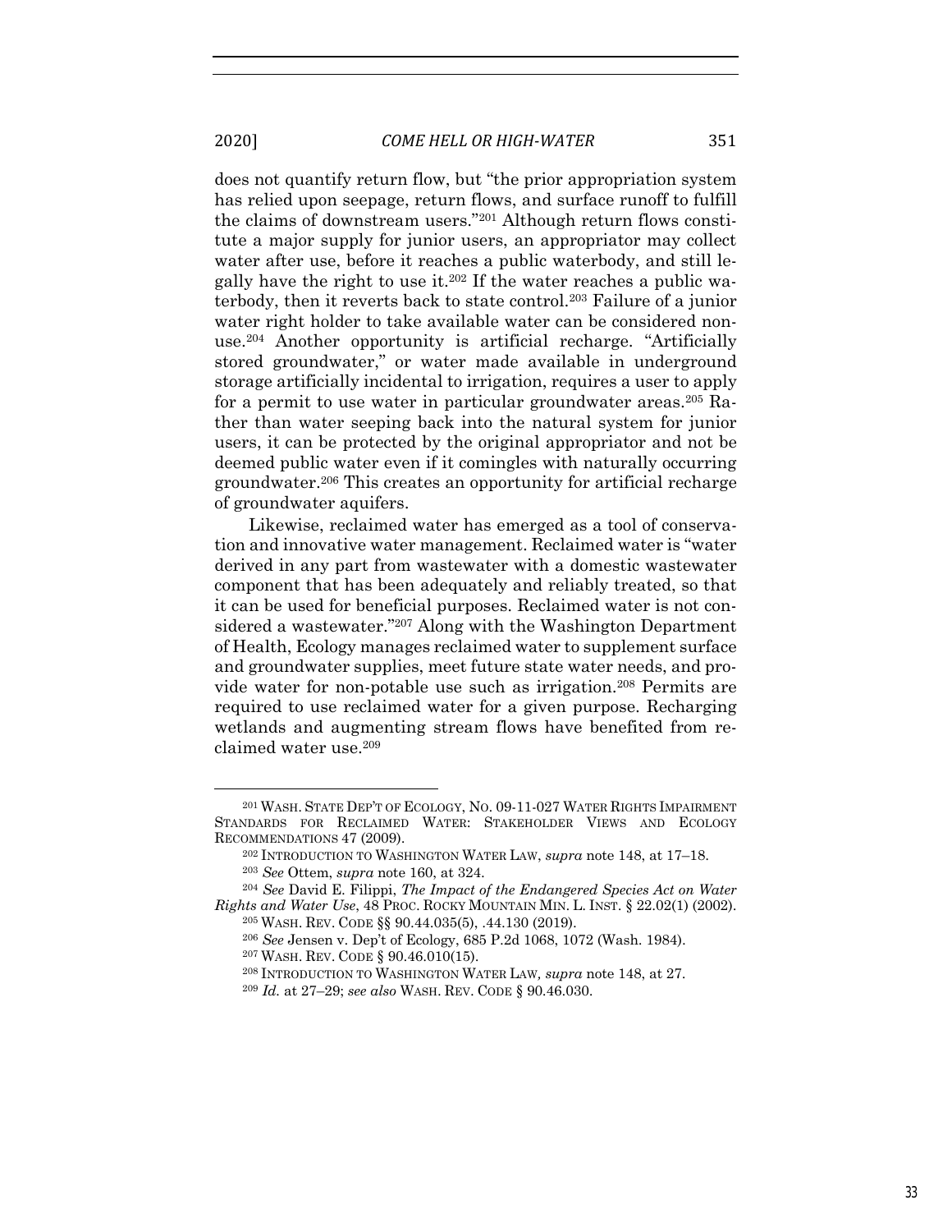does not quantify return flow, but "the prior appropriation system has relied upon seepage, return flows, and surface runoff to fulfill the claims of downstream users."[201] Although return flows constitute a major supply for junior users, an appropriator may collect water after use, before it reaches a public waterbody, and still legally have the right to use it.[202] If the water reaches a public waterbody, then it reverts back to state control.[203] Failure of a junior water right holder to take available water can be considered nonuse.[204] Another opportunity is artificial recharge. "Artificially stored groundwater," or water made available in underground storage artificially incidental to irrigation, requires a user to apply for a permit to use water in particular groundwater areas.[205] Rather than water seeping back into the natural system for junior users, it can be protected by the original appropriator and not be deemed public water even if it comingles with naturally occurring groundwater.[206] This creates an opportunity for artificial recharge of groundwater aquifers.

Likewise, reclaimed water has emerged as a tool of conservation and innovative water management. Reclaimed water is "water derived in any part from wastewater with a domestic wastewater component that has been adequately and reliably treated, so that it can be used for beneficial purposes. Reclaimed water is not considered a wastewater."[207] Along with the Washington Department of Health, Ecology manages reclaimed water to supplement surface and groundwater supplies, meet future state water needs, and provide water for non-potable use such as irrigation.[208] Permits are required to use reclaimed water for a given purpose. Recharging wetlands and augmenting stream flows have benefited from reclaimed water use.[209]

---

[201] WASH. STATE DEP'T OF ECOLOGY, NO. 09-11-027 WATER RIGHTS IMPAIRMENT STANDARDS FOR RECLAIMED WATER: STAKEHOLDER VIEWS AND ECOLOGY RECOMMENDATIONS 47 (2009).

[202] INTRODUCTION TO WASHINGTON WATER LAW, *supra* note 148, at 17–18.

[203] *See* Ottem, *supra* note 160, at 324.

[204] *See* David E. Filippi, *The Impact of the Endangered Species Act on Water Rights and Water Use*, 48 PROC. ROCKY MOUNTAIN MIN. L. INST. § 22.02(1) (2002).

[205] WASH. REV. CODE §§ 90.44.035(5), .44.130 (2019).

[206] *See* Jensen v. Dep't of Ecology, 685 P.2d 1068, 1072 (Wash. 1984).

[207] WASH. REV. CODE § 90.46.010(15).

[208] INTRODUCTION TO WASHINGTON WATER LAW, *supra* note 148, at 27.

[209] *Id.* at 27–29; *see also* WASH. REV. CODE § 90.46.030.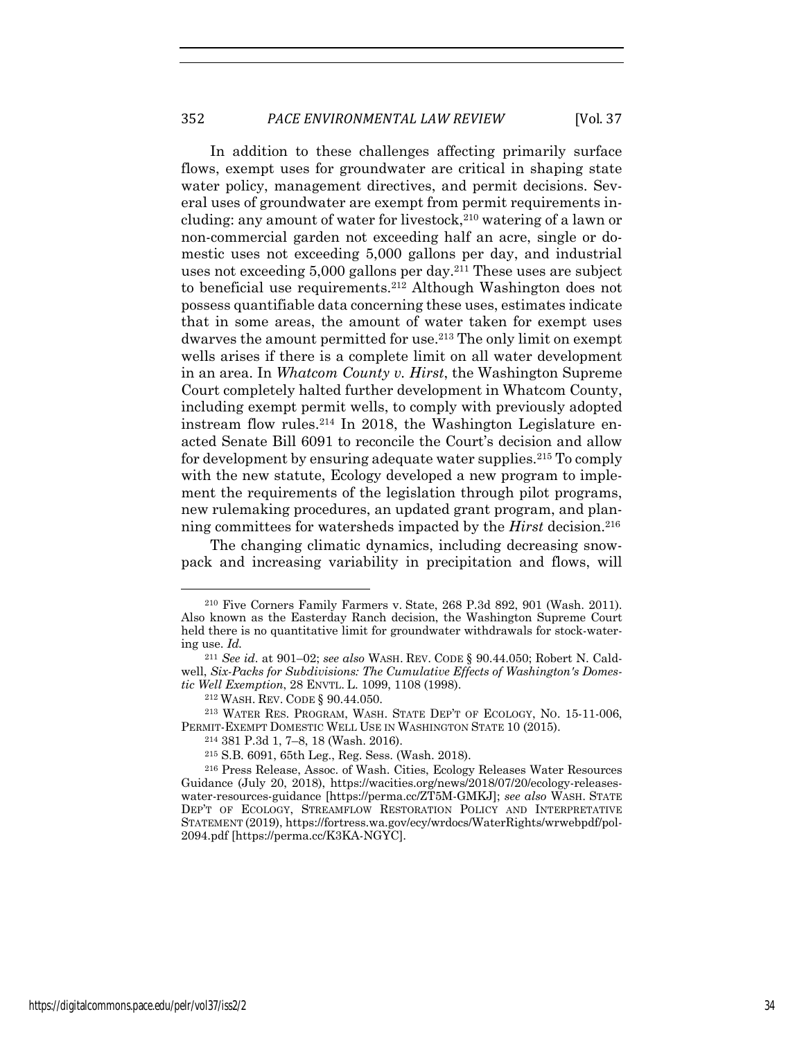In addition to these challenges affecting primarily surface flows, exempt uses for groundwater are critical in shaping state water policy, management directives, and permit decisions. Several uses of groundwater are exempt from permit requirements including: any amount of water for livestock,[210] watering of a lawn or non-commercial garden not exceeding half an acre, single or domestic uses not exceeding 5,000 gallons per day, and industrial uses not exceeding 5,000 gallons per day.[211] These uses are subject to beneficial use requirements.[212] Although Washington does not possess quantifiable data concerning these uses, estimates indicate that in some areas, the amount of water taken for exempt uses dwarves the amount permitted for use.[213] The only limit on exempt wells arises if there is a complete limit on all water development in an area. In *Whatcom County v. Hirst*, the Washington Supreme Court completely halted further development in Whatcom County, including exempt permit wells, to comply with previously adopted instream flow rules.[214] In 2018, the Washington Legislature enacted Senate Bill 6091 to reconcile the Court's decision and allow for development by ensuring adequate water supplies.[215] To comply with the new statute, Ecology developed a new program to implement the requirements of the legislation through pilot programs, new rulemaking procedures, an updated grant program, and planning committees for watersheds impacted by the *Hirst* decision.[216]

The changing climatic dynamics, including decreasing snowpack and increasing variability in precipitation and flows, will

---

[210] Five Corners Family Farmers v. State, 268 P.3d 892, 901 (Wash. 2011). Also known as the Easterday Ranch decision, the Washington Supreme Court held there is no quantitative limit for groundwater withdrawals for stock-watering use. *Id.*

[211] *See id*. at 901–02; *see also* WASH. REV. CODE § 90.44.050; Robert N. Caldwell, *Six-Packs for Subdivisions: The Cumulative Effects of Washington's Domestic Well Exemption*, 28 ENVTL. L. 1099, 1108 (1998).

[212] WASH. REV. CODE § 90.44.050.

[213] WATER RES. PROGRAM, WASH. STATE DEP'T OF ECOLOGY, NO. 15-11-006, PERMIT-EXEMPT DOMESTIC WELL USE IN WASHINGTON STATE 10 (2015).

[214] 381 P.3d 1, 7–8, 18 (Wash. 2016).

[215] S.B. 6091, 65th Leg., Reg. Sess. (Wash. 2018).

[216] Press Release, Assoc. of Wash. Cities, Ecology Releases Water Resources Guidance (July 20, 2018), https://wacities.org/news/2018/07/20/ecology-releases-water-resources-guidance [https://perma.cc/ZT5M-GMKJ]; *see also* WASH. STATE DEP'T OF ECOLOGY, STREAMFLOW RESTORATION POLICY AND INTERPRETATIVE STATEMENT (2019), https://fortress.wa.gov/ecy/wrdocs/WaterRights/wrwebpdf/pol-2094.pdf [https://perma.cc/K3KA-NGYC].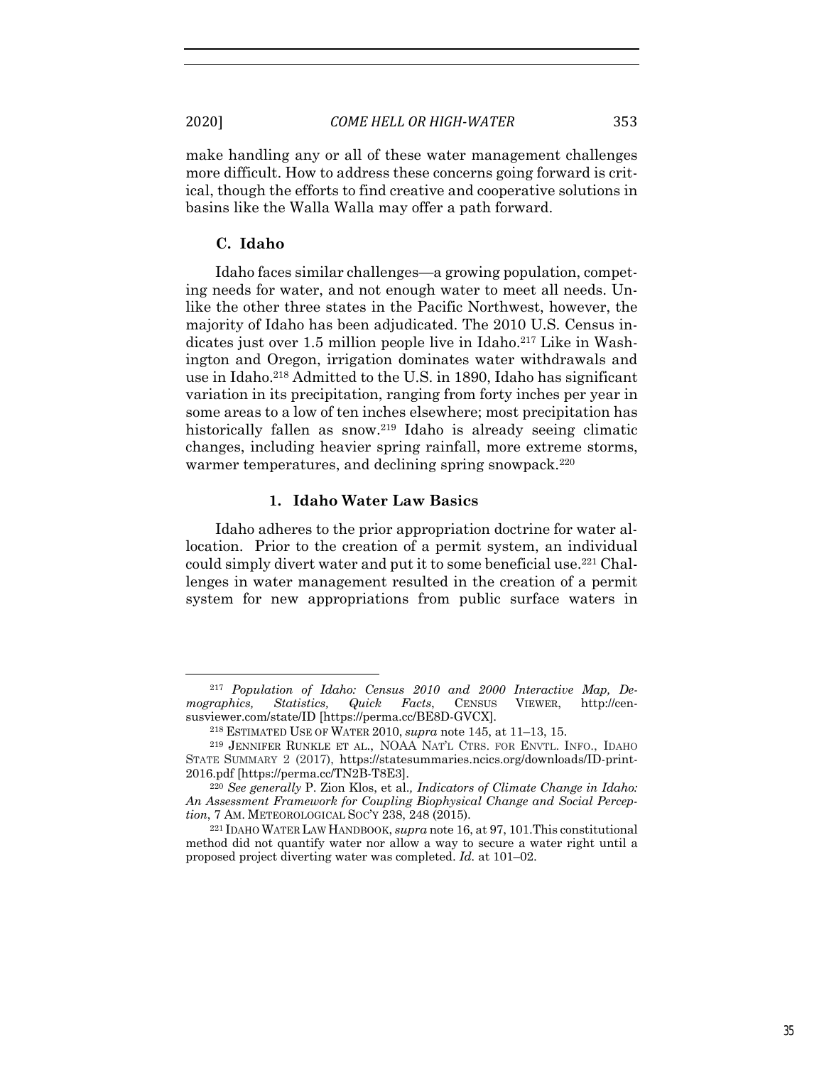make handling any or all of these water management challenges more difficult. How to address these concerns going forward is critical, though the efforts to find creative and cooperative solutions in basins like the Walla Walla may offer a path forward.

### C. Idaho

Idaho faces similar challenges—a growing population, competing needs for water, and not enough water to meet all needs. Unlike the other three states in the Pacific Northwest, however, the majority of Idaho has been adjudicated. The 2010 U.S. Census indicates just over 1.5 million people live in Idaho.[217] Like in Washington and Oregon, irrigation dominates water withdrawals and use in Idaho.[218] Admitted to the U.S. in 1890, Idaho has significant variation in its precipitation, ranging from forty inches per year in some areas to a low of ten inches elsewhere; most precipitation has historically fallen as snow.[219] Idaho is already seeing climatic changes, including heavier spring rainfall, more extreme storms, warmer temperatures, and declining spring snowpack.[220]

#### 1. Idaho Water Law Basics

Idaho adheres to the prior appropriation doctrine for water allocation. Prior to the creation of a permit system, an individual could simply divert water and put it to some beneficial use.[221] Challenges in water management resulted in the creation of a permit system for new appropriations from public surface waters in

---

[217] *Population of Idaho: Census 2010 and 2000 Interactive Map, Demographics, Statistics, Quick Facts*, CENSUS VIEWER, http://censusviewer.com/state/ID [https://perma.cc/BE8D-GVCX].

[218] ESTIMATED USE OF WATER 2010, *supra* note 145, at 11–13, 15.

[219] JENNIFER RUNKLE ET AL., NOAA NAT'L CTRS. FOR ENVTL. INFO., IDAHO STATE SUMMARY 2 (2017), https://statesummaries.ncics.org/downloads/ID-print-2016.pdf [https://perma.cc/TN2B-T8E3].

[220] *See generally* P. Zion Klos, et al., *Indicators of Climate Change in Idaho: An Assessment Framework for Coupling Biophysical Change and Social Perception*, 7 AM. METEOROLOGICAL SOC'Y 238, 248 (2015).

[221] IDAHO WATER LAW HANDBOOK, *supra* note 16, at 97, 101.This constitutional method did not quantify water nor allow a way to secure a water right until a proposed project diverting water was completed. *Id.* at 101–02.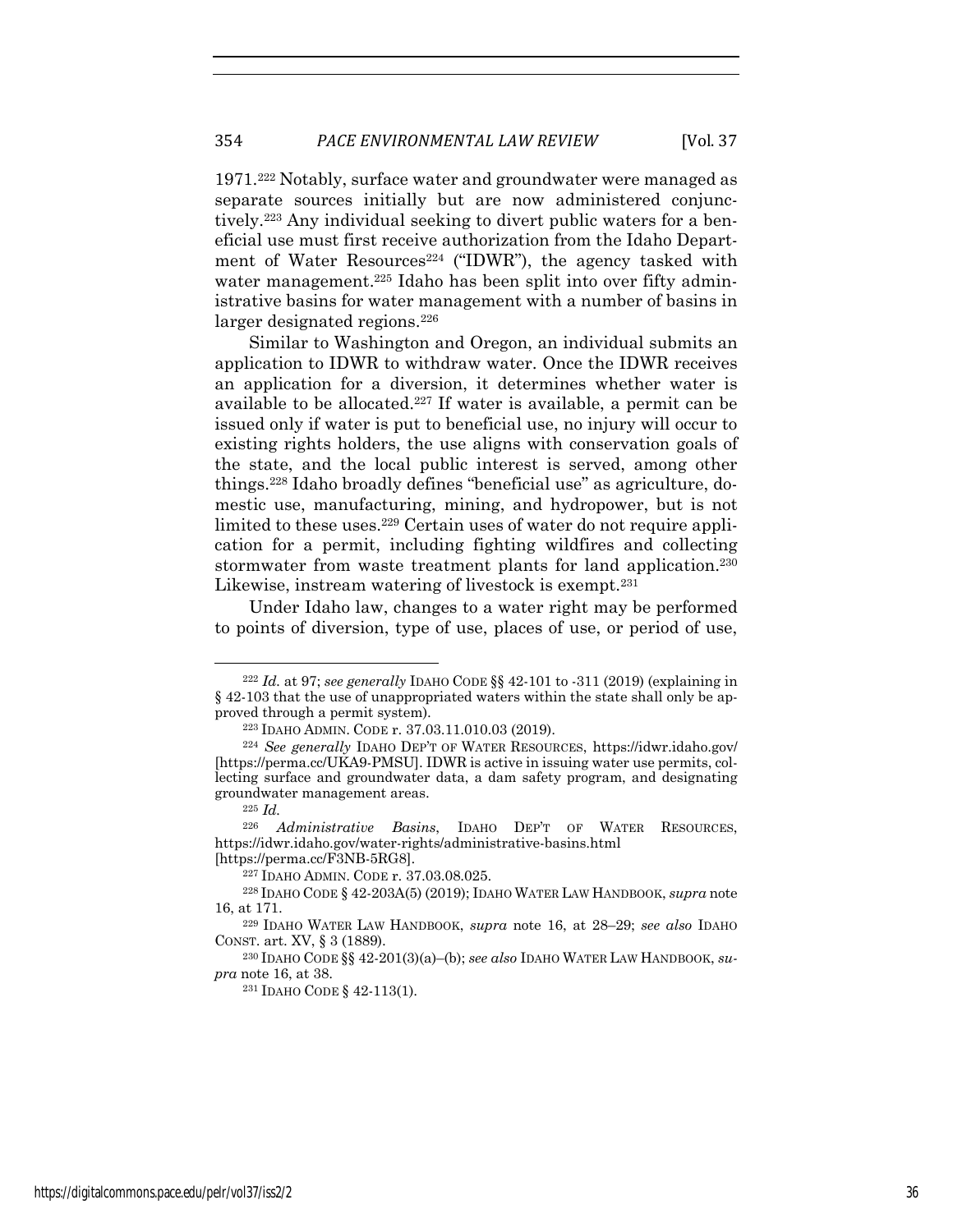1971.[222] Notably, surface water and groundwater were managed as separate sources initially but are now administered conjunctively.[223] Any individual seeking to divert public waters for a beneficial use must first receive authorization from the Idaho Department of Water Resources[224] ("IDWR"), the agency tasked with water management.[225] Idaho has been split into over fifty administrative basins for water management with a number of basins in larger designated regions.[226]

Similar to Washington and Oregon, an individual submits an application to IDWR to withdraw water. Once the IDWR receives an application for a diversion, it determines whether water is available to be allocated.[227] If water is available, a permit can be issued only if water is put to beneficial use, no injury will occur to existing rights holders, the use aligns with conservation goals of the state, and the local public interest is served, among other things.[228] Idaho broadly defines "beneficial use" as agriculture, domestic use, manufacturing, mining, and hydropower, but is not limited to these uses.[229] Certain uses of water do not require application for a permit, including fighting wildfires and collecting stormwater from waste treatment plants for land application.[230] Likewise, instream watering of livestock is exempt.[231]

Under Idaho law, changes to a water right may be performed to points of diversion, type of use, places of use, or period of use,

---

[222] *Id.* at 97; *see generally* IDAHO CODE §§ 42-101 to -311 (2019) (explaining in § 42-103 that the use of unappropriated waters within the state shall only be approved through a permit system).

[223] IDAHO ADMIN. CODE r. 37.03.11.010.03 (2019).

[224] *See generally* IDAHO DEP'T OF WATER RESOURCES, https://idwr.idaho.gov/ [https://perma.cc/UKA9-PMSU]. IDWR is active in issuing water use permits, collecting surface and groundwater data, a dam safety program, and designating groundwater management areas.

[225] *Id.*

[226] *Administrative Basins*, IDAHO DEP'T OF WATER RESOURCES, https://idwr.idaho.gov/water-rights/administrative-basins.html [https://perma.cc/F3NB-5RG8].

[227] IDAHO ADMIN. CODE r. 37.03.08.025.

[228] IDAHO CODE § 42-203A(5) (2019); IDAHO WATER LAW HANDBOOK, *supra* note 16, at 171.

[229] IDAHO WATER LAW HANDBOOK, *supra* note 16, at 28–29; *see also* IDAHO CONST. art. XV, § 3 (1889).

[230] IDAHO CODE §§ 42-201(3)(a)–(b); *see also* IDAHO WATER LAW HANDBOOK, *supra* note 16, at 38.

[231] IDAHO CODE § 42-113(1).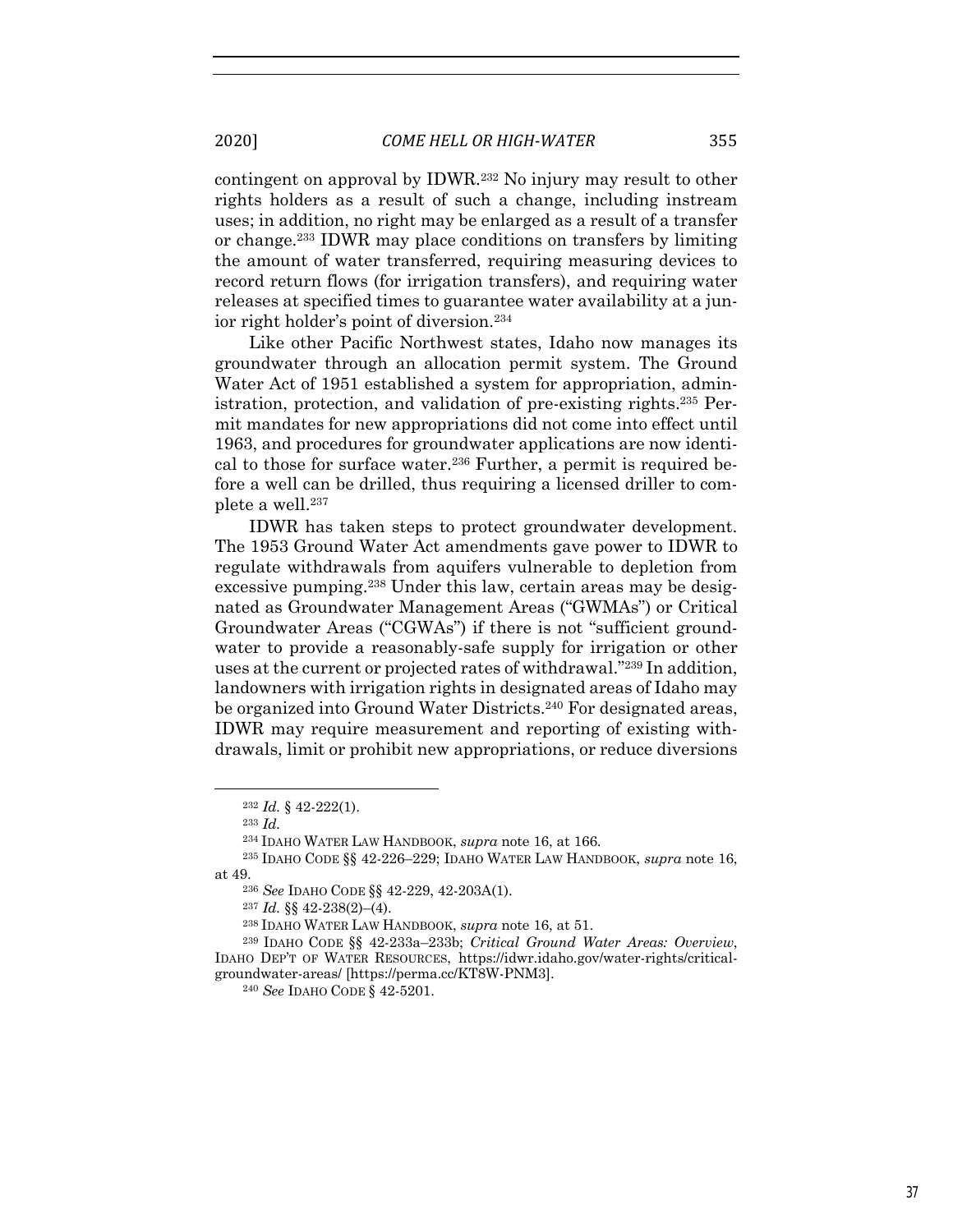contingent on approval by IDWR.[232] No injury may result to other rights holders as a result of such a change, including instream uses; in addition, no right may be enlarged as a result of a transfer or change.[233] IDWR may place conditions on transfers by limiting the amount of water transferred, requiring measuring devices to record return flows (for irrigation transfers), and requiring water releases at specified times to guarantee water availability at a junior right holder's point of diversion.[234]

Like other Pacific Northwest states, Idaho now manages its groundwater through an allocation permit system. The Ground Water Act of 1951 established a system for appropriation, administration, protection, and validation of pre-existing rights.[235] Permit mandates for new appropriations did not come into effect until 1963, and procedures for groundwater applications are now identical to those for surface water.[236] Further, a permit is required before a well can be drilled, thus requiring a licensed driller to complete a well.[237]

IDWR has taken steps to protect groundwater development. The 1953 Ground Water Act amendments gave power to IDWR to regulate withdrawals from aquifers vulnerable to depletion from excessive pumping.[238] Under this law, certain areas may be designated as Groundwater Management Areas ("GWMAs") or Critical Groundwater Areas ("CGWAs") if there is not "sufficient groundwater to provide a reasonably-safe supply for irrigation or other uses at the current or projected rates of withdrawal."[239] In addition, landowners with irrigation rights in designated areas of Idaho may be organized into Ground Water Districts.[240] For designated areas, IDWR may require measurement and reporting of existing withdrawals, limit or prohibit new appropriations, or reduce diversions

---

[232] *Id.* § 42-222(1).

[233] *Id.*

[234] IDAHO WATER LAW HANDBOOK, *supra* note 16, at 166.

[235] IDAHO CODE §§ 42-226–229; IDAHO WATER LAW HANDBOOK, *supra* note 16, at 49.

[236] *See* IDAHO CODE §§ 42-229, 42-203A(1).

[237] *Id.* §§ 42-238(2)–(4).

[238] IDAHO WATER LAW HANDBOOK, *supra* note 16, at 51.

[239] IDAHO CODE §§ 42-233a–233b; *Critical Ground Water Areas: Overview*, IDAHO DEP'T OF WATER RESOURCES, https://idwr.idaho.gov/water-rights/critical-groundwater-areas/ [https://perma.cc/KT8W-PNM3].

[240] *See* IDAHO CODE § 42-5201.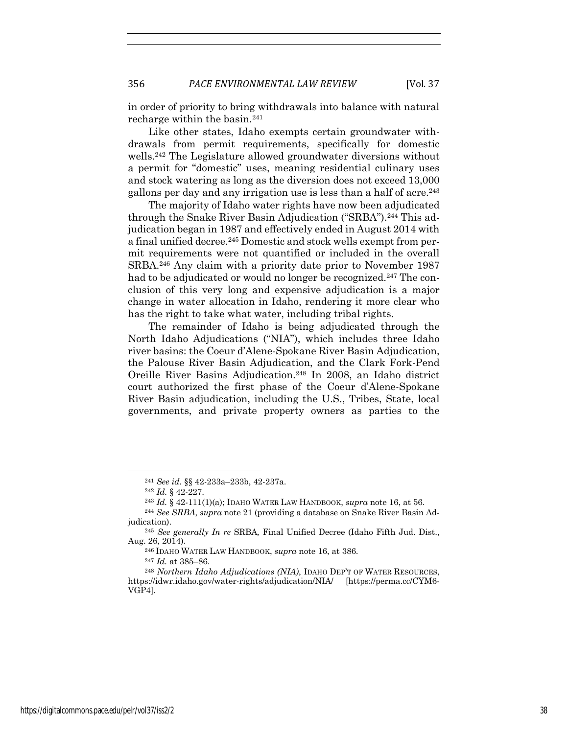in order of priority to bring withdrawals into balance with natural recharge within the basin.[241]

Like other states, Idaho exempts certain groundwater withdrawals from permit requirements, specifically for domestic wells.[242] The Legislature allowed groundwater diversions without a permit for "domestic" uses, meaning residential culinary uses and stock watering as long as the diversion does not exceed 13,000 gallons per day and any irrigation use is less than a half of acre.[243]

The majority of Idaho water rights have now been adjudicated through the Snake River Basin Adjudication ("SRBA").[244] This adjudication began in 1987 and effectively ended in August 2014 with a final unified decree.[245] Domestic and stock wells exempt from permit requirements were not quantified or included in the overall SRBA.[246] Any claim with a priority date prior to November 1987 had to be adjudicated or would no longer be recognized.[247] The conclusion of this very long and expensive adjudication is a major change in water allocation in Idaho, rendering it more clear who has the right to take what water, including tribal rights.

The remainder of Idaho is being adjudicated through the North Idaho Adjudications ("NIA"), which includes three Idaho river basins: the Coeur d'Alene-Spokane River Basin Adjudication, the Palouse River Basin Adjudication, and the Clark Fork-Pend Oreille River Basins Adjudication.[248] In 2008, an Idaho district court authorized the first phase of the Coeur d'Alene-Spokane River Basin adjudication, including the U.S., Tribes, State, local governments, and private property owners as parties to the

---

[241] *See id.* §§ 42-233a–233b, 42-237a.

[242] *Id.* § 42-227.

[243] *Id.* § 42-111(1)(a); IDAHO WATER LAW HANDBOOK, *supra* note 16, at 56.

[244] *See SRBA*, *supra* note 21 (providing a database on Snake River Basin Adjudication).

[245] *See generally In re* SRBA*,* Final Unified Decree (Idaho Fifth Jud. Dist., Aug. 26, 2014).

[246] IDAHO WATER LAW HANDBOOK, *supra* note 16, at 386.

[247] *Id.* at 385–86.

[248] *Northern Idaho Adjudications (NIA)*, IDAHO DEP'T OF WATER RESOURCES, https://idwr.idaho.gov/water-rights/adjudication/NIA/ [https://perma.cc/CYM6-VGP4].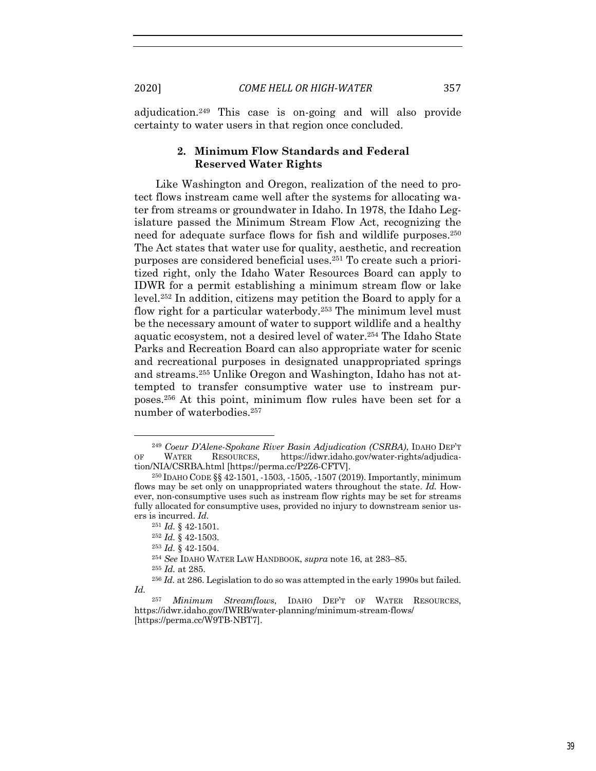adjudication.[249] This case is on-going and will also provide certainty to water users in that region once concluded.

### 2. Minimum Flow Standards and Federal Reserved Water Rights

Like Washington and Oregon, realization of the need to protect flows instream came well after the systems for allocating water from streams or groundwater in Idaho. In 1978, the Idaho Legislature passed the Minimum Stream Flow Act, recognizing the need for adequate surface flows for fish and wildlife purposes.[250] The Act states that water use for quality, aesthetic, and recreation purposes are considered beneficial uses.[251] To create such a prioritized right, only the Idaho Water Resources Board can apply to IDWR for a permit establishing a minimum stream flow or lake level.[252] In addition, citizens may petition the Board to apply for a flow right for a particular waterbody.[253] The minimum level must be the necessary amount of water to support wildlife and a healthy aquatic ecosystem, not a desired level of water.[254] The Idaho State Parks and Recreation Board can also appropriate water for scenic and recreational purposes in designated unappropriated springs and streams.[255] Unlike Oregon and Washington, Idaho has not attempted to transfer consumptive water use to instream purposes.[256] At this point, minimum flow rules have been set for a number of waterbodies.[257]

---

[249] *Coeur D'Alene-Spokane River Basin Adjudication (CSRBA)*, IDAHO DEP'T OF WATER RESOURCES, https://idwr.idaho.gov/water-rights/adjudication/NIA/CSRBA.html [https://perma.cc/P2Z6-CFTV].

[250] IDAHO CODE §§ 42-1501, -1503, -1505, -1507 (2019). Importantly, minimum flows may be set only on unappropriated waters throughout the state. *Id.* However, non-consumptive uses such as instream flow rights may be set for streams fully allocated for consumptive uses, provided no injury to downstream senior users is incurred. *Id.*

[251] *Id.* § 42-1501.

[252] *Id.* § 42-1503.

[253] *Id.* § 42-1504.

[254] *See* IDAHO WATER LAW HANDBOOK, *supra* note 16, at 283–85.

[255] *Id.* at 285.

[256] *Id.* at 286. Legislation to do so was attempted in the early 1990s but failed. *Id.*

[257] *Minimum Streamflows*, IDAHO DEP'T OF WATER RESOURCES, https://idwr.idaho.gov/IWRB/water-planning/minimum-stream-flows/ [https://perma.cc/W9TB-NBT7].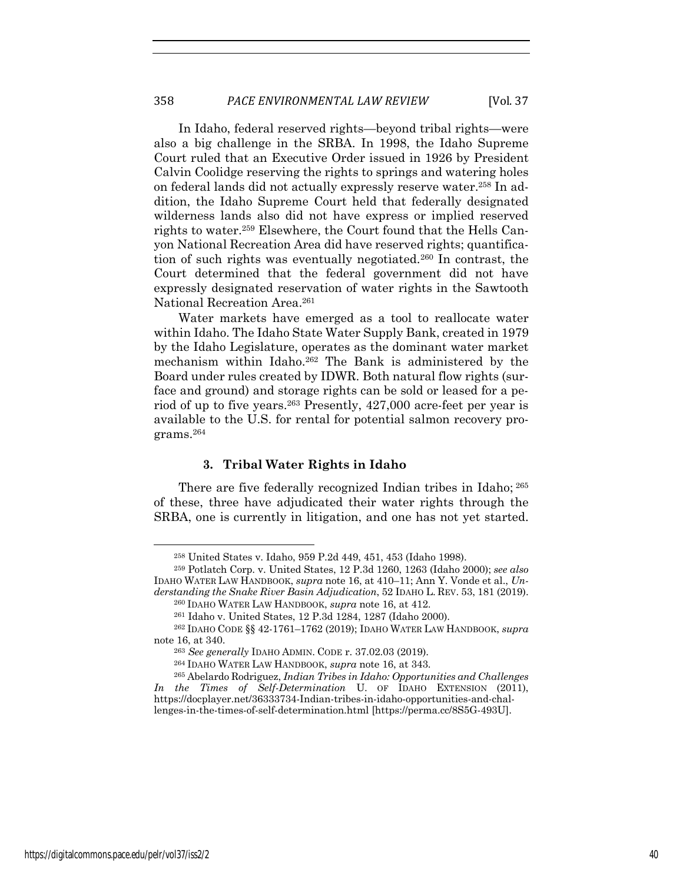In Idaho, federal reserved rights—beyond tribal rights—were also a big challenge in the SRBA. In 1998, the Idaho Supreme Court ruled that an Executive Order issued in 1926 by President Calvin Coolidge reserving the rights to springs and watering holes on federal lands did not actually expressly reserve water.[258] In addition, the Idaho Supreme Court held that federally designated wilderness lands also did not have express or implied reserved rights to water.[259] Elsewhere, the Court found that the Hells Canyon National Recreation Area did have reserved rights; quantification of such rights was eventually negotiated.[260] In contrast, the Court determined that the federal government did not have expressly designated reservation of water rights in the Sawtooth National Recreation Area.[261]

Water markets have emerged as a tool to reallocate water within Idaho. The Idaho State Water Supply Bank, created in 1979 by the Idaho Legislature, operates as the dominant water market mechanism within Idaho.[262] The Bank is administered by the Board under rules created by IDWR. Both natural flow rights (surface and ground) and storage rights can be sold or leased for a period of up to five years.[263] Presently, 427,000 acre-feet per year is available to the U.S. for rental for potential salmon recovery programs.[264]

### 3. Tribal Water Rights in Idaho

There are five federally recognized Indian tribes in Idaho;[265] of these, three have adjudicated their water rights through the SRBA, one is currently in litigation, and one has not yet started.

---

[258] United States v. Idaho, 959 P.2d 449, 451, 453 (Idaho 1998).

[259] Potlatch Corp. v. United States, 12 P.3d 1260, 1263 (Idaho 2000); *see also* IDAHO WATER LAW HANDBOOK, *supra* note 16, at 410–11; Ann Y. Vonde et al., *Understanding the Snake River Basin Adjudication*, 52 IDAHO L. REV. 53, 181 (2019).

[260] IDAHO WATER LAW HANDBOOK, *supra* note 16, at 412.

[261] Idaho v. United States, 12 P.3d 1284, 1287 (Idaho 2000).

[262] IDAHO CODE §§ 42-1761–1762 (2019); IDAHO WATER LAW HANDBOOK, *supra* note 16, at 340.

[263] *See generally* IDAHO ADMIN. CODE r. 37.02.03 (2019).

[264] IDAHO WATER LAW HANDBOOK, *supra* note 16, at 343.

[265] Abelardo Rodriguez, *Indian Tribes in Idaho: Opportunities and Challenges In the Times of Self-Determination* U. OF IDAHO EXTENSION (2011), https://docplayer.net/36333734-Indian-tribes-in-idaho-opportunities-and-challenges-in-the-times-of-self-determination.html [https://perma.cc/8S5G-493U].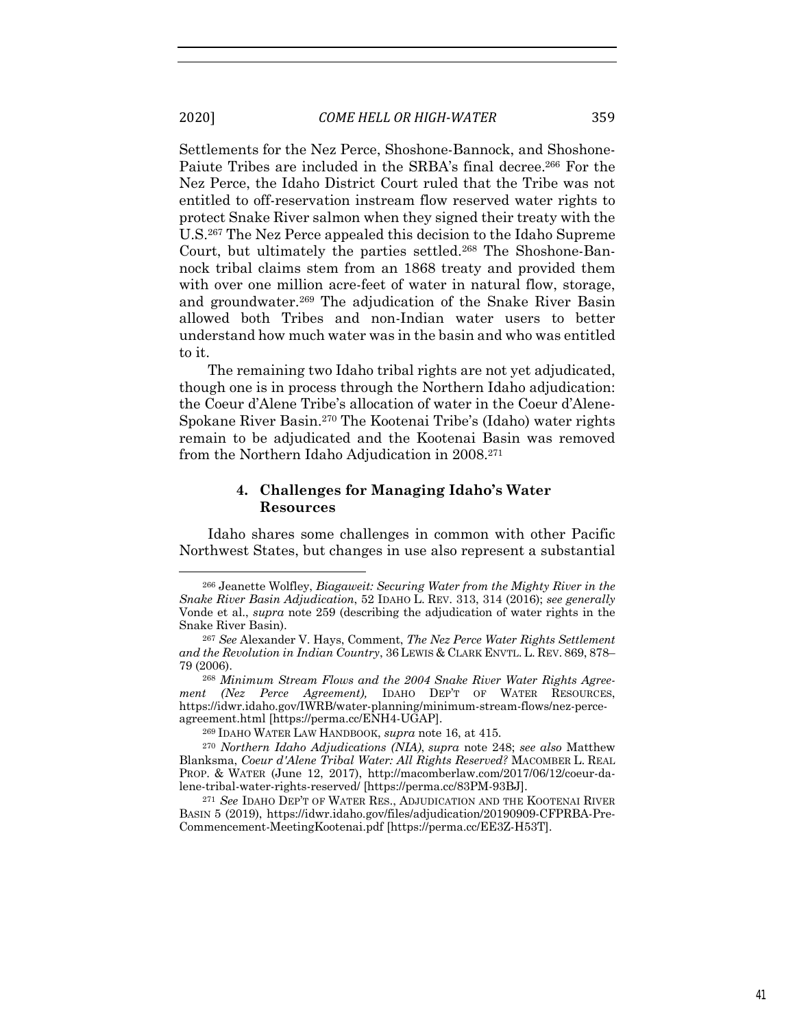Settlements for the Nez Perce, Shoshone-Bannock, and Shoshone-Paiute Tribes are included in the SRBA's final decree.[266] For the Nez Perce, the Idaho District Court ruled that the Tribe was not entitled to off-reservation instream flow reserved water rights to protect Snake River salmon when they signed their treaty with the U.S.[267] The Nez Perce appealed this decision to the Idaho Supreme Court, but ultimately the parties settled.[268] The Shoshone-Bannock tribal claims stem from an 1868 treaty and provided them with over one million acre-feet of water in natural flow, storage, and groundwater.[269] The adjudication of the Snake River Basin allowed both Tribes and non-Indian water users to better understand how much water was in the basin and who was entitled to it.

The remaining two Idaho tribal rights are not yet adjudicated, though one is in process through the Northern Idaho adjudication: the Coeur d'Alene Tribe's allocation of water in the Coeur d'Alene-Spokane River Basin.[270] The Kootenai Tribe's (Idaho) water rights remain to be adjudicated and the Kootenai Basin was removed from the Northern Idaho Adjudication in 2008.[271]

#### 4. Challenges for Managing Idaho's Water Resources

Idaho shares some challenges in common with other Pacific Northwest States, but changes in use also represent a substantial

---

[266] Jeanette Wolfley, *Biagaweit: Securing Water from the Mighty River in the Snake River Basin Adjudication*, 52 IDAHO L. REV. 313, 314 (2016); *see generally* Vonde et al., *supra* note 259 (describing the adjudication of water rights in the Snake River Basin).

[267] *See* Alexander V. Hays, Comment, *The Nez Perce Water Rights Settlement and the Revolution in Indian Country*, 36 LEWIS & CLARK ENVTL. L. REV. 869, 878–79 (2006).

[268] *Minimum Stream Flows and the 2004 Snake River Water Rights Agreement (Nez Perce Agreement),* IDAHO DEP'T OF WATER RESOURCES, https://idwr.idaho.gov/IWRB/water-planning/minimum-stream-flows/nez-perce-agreement.html [https://perma.cc/ENH4-UGAP].

[269] IDAHO WATER LAW HANDBOOK, *supra* note 16, at 415.

[270] *Northern Idaho Adjudications (NIA)*, *supra* note 248; *see also* Matthew Blanksma, *Coeur d'Alene Tribal Water: All Rights Reserved?* MACOMBER L. REAL PROP. & WATER (June 12, 2017), http://macomberlaw.com/2017/06/12/coeur-dalene-tribal-water-rights-reserved/ [https://perma.cc/83PM-93BJ].

[271] *See* IDAHO DEP'T OF WATER RES., ADJUDICATION AND THE KOOTENAI RIVER BASIN 5 (2019), https://idwr.idaho.gov/files/adjudication/20190909-CFPRBA-Pre-Commencement-MeetingKootenai.pdf [https://perma.cc/EE3Z-H53T].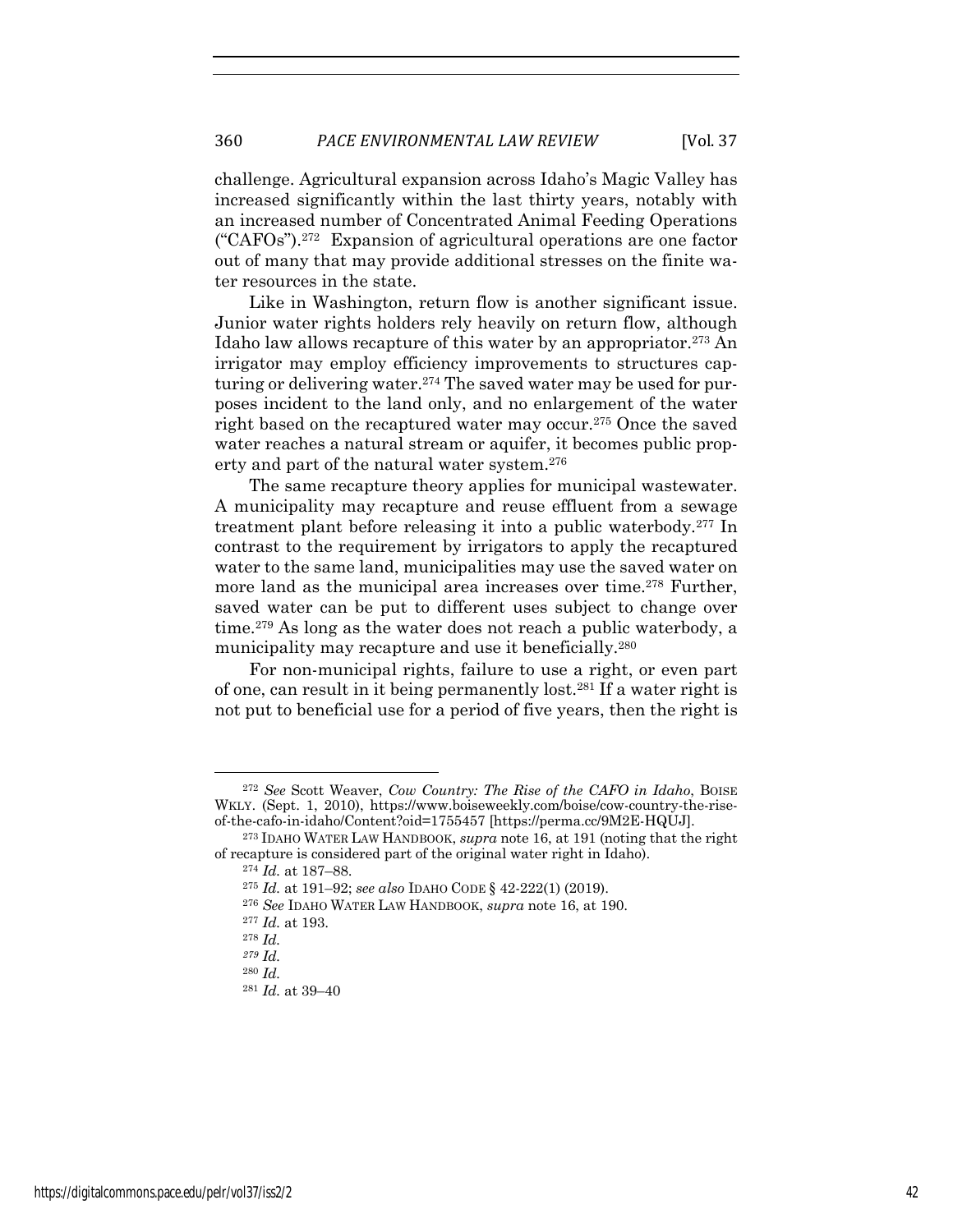challenge. Agricultural expansion across Idaho's Magic Valley has increased significantly within the last thirty years, notably with an increased number of Concentrated Animal Feeding Operations ("CAFOs").[272] Expansion of agricultural operations are one factor out of many that may provide additional stresses on the finite water resources in the state.

Like in Washington, return flow is another significant issue. Junior water rights holders rely heavily on return flow, although Idaho law allows recapture of this water by an appropriator.[273] An irrigator may employ efficiency improvements to structures capturing or delivering water.[274] The saved water may be used for purposes incident to the land only, and no enlargement of the water right based on the recaptured water may occur.[275] Once the saved water reaches a natural stream or aquifer, it becomes public property and part of the natural water system.[276]

The same recapture theory applies for municipal wastewater. A municipality may recapture and reuse effluent from a sewage treatment plant before releasing it into a public waterbody.[277] In contrast to the requirement by irrigators to apply the recaptured water to the same land, municipalities may use the saved water on more land as the municipal area increases over time.[278] Further, saved water can be put to different uses subject to change over time.[279] As long as the water does not reach a public waterbody, a municipality may recapture and use it beneficially.[280]

For non-municipal rights, failure to use a right, or even part of one, can result in it being permanently lost.[281] If a water right is not put to beneficial use for a period of five years, then the right is

---

[272] *See* Scott Weaver, *Cow Country: The Rise of the CAFO in Idaho*, BOISE WKLY. (Sept. 1, 2010), https://www.boiseweekly.com/boise/cow-country-the-rise-of-the-cafo-in-idaho/Content?oid=1755457 [https://perma.cc/9M2E-HQUJ].

[273] IDAHO WATER LAW HANDBOOK, *supra* note 16, at 191 (noting that the right of recapture is considered part of the original water right in Idaho).

[274] *Id.* at 187–88.

[275] *Id.* at 191–92; *see also* IDAHO CODE § 42-222(1) (2019).

[276] *See* IDAHO WATER LAW HANDBOOK, *supra* note 16, at 190.

[277] *Id.* at 193.

[278] *Id.*

[279] *Id.*

[280] *Id.*

[281] *Id.* at 39–40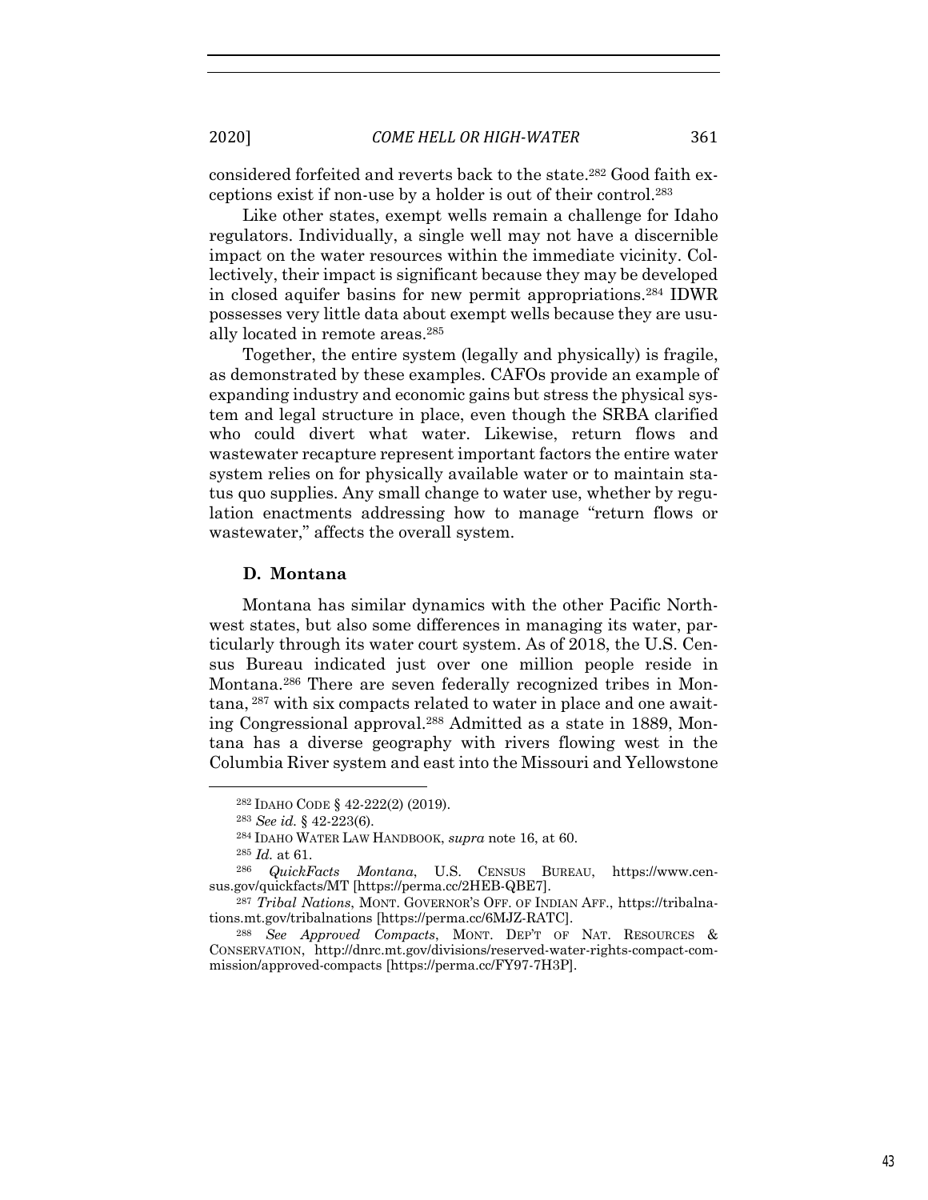considered forfeited and reverts back to the state.[282] Good faith exceptions exist if non-use by a holder is out of their control.[283]

Like other states, exempt wells remain a challenge for Idaho regulators. Individually, a single well may not have a discernible impact on the water resources within the immediate vicinity. Collectively, their impact is significant because they may be developed in closed aquifer basins for new permit appropriations.[284] IDWR possesses very little data about exempt wells because they are usually located in remote areas.[285]

Together, the entire system (legally and physically) is fragile, as demonstrated by these examples. CAFOs provide an example of expanding industry and economic gains but stress the physical system and legal structure in place, even though the SRBA clarified who could divert what water. Likewise, return flows and wastewater recapture represent important factors the entire water system relies on for physically available water or to maintain status quo supplies. Any small change to water use, whether by regulation enactments addressing how to manage "return flows or wastewater," affects the overall system.

### D. Montana

Montana has similar dynamics with the other Pacific Northwest states, but also some differences in managing its water, particularly through its water court system. As of 2018, the U.S. Census Bureau indicated just over one million people reside in Montana.[286] There are seven federally recognized tribes in Montana,[287] with six compacts related to water in place and one awaiting Congressional approval.[288] Admitted as a state in 1889, Montana has a diverse geography with rivers flowing west in the Columbia River system and east into the Missouri and Yellowstone

---

[282] IDAHO CODE § 42-222(2) (2019).

[283] *See id.* § 42-223(6).

[284] IDAHO WATER LAW HANDBOOK, *supra* note 16, at 60.

[285] *Id.* at 61.

[286] *QuickFacts Montana*, U.S. CENSUS BUREAU, https://www.census.gov/quickfacts/MT [https://perma.cc/2HEB-QBE7].

[287] *Tribal Nations*, MONT. GOVERNOR'S OFF. OF INDIAN AFF., https://tribalnations.mt.gov/tribalnations [https://perma.cc/6MJZ-RATC].

[288] *See Approved Compacts*, MONT. DEP'T OF NAT. RESOURCES & CONSERVATION, http://dnrc.mt.gov/divisions/reserved-water-rights-compact-commission/approved-compacts [https://perma.cc/FY97-7H3P].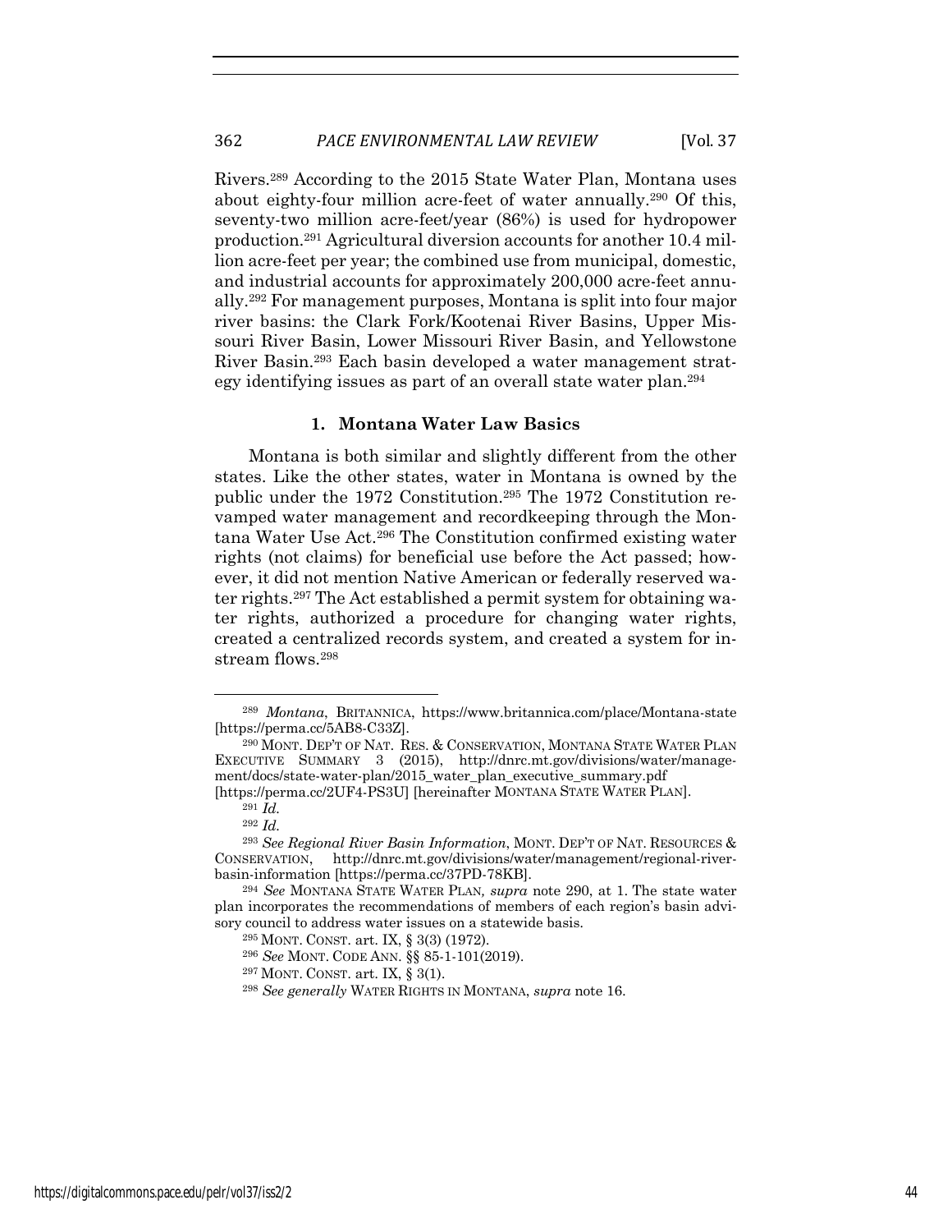Rivers.[289] According to the 2015 State Water Plan, Montana uses about eighty-four million acre-feet of water annually.[290] Of this, seventy-two million acre-feet/year (86%) is used for hydropower production.[291] Agricultural diversion accounts for another 10.4 million acre-feet per year; the combined use from municipal, domestic, and industrial accounts for approximately 200,000 acre-feet annually.[292] For management purposes, Montana is split into four major river basins: the Clark Fork/Kootenai River Basins, Upper Missouri River Basin, Lower Missouri River Basin, and Yellowstone River Basin.[293] Each basin developed a water management strategy identifying issues as part of an overall state water plan.[294]

### 1. Montana Water Law Basics

Montana is both similar and slightly different from the other states. Like the other states, water in Montana is owned by the public under the 1972 Constitution.[295] The 1972 Constitution revamped water management and recordkeeping through the Montana Water Use Act.[296] The Constitution confirmed existing water rights (not claims) for beneficial use before the Act passed; however, it did not mention Native American or federally reserved water rights.[297] The Act established a permit system for obtaining water rights, authorized a procedure for changing water rights, created a centralized records system, and created a system for instream flows.[298]

---

[289] *Montana*, BRITANNICA, https://www.britannica.com/place/Montana-state [https://perma.cc/5AB8-C33Z].

[290] MONT. DEP'T OF NAT. RES. & CONSERVATION, MONTANA STATE WATER PLAN EXECUTIVE SUMMARY 3 (2015), http://dnrc.mt.gov/divisions/water/management/docs/state-water-plan/2015_water_plan_executive_summary.pdf [https://perma.cc/2UF4-PS3U] [hereinafter MONTANA STATE WATER PLAN].

[291] *Id.*

[292] *Id.*

[293] *See Regional River Basin Information*, MONT. DEP'T OF NAT. RESOURCES & CONSERVATION, http://dnrc.mt.gov/divisions/water/management/regional-river-basin-information [https://perma.cc/37PD-78KB].

[294] *See* MONTANA STATE WATER PLAN*, supra* note 290, at 1. The state water plan incorporates the recommendations of members of each region's basin advisory council to address water issues on a statewide basis.

[295] MONT. CONST. art. IX, § 3(3) (1972).

[296] *See* MONT. CODE ANN. §§ 85-1-101(2019).

[297] MONT. CONST. art. IX, § 3(1).

[298] *See generally* WATER RIGHTS IN MONTANA, *supra* note 16.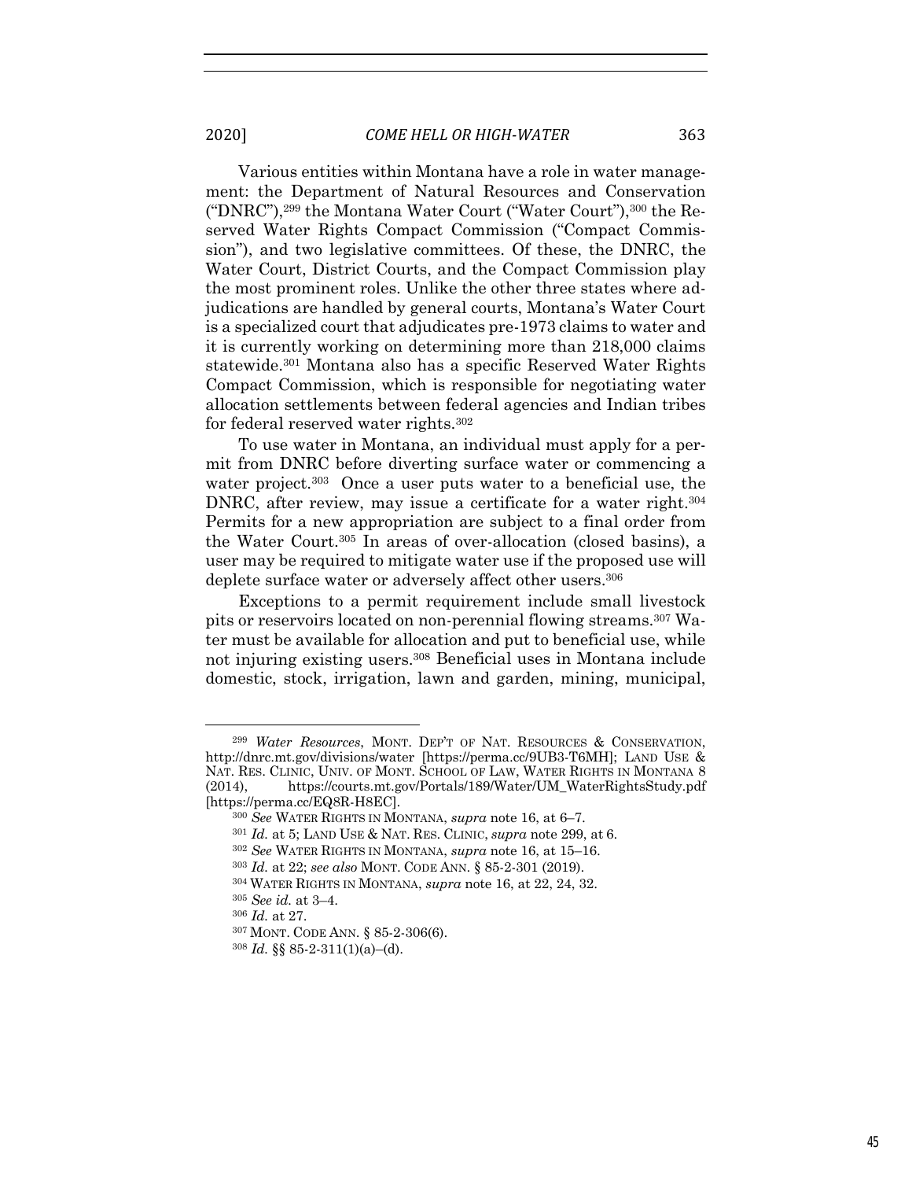Various entities within Montana have a role in water management: the Department of Natural Resources and Conservation ("DNRC"),[299] the Montana Water Court ("Water Court"),[300] the Reserved Water Rights Compact Commission ("Compact Commission"), and two legislative committees. Of these, the DNRC, the Water Court, District Courts, and the Compact Commission play the most prominent roles. Unlike the other three states where adjudications are handled by general courts, Montana's Water Court is a specialized court that adjudicates pre-1973 claims to water and it is currently working on determining more than 218,000 claims statewide.[301] Montana also has a specific Reserved Water Rights Compact Commission, which is responsible for negotiating water allocation settlements between federal agencies and Indian tribes for federal reserved water rights.[302]

To use water in Montana, an individual must apply for a permit from DNRC before diverting surface water or commencing a water project.[303] Once a user puts water to a beneficial use, the DNRC, after review, may issue a certificate for a water right.[304] Permits for a new appropriation are subject to a final order from the Water Court.[305] In areas of over-allocation (closed basins), a user may be required to mitigate water use if the proposed use will deplete surface water or adversely affect other users.[306]

Exceptions to a permit requirement include small livestock pits or reservoirs located on non-perennial flowing streams.[307] Water must be available for allocation and put to beneficial use, while not injuring existing users.[308] Beneficial uses in Montana include domestic, stock, irrigation, lawn and garden, mining, municipal,

---

[299] *Water Resources*, MONT. DEP'T OF NAT. RESOURCES & CONSERVATION, http://dnrc.mt.gov/divisions/water [https://perma.cc/9UB3-T6MH]; LAND USE & NAT. RES. CLINIC, UNIV. OF MONT. SCHOOL OF LAW, WATER RIGHTS IN MONTANA 8 (2014), https://courts.mt.gov/Portals/189/Water/UM_WaterRightsStudy.pdf [https://perma.cc/EQ8R-H8EC].

[300] *See* WATER RIGHTS IN MONTANA, *supra* note 16, at 6–7.

[301] *Id.* at 5; LAND USE & NAT. RES. CLINIC, *supra* note 299, at 6.

[302] *See* WATER RIGHTS IN MONTANA, *supra* note 16, at 15–16.

[303] *Id.* at 22; *see also* MONT. CODE ANN. § 85-2-301 (2019).

[304] WATER RIGHTS IN MONTANA, *supra* note 16, at 22, 24, 32.

[305] *See id.* at 3–4.

[306] *Id.* at 27.

[307] MONT. CODE ANN. § 85-2-306(6).

[308] *Id.* §§ 85-2-311(1)(a)–(d).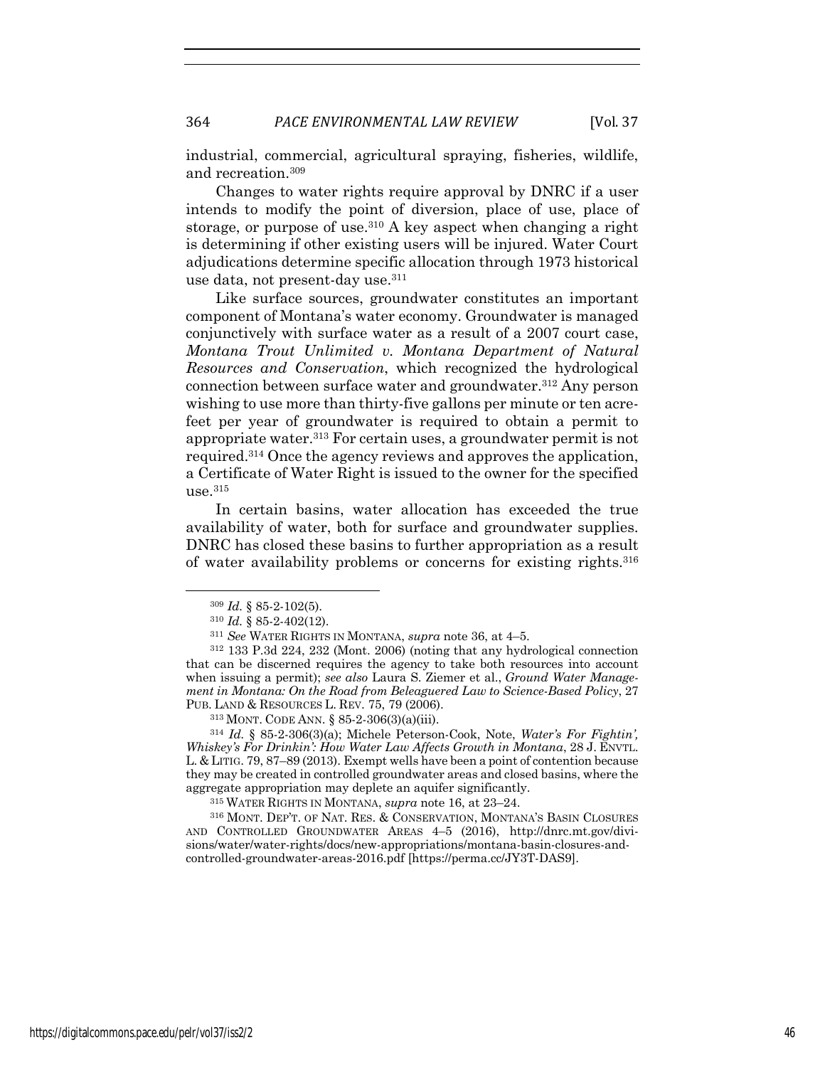industrial, commercial, agricultural spraying, fisheries, wildlife, and recreation.[309]

Changes to water rights require approval by DNRC if a user intends to modify the point of diversion, place of use, place of storage, or purpose of use.[310] A key aspect when changing a right is determining if other existing users will be injured. Water Court adjudications determine specific allocation through 1973 historical use data, not present-day use.[311]

Like surface sources, groundwater constitutes an important component of Montana's water economy. Groundwater is managed conjunctively with surface water as a result of a 2007 court case, *Montana Trout Unlimited v. Montana Department of Natural Resources and Conservation*, which recognized the hydrological connection between surface water and groundwater.[312] Any person wishing to use more than thirty-five gallons per minute or ten acre-feet per year of groundwater is required to obtain a permit to appropriate water.[313] For certain uses, a groundwater permit is not required.[314] Once the agency reviews and approves the application, a Certificate of Water Right is issued to the owner for the specified use.[315]

In certain basins, water allocation has exceeded the true availability of water, both for surface and groundwater supplies. DNRC has closed these basins to further appropriation as a result of water availability problems or concerns for existing rights.[316]

---

[309] *Id.* § 85-2-102(5).

[310] *Id.* § 85-2-402(12).

[311] *See* WATER RIGHTS IN MONTANA, *supra* note 36, at 4–5.

[312] 133 P.3d 224, 232 (Mont. 2006) (noting that any hydrological connection that can be discerned requires the agency to take both resources into account when issuing a permit); *see also* Laura S. Ziemer et al., *Ground Water Management in Montana: On the Road from Beleaguered Law to Science-Based Policy*, 27 PUB. LAND & RESOURCES L. REV. 75, 79 (2006).

[313] MONT. CODE ANN. § 85-2-306(3)(a)(iii).

[314] *Id.* § 85-2-306(3)(a); Michele Peterson-Cook, Note, *Water's For Fightin', Whiskey's For Drinkin': How Water Law Affects Growth in Montana*, 28 J. ENVTL. L. & LITIG. 79, 87–89 (2013). Exempt wells have been a point of contention because they may be created in controlled groundwater areas and closed basins, where the aggregate appropriation may deplete an aquifer significantly.

[315] WATER RIGHTS IN MONTANA, *supra* note 16, at 23–24.

[316] MONT. DEP'T. OF NAT. RES. & CONSERVATION, MONTANA'S BASIN CLOSURES AND CONTROLLED GROUNDWATER AREAS 4–5 (2016), http://dnrc.mt.gov/divisions/water/water-rights/docs/new-appropriations/montana-basin-closures-and-controlled-groundwater-areas-2016.pdf [https://perma.cc/JY3T-DAS9].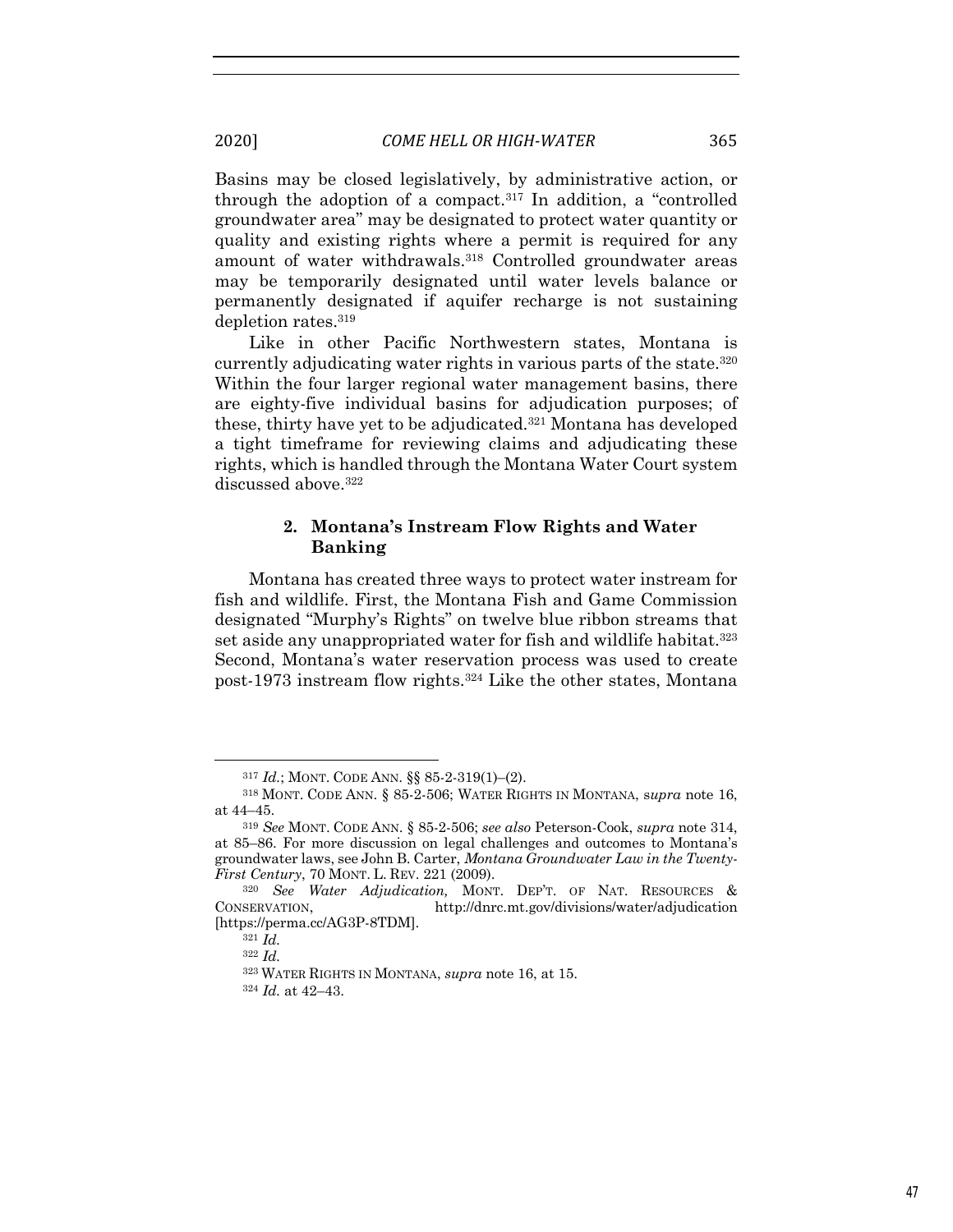Basins may be closed legislatively, by administrative action, or through the adoption of a compact.[317] In addition, a "controlled groundwater area" may be designated to protect water quantity or quality and existing rights where a permit is required for any amount of water withdrawals.[318] Controlled groundwater areas may be temporarily designated until water levels balance or permanently designated if aquifer recharge is not sustaining depletion rates.[319]

Like in other Pacific Northwestern states, Montana is currently adjudicating water rights in various parts of the state.[320] Within the four larger regional water management basins, there are eighty-five individual basins for adjudication purposes; of these, thirty have yet to be adjudicated.[321] Montana has developed a tight timeframe for reviewing claims and adjudicating these rights, which is handled through the Montana Water Court system discussed above.[322]

### 2. Montana's Instream Flow Rights and Water Banking

Montana has created three ways to protect water instream for fish and wildlife. First, the Montana Fish and Game Commission designated "Murphy's Rights" on twelve blue ribbon streams that set aside any unappropriated water for fish and wildlife habitat.[323] Second, Montana's water reservation process was used to create post-1973 instream flow rights.[324] Like the other states, Montana

---

[317] *Id.*; MONT. CODE ANN. §§ 85-2-319(1)–(2).

[318] MONT. CODE ANN. § 85-2-506; WATER RIGHTS IN MONTANA, *supra* note 16, at 44–45.

[319] *See* MONT. CODE ANN. § 85-2-506; *see also* Peterson-Cook, *supra* note 314, at 85–86. For more discussion on legal challenges and outcomes to Montana's groundwater laws, see John B. Carter, *Montana Groundwater Law in the Twenty-First Century*, 70 MONT. L. REV. 221 (2009).

[320] *See Water Adjudication,* MONT. DEP'T. OF NAT. RESOURCES & CONSERVATION, http://dnrc.mt.gov/divisions/water/adjudication [https://perma.cc/AG3P-8TDM].

[321] *Id.*

[322] *Id.*

[323] WATER RIGHTS IN MONTANA, *supra* note 16, at 15.

[324] *Id.* at 42–43.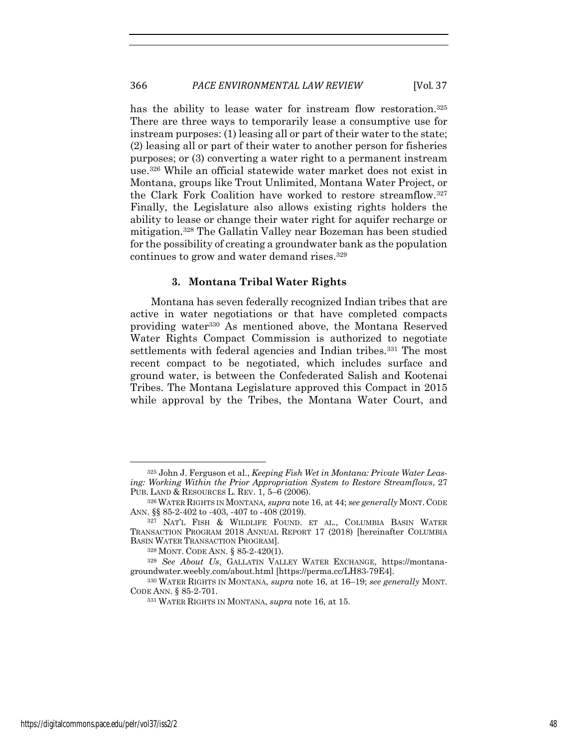has the ability to lease water for instream flow restoration.[325] There are three ways to temporarily lease a consumptive use for instream purposes: (1) leasing all or part of their water to the state; (2) leasing all or part of their water to another person for fisheries purposes; or (3) converting a water right to a permanent instream use.[326] While an official statewide water market does not exist in Montana, groups like Trout Unlimited, Montana Water Project, or the Clark Fork Coalition have worked to restore streamflow.[327] Finally, the Legislature also allows existing rights holders the ability to lease or change their water right for aquifer recharge or mitigation.[328] The Gallatin Valley near Bozeman has been studied for the possibility of creating a groundwater bank as the population continues to grow and water demand rises.[329]

### 3. Montana Tribal Water Rights

Montana has seven federally recognized Indian tribes that are active in water negotiations or that have completed compacts providing water[330] As mentioned above, the Montana Reserved Water Rights Compact Commission is authorized to negotiate settlements with federal agencies and Indian tribes.[331] The most recent compact to be negotiated, which includes surface and ground water, is between the Confederated Salish and Kootenai Tribes. The Montana Legislature approved this Compact in 2015 while approval by the Tribes, the Montana Water Court, and

---

[325] John J. Ferguson et al., *Keeping Fish Wet in Montana: Private Water Leasing: Working Within the Prior Appropriation System to Restore Streamflows*, 27 PUB. LAND & RESOURCES L. REV. 1, 5–6 (2006).

[326] WATER RIGHTS IN MONTANA, *supra* note 16, at 44; *see generally* MONT. CODE ANN. §§ 85-2-402 to -403, -407 to -408 (2019).

[327] NAT'L FISH & WILDLIFE FOUND. ET AL., COLUMBIA BASIN WATER TRANSACTION PROGRAM 2018 ANNUAL REPORT 17 (2018) [hereinafter COLUMBIA BASIN WATER TRANSACTION PROGRAM].

[328] MONT. CODE ANN. § 85-2-420(1).

[329] *See About Us*, GALLATIN VALLEY WATER EXCHANGE, https://montana-groundwater.weebly.com/about.html [https://perma.cc/LH83-79E4].

[330] WATER RIGHTS IN MONTANA, *supra* note 16, at 16–19; *see generally* MONT. CODE ANN. § 85-2-701.

[331] WATER RIGHTS IN MONTANA, *supra* note 16, at 15.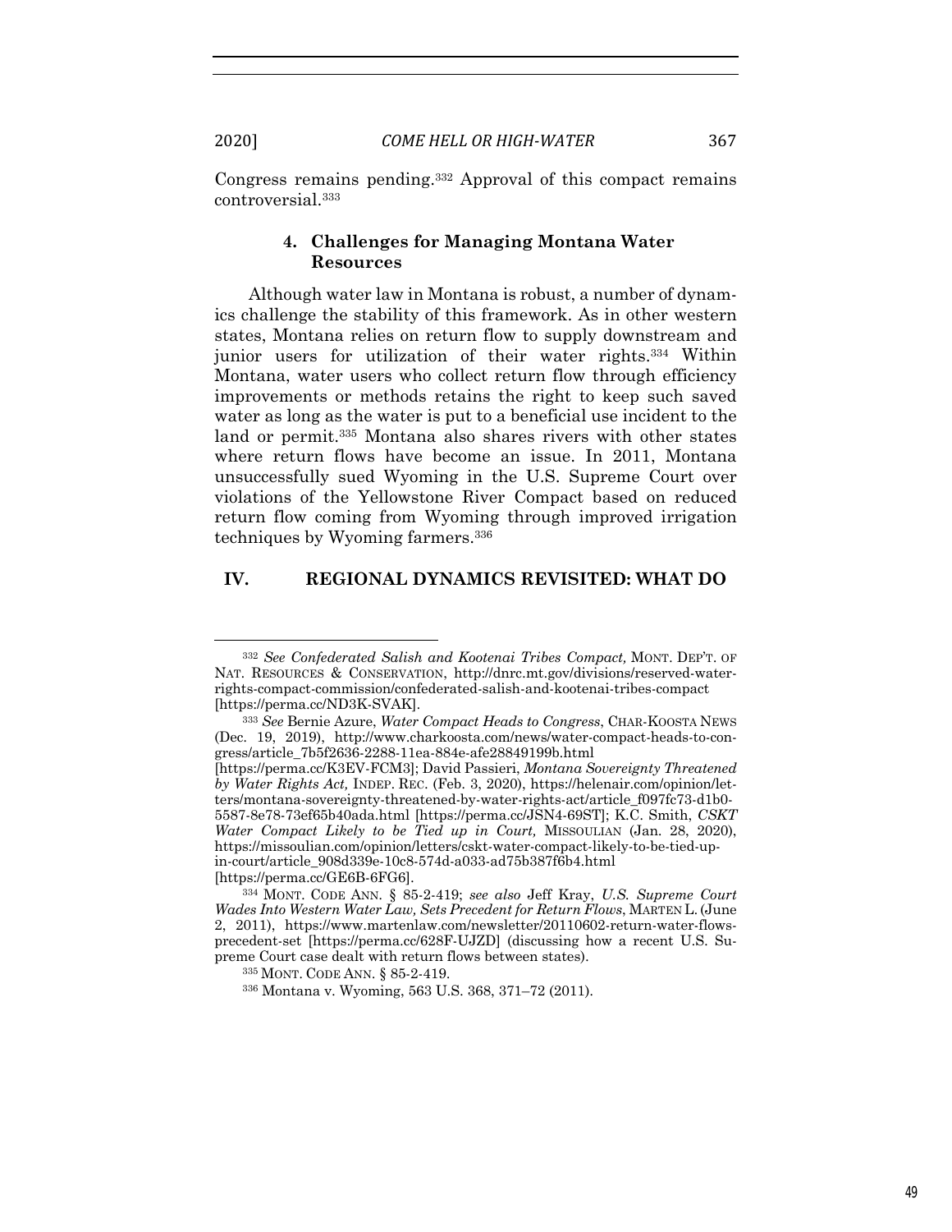Congress remains pending.[332] Approval of this compact remains controversial.[333]

### 4. Challenges for Managing Montana Water Resources

Although water law in Montana is robust, a number of dynamics challenge the stability of this framework. As in other western states, Montana relies on return flow to supply downstream and junior users for utilization of their water rights.[334] Within Montana, water users who collect return flow through efficiency improvements or methods retains the right to keep such saved water as long as the water is put to a beneficial use incident to the land or permit.[335] Montana also shares rivers with other states where return flows have become an issue. In 2011, Montana unsuccessfully sued Wyoming in the U.S. Supreme Court over violations of the Yellowstone River Compact based on reduced return flow coming from Wyoming through improved irrigation techniques by Wyoming farmers.[336]

## IV. REGIONAL DYNAMICS REVISITED: WHAT DO

---

[332] *See Confederated Salish and Kootenai Tribes Compact,* MONT. DEP'T. OF NAT. RESOURCES & CONSERVATION, http://dnrc.mt.gov/divisions/reserved-water-rights-compact-commission/confederated-salish-and-kootenai-tribes-compact [https://perma.cc/ND3K-SVAK].

[333] *See* Bernie Azure, *Water Compact Heads to Congress*, CHAR-KOOSTA NEWS (Dec. 19, 2019), http://www.charkoosta.com/news/water-compact-heads-to-congress/article_7b5f2636-2288-11ea-884e-afe28849199b.html [https://perma.cc/K3EV-FCM3]; David Passieri, *Montana Sovereignty Threatened by Water Rights Act,* INDEP. REC. (Feb. 3, 2020), https://helenair.com/opinion/letters/montana-sovereignty-threatened-by-water-rights-act/article_f097fc73-d1b0-5587-8e78-73ef65b40ada.html [https://perma.cc/JSN4-69ST]; K.C. Smith, *CSKT Water Compact Likely to be Tied up in Court,* MISSOULIAN (Jan. 28, 2020), https://missoulian.com/opinion/letters/cskt-water-compact-likely-to-be-tied-up-in-court/article_908d339e-10c8-574d-a033-ad75b387f6b4.html [https://perma.cc/GE6B-6FG6].

[334] MONT. CODE ANN. § 85-2-419; *see also* Jeff Kray, *U.S. Supreme Court Wades Into Western Water Law, Sets Precedent for Return Flows*, MARTEN L. (June 2, 2011), https://www.martenlaw.com/newsletter/20110602-return-water-flows-precedent-set [https://perma.cc/628F-UJZD] (discussing how a recent U.S. Supreme Court case dealt with return flows between states).

[335] MONT. CODE ANN. § 85-2-419.

[336] Montana v. Wyoming, 563 U.S. 368, 371–72 (2011).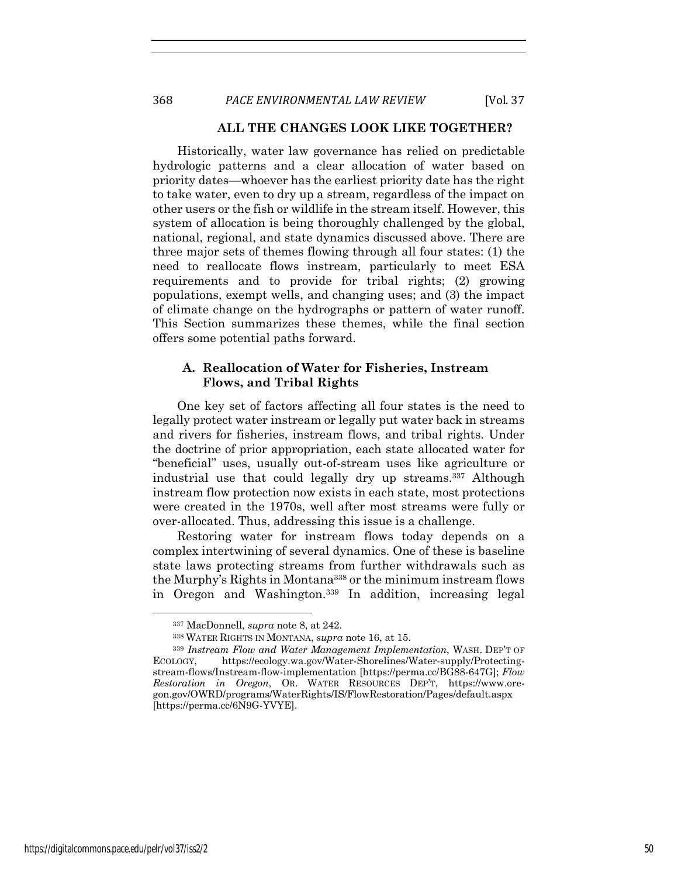**ALL THE CHANGES LOOK LIKE TOGETHER?**

Historically, water law governance has relied on predictable hydrologic patterns and a clear allocation of water based on priority dates—whoever has the earliest priority date has the right to take water, even to dry up a stream, regardless of the impact on other users or the fish or wildlife in the stream itself. However, this system of allocation is being thoroughly challenged by the global, national, regional, and state dynamics discussed above. There are three major sets of themes flowing through all four states: (1) the need to reallocate flows instream, particularly to meet ESA requirements and to provide for tribal rights; (2) growing populations, exempt wells, and changing uses; and (3) the impact of climate change on the hydrographs or pattern of water runoff. This Section summarizes these themes, while the final section offers some potential paths forward.

### A. Reallocation of Water for Fisheries, Instream Flows, and Tribal Rights

One key set of factors affecting all four states is the need to legally protect water instream or legally put water back in streams and rivers for fisheries, instream flows, and tribal rights. Under the doctrine of prior appropriation, each state allocated water for "beneficial" uses, usually out-of-stream uses like agriculture or industrial use that could legally dry up streams.[337] Although instream flow protection now exists in each state, most protections were created in the 1970s, well after most streams were fully or over-allocated. Thus, addressing this issue is a challenge.

Restoring water for instream flows today depends on a complex intertwining of several dynamics. One of these is baseline state laws protecting streams from further withdrawals such as the Murphy's Rights in Montana[338] or the minimum instream flows in Oregon and Washington.[339] In addition, increasing legal

---

[337] MacDonnell, *supra* note 8, at 242.

[338] WATER RIGHTS IN MONTANA, *supra* note 16, at 15.

[339] *Instream Flow and Water Management Implementation*, WASH. DEP'T OF ECOLOGY, https://ecology.wa.gov/Water-Shorelines/Water-supply/Protecting-stream-flows/Instream-flow-implementation [https://perma.cc/BG88-647G]; *Flow Restoration in Oregon*, OR. WATER RESOURCES DEP'T, https://www.oregon.gov/OWRD/programs/WaterRights/IS/FlowRestoration/Pages/default.aspx [https://perma.cc/6N9G-YVYE].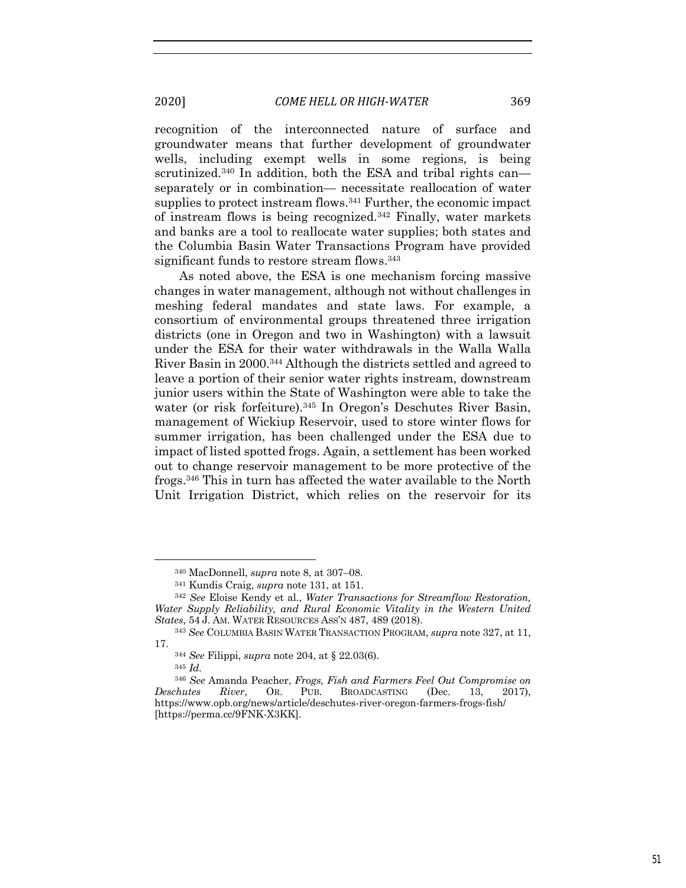recognition of the interconnected nature of surface and groundwater means that further development of groundwater wells, including exempt wells in some regions, is being scrutinized.[340] In addition, both the ESA and tribal rights can—separately or in combination— necessitate reallocation of water supplies to protect instream flows.[341] Further, the economic impact of instream flows is being recognized.[342] Finally, water markets and banks are a tool to reallocate water supplies; both states and the Columbia Basin Water Transactions Program have provided significant funds to restore stream flows.[343]

As noted above, the ESA is one mechanism forcing massive changes in water management, although not without challenges in meshing federal mandates and state laws. For example, a consortium of environmental groups threatened three irrigation districts (one in Oregon and two in Washington) with a lawsuit under the ESA for their water withdrawals in the Walla Walla River Basin in 2000.[344] Although the districts settled and agreed to leave a portion of their senior water rights instream, downstream junior users within the State of Washington were able to take the water (or risk forfeiture).[345] In Oregon's Deschutes River Basin, management of Wickiup Reservoir, used to store winter flows for summer irrigation, has been challenged under the ESA due to impact of listed spotted frogs. Again, a settlement has been worked out to change reservoir management to be more protective of the frogs.[346] This in turn has affected the water available to the North Unit Irrigation District, which relies on the reservoir for its

---

[340] MacDonnell, *supra* note 8, at 307–08.

[341] Kundis Craig, *supra* note 131, at 151.

[342] *See* Eloise Kendy et al., *Water Transactions for Streamflow Restoration, Water Supply Reliability, and Rural Economic Vitality in the Western United States*, 54 J. AM. WATER RESOURCES ASS'N 487, 489 (2018).

[343] *See* COLUMBIA BASIN WATER TRANSACTION PROGRAM, *supra* note 327, at 11, 17.

[344] *See* Filippi, *supra* note 204, at § 22.03(6).

[345] *Id.*

[346] *See* Amanda Peacher, *Frogs, Fish and Farmers Feel Out Compromise on Deschutes River*, OR. PUB. BROADCASTING (Dec. 13, 2017), https://www.opb.org/news/article/deschutes-river-oregon-farmers-frogs-fish/ [https://perma.cc/9FNK-X3KK].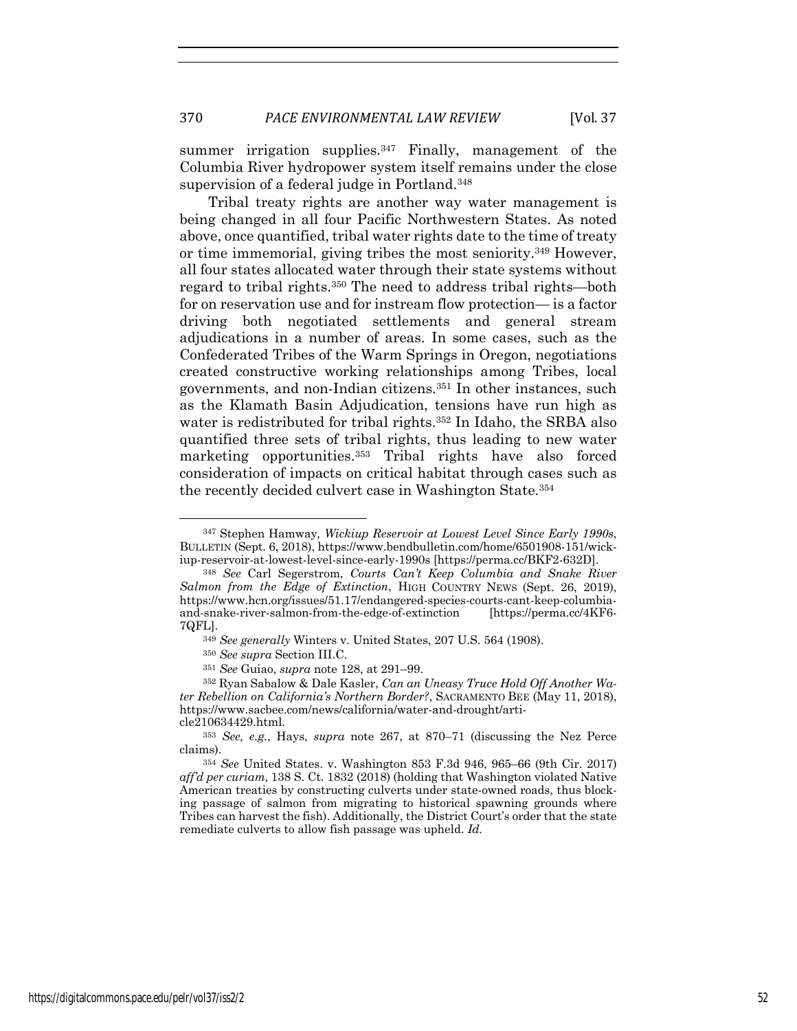summer irrigation supplies.[347] Finally, management of the Columbia River hydropower system itself remains under the close supervision of a federal judge in Portland.[348]

Tribal treaty rights are another way water management is being changed in all four Pacific Northwestern States. As noted above, once quantified, tribal water rights date to the time of treaty or time immemorial, giving tribes the most seniority.[349] However, all four states allocated water through their state systems without regard to tribal rights.[350] The need to address tribal rights—both for on reservation use and for instream flow protection— is a factor driving both negotiated settlements and general stream adjudications in a number of areas. In some cases, such as the Confederated Tribes of the Warm Springs in Oregon, negotiations created constructive working relationships among Tribes, local governments, and non-Indian citizens.[351] In other instances, such as the Klamath Basin Adjudication, tensions have run high as water is redistributed for tribal rights.[352] In Idaho, the SRBA also quantified three sets of tribal rights, thus leading to new water marketing opportunities.[353] Tribal rights have also forced consideration of impacts on critical habitat through cases such as the recently decided culvert case in Washington State.[354]

---

[347] Stephen Hamway, *Wickiup Reservoir at Lowest Level Since Early 1990s*, BULLETIN (Sept. 6, 2018), https://www.bendbulletin.com/home/6501908-151/wickiup-reservoir-at-lowest-level-since-early-1990s [https://perma.cc/BKF2-632D].

[348] *See* Carl Segerstrom, *Courts Can't Keep Columbia and Snake River Salmon from the Edge of Extinction*, HIGH COUNTRY NEWS (Sept. 26, 2019), https://www.hcn.org/issues/51.17/endangered-species-courts-cant-keep-columbia-and-snake-river-salmon-from-the-edge-of-extinction [https://perma.cc/4KF6-7QFL].

[349] *See generally* Winters v. United States, 207 U.S. 564 (1908).

[350] *See supra* Section III.C.

[351] *See* Guiao, *supra* note 128, at 291–99.

[352] Ryan Sabalow & Dale Kasler, *Can an Uneasy Truce Hold Off Another Water Rebellion on California's Northern Border?*, SACRAMENTO BEE (May 11, 2018), https://www.sacbee.com/news/california/water-and-drought/article210634429.html.

[353] *See, e.g.*, Hays, *supra* note 267, at 870–71 (discussing the Nez Perce claims).

[354] *See* United States. v. Washington 853 F.3d 946, 965–66 (9th Cir. 2017) *aff'd per curiam*, 138 S. Ct. 1832 (2018) (holding that Washington violated Native American treaties by constructing culverts under state-owned roads, thus blocking passage of salmon from migrating to historical spawning grounds where Tribes can harvest the fish). Additionally, the District Court's order that the state remediate culverts to allow fish passage was upheld. *Id.*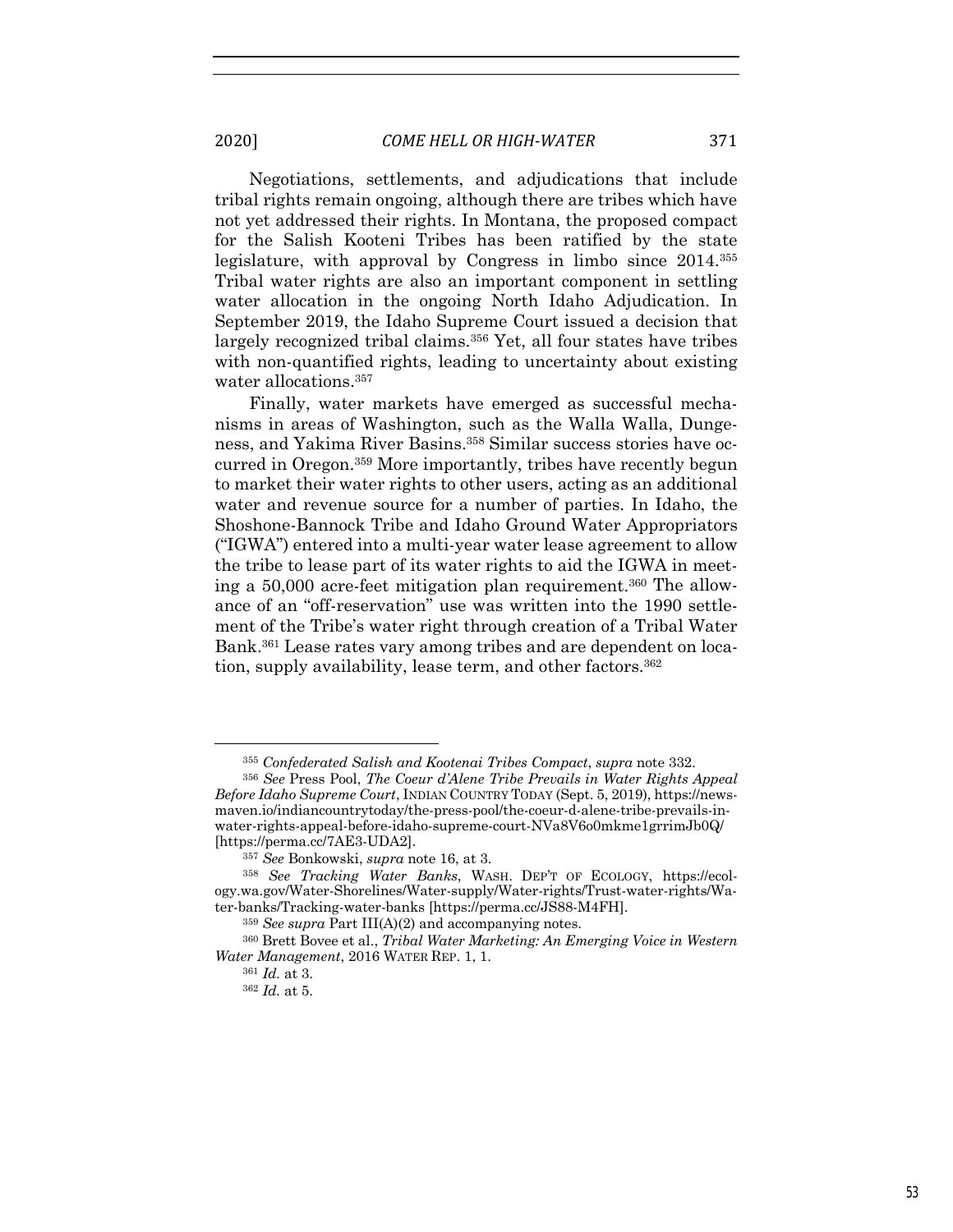Negotiations, settlements, and adjudications that include tribal rights remain ongoing, although there are tribes which have not yet addressed their rights. In Montana, the proposed compact for the Salish Kooteni Tribes has been ratified by the state legislature, with approval by Congress in limbo since 2014.[355] Tribal water rights are also an important component in settling water allocation in the ongoing North Idaho Adjudication. In September 2019, the Idaho Supreme Court issued a decision that largely recognized tribal claims.[356] Yet, all four states have tribes with non-quantified rights, leading to uncertainty about existing water allocations.[357]

Finally, water markets have emerged as successful mechanisms in areas of Washington, such as the Walla Walla, Dungeness, and Yakima River Basins.[358] Similar success stories have occurred in Oregon.[359] More importantly, tribes have recently begun to market their water rights to other users, acting as an additional water and revenue source for a number of parties. In Idaho, the Shoshone-Bannock Tribe and Idaho Ground Water Appropriators ("IGWA") entered into a multi-year water lease agreement to allow the tribe to lease part of its water rights to aid the IGWA in meeting a 50,000 acre-feet mitigation plan requirement.[360] The allowance of an "off-reservation" use was written into the 1990 settlement of the Tribe's water right through creation of a Tribal Water Bank.[361] Lease rates vary among tribes and are dependent on location, supply availability, lease term, and other factors.[362]

---

[355] *Confederated Salish and Kootenai Tribes Compact*, *supra* note 332.

[356] *See* Press Pool, *The Coeur d'Alene Tribe Prevails in Water Rights Appeal Before Idaho Supreme Court*, INDIAN COUNTRY TODAY (Sept. 5, 2019), https://newsmaven.io/indiancountrytoday/the-press-pool/the-coeur-d-alene-tribe-prevails-in-water-rights-appeal-before-idaho-supreme-court-NVa8V6o0mkme1grrimJb0Q/ [https://perma.cc/7AE3-UDA2].

[357] *See* Bonkowski, *supra* note 16, at 3.

[358] *See Tracking Water Banks*, WASH. DEP'T OF ECOLOGY, https://ecology.wa.gov/Water-Shorelines/Water-supply/Water-rights/Trust-water-rights/Water-banks/Tracking-water-banks [https://perma.cc/JS88-M4FH].

[359] *See supra* Part III(A)(2) and accompanying notes.

[360] Brett Bovee et al., *Tribal Water Marketing: An Emerging Voice in Western Water Management*, 2016 WATER REP. 1, 1.

[361] *Id.* at 3.

[362] *Id.* at 5.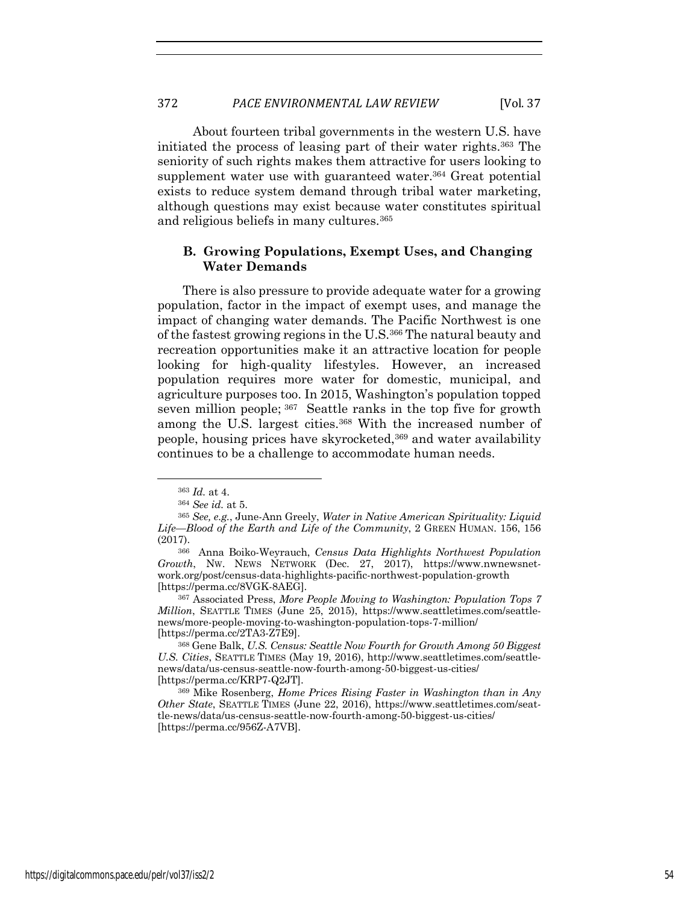About fourteen tribal governments in the western U.S. have initiated the process of leasing part of their water rights.[363] The seniority of such rights makes them attractive for users looking to supplement water use with guaranteed water.[364] Great potential exists to reduce system demand through tribal water marketing, although questions may exist because water constitutes spiritual and religious beliefs in many cultures.[365]

### B. Growing Populations, Exempt Uses, and Changing Water Demands

There is also pressure to provide adequate water for a growing population, factor in the impact of exempt uses, and manage the impact of changing water demands. The Pacific Northwest is one of the fastest growing regions in the U.S.[366] The natural beauty and recreation opportunities make it an attractive location for people looking for high-quality lifestyles. However, an increased population requires more water for domestic, municipal, and agriculture purposes too. In 2015, Washington's population topped seven million people; [367] Seattle ranks in the top five for growth among the U.S. largest cities.[368] With the increased number of people, housing prices have skyrocketed,[369] and water availability continues to be a challenge to accommodate human needs.

---

[363] *Id.* at 4.

[364] *See id.* at 5.

[365] *See, e.g.*, June-Ann Greely, *Water in Native American Spirituality: Liquid Life—Blood of the Earth and Life of the Community*, 2 GREEN HUMAN. 156, 156 (2017).

[366] Anna Boiko-Weyrauch, *Census Data Highlights Northwest Population Growth*, NW. NEWS NETWORK (Dec. 27, 2017), https://www.nwnewsnetwork.org/post/census-data-highlights-pacific-northwest-population-growth [https://perma.cc/8VGK-8AEG].

[367] Associated Press, *More People Moving to Washington: Population Tops 7 Million*, SEATTLE TIMES (June 25, 2015), https://www.seattletimes.com/seattle-news/more-people-moving-to-washington-population-tops-7-million/ [https://perma.cc/2TA3-Z7E9].

[368] Gene Balk, *U.S. Census: Seattle Now Fourth for Growth Among 50 Biggest U.S. Cities*, SEATTLE TIMES (May 19, 2016), http://www.seattletimes.com/seattle-news/data/us-census-seattle-now-fourth-among-50-biggest-us-cities/ [https://perma.cc/KRP7-Q2JT].

[369] Mike Rosenberg, *Home Prices Rising Faster in Washington than in Any Other State*, SEATTLE TIMES (June 22, 2016), https://www.seattletimes.com/seattle-news/data/us-census-seattle-now-fourth-among-50-biggest-us-cities/ [https://perma.cc/956Z-A7VB].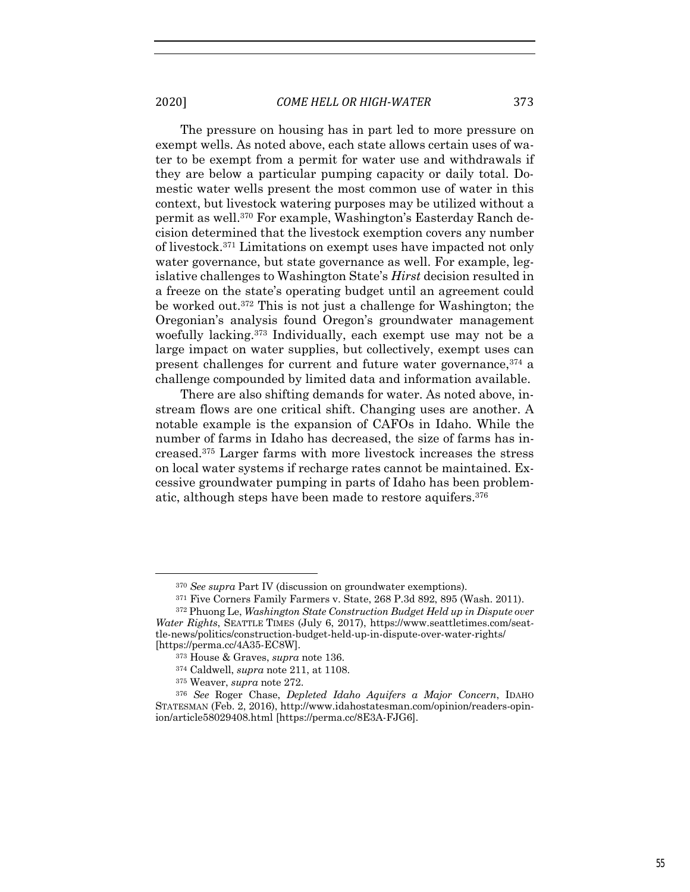The pressure on housing has in part led to more pressure on exempt wells. As noted above, each state allows certain uses of water to be exempt from a permit for water use and withdrawals if they are below a particular pumping capacity or daily total. Domestic water wells present the most common use of water in this context, but livestock watering purposes may be utilized without a permit as well.[370] For example, Washington's Easterday Ranch decision determined that the livestock exemption covers any number of livestock.[371] Limitations on exempt uses have impacted not only water governance, but state governance as well. For example, legislative challenges to Washington State's *Hirst* decision resulted in a freeze on the state's operating budget until an agreement could be worked out.[372] This is not just a challenge for Washington; the Oregonian's analysis found Oregon's groundwater management woefully lacking.[373] Individually, each exempt use may not be a large impact on water supplies, but collectively, exempt uses can present challenges for current and future water governance,[374] a challenge compounded by limited data and information available.

There are also shifting demands for water. As noted above, instream flows are one critical shift. Changing uses are another. A notable example is the expansion of CAFOs in Idaho. While the number of farms in Idaho has decreased, the size of farms has increased.[375] Larger farms with more livestock increases the stress on local water systems if recharge rates cannot be maintained. Excessive groundwater pumping in parts of Idaho has been problematic, although steps have been made to restore aquifers.[376]

---

[370] *See supra* Part IV (discussion on groundwater exemptions).

[371] Five Corners Family Farmers v. State, 268 P.3d 892, 895 (Wash. 2011).

[372] Phuong Le, *Washington State Construction Budget Held up in Dispute over Water Rights*, SEATTLE TIMES (July 6, 2017), https://www.seattletimes.com/seattle-news/politics/construction-budget-held-up-in-dispute-over-water-rights/ [https://perma.cc/4A35-EC8W].

[373] House & Graves, *supra* note 136.

[374] Caldwell, *supra* note 211, at 1108.

[375] Weaver, *supra* note 272.

[376] *See* Roger Chase, *Depleted Idaho Aquifers a Major Concern*, IDAHO STATESMAN (Feb. 2, 2016), http://www.idahostatesman.com/opinion/readers-opinion/article58029408.html [https://perma.cc/8E3A-FJG6].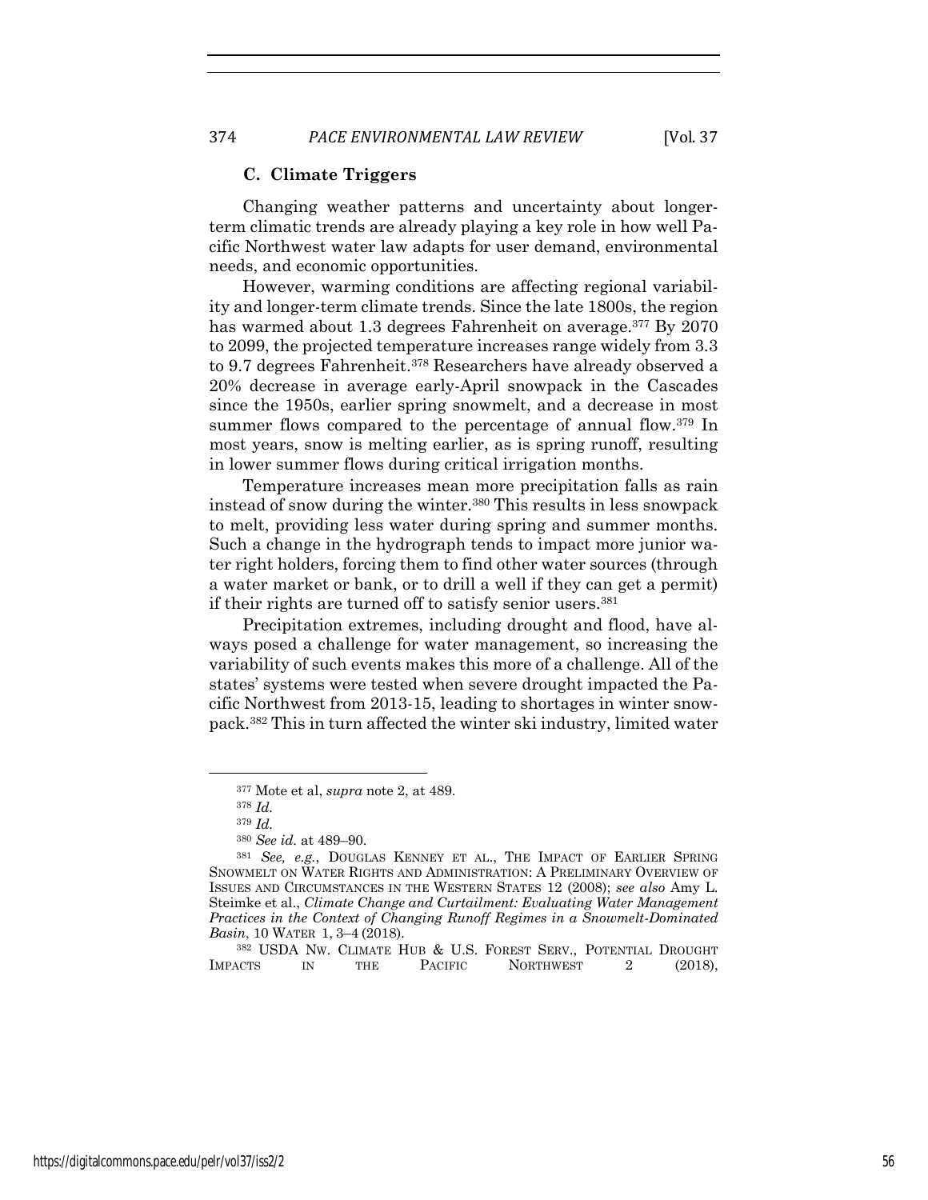### C. Climate Triggers

Changing weather patterns and uncertainty about longer-term climatic trends are already playing a key role in how well Pacific Northwest water law adapts for user demand, environmental needs, and economic opportunities.

However, warming conditions are affecting regional variability and longer-term climate trends. Since the late 1800s, the region has warmed about 1.3 degrees Fahrenheit on average.[377] By 2070 to 2099, the projected temperature increases range widely from 3.3 to 9.7 degrees Fahrenheit.[378] Researchers have already observed a 20% decrease in average early-April snowpack in the Cascades since the 1950s, earlier spring snowmelt, and a decrease in most summer flows compared to the percentage of annual flow.[379] In most years, snow is melting earlier, as is spring runoff, resulting in lower summer flows during critical irrigation months.

Temperature increases mean more precipitation falls as rain instead of snow during the winter.[380] This results in less snowpack to melt, providing less water during spring and summer months. Such a change in the hydrograph tends to impact more junior water right holders, forcing them to find other water sources (through a water market or bank, or to drill a well if they can get a permit) if their rights are turned off to satisfy senior users.[381]

Precipitation extremes, including drought and flood, have always posed a challenge for water management, so increasing the variability of such events makes this more of a challenge. All of the states' systems were tested when severe drought impacted the Pacific Northwest from 2013-15, leading to shortages in winter snowpack.[382] This in turn affected the winter ski industry, limited water

---

[377] Mote et al, *supra* note 2, at 489.

[378] *Id.*

[379] *Id.*

[380] *See id.* at 489–90.

[381] *See, e.g.*, DOUGLAS KENNEY ET AL., THE IMPACT OF EARLIER SPRING SNOWMELT ON WATER RIGHTS AND ADMINISTRATION: A PRELIMINARY OVERVIEW OF ISSUES AND CIRCUMSTANCES IN THE WESTERN STATES 12 (2008); *see also* Amy L. Steimke et al., *Climate Change and Curtailment: Evaluating Water Management Practices in the Context of Changing Runoff Regimes in a Snowmelt-Dominated Basin*, 10 WATER 1, 3–4 (2018).

[382] USDA NW. CLIMATE HUB & U.S. FOREST SERV., POTENTIAL DROUGHT IMPACTS IN THE PACIFIC NORTHWEST 2 (2018),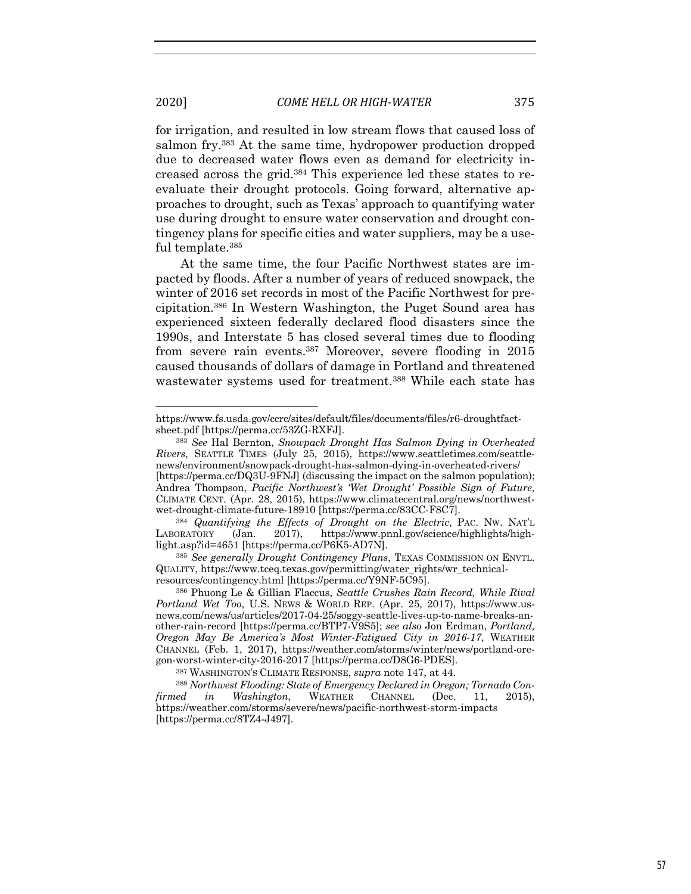for irrigation, and resulted in low stream flows that caused loss of salmon fry.[383] At the same time, hydropower production dropped due to decreased water flows even as demand for electricity increased across the grid.[384] This experience led these states to re-evaluate their drought protocols. Going forward, alternative approaches to drought, such as Texas' approach to quantifying water use during drought to ensure water conservation and drought contingency plans for specific cities and water suppliers, may be a useful template.[385]

At the same time, the four Pacific Northwest states are impacted by floods. After a number of years of reduced snowpack, the winter of 2016 set records in most of the Pacific Northwest for precipitation.[386] In Western Washington, the Puget Sound area has experienced sixteen federally declared flood disasters since the 1990s, and Interstate 5 has closed several times due to flooding from severe rain events.[387] Moreover, severe flooding in 2015 caused thousands of dollars of damage in Portland and threatened wastewater systems used for treatment.[388] While each state has

---

https://www.fs.usda.gov/ccrc/sites/default/files/documents/files/r6-droughtfact-sheet.pdf [https://perma.cc/53ZG-RXFJ].

[383] *See* Hal Bernton, *Snowpack Drought Has Salmon Dying in Overheated Rivers*, SEATTLE TIMES (July 25, 2015), https://www.seattletimes.com/seattle-news/environment/snowpack-drought-has-salmon-dying-in-overheated-rivers/ [https://perma.cc/DQ3U-9FNJ] (discussing the impact on the salmon population); Andrea Thompson, *Pacific Northwest's 'Wet Drought' Possible Sign of Future*, CLIMATE CENT. (Apr. 28, 2015), https://www.climatecentral.org/news/northwest-wet-drought-climate-future-18910 [https://perma.cc/83CC-F8C7].

[384] *Quantifying the Effects of Drought on the Electric*, PAC. NW. NAT'L LABORATORY (Jan. 2017), https://www.pnnl.gov/science/highlights/highlight.asp?id=4651 [https://perma.cc/P6K5-AD7N].

[385] *See generally Drought Contingency Plans*, TEXAS COMMISSION ON ENVTL. QUALITY, https://www.tceq.texas.gov/permitting/water_rights/wr_technical-resources/contingency.html [https://perma.cc/Y9NF-5C95].

[386] Phuong Le & Gillian Flaccus, *Seattle Crushes Rain Record, While Rival Portland Wet Too*, U.S. NEWS & WORLD REP. (Apr. 25, 2017), https://www.usnews.com/news/us/articles/2017-04-25/soggy-seattle-lives-up-to-name-breaks-another-rain-record [https://perma.cc/BTP7-V9S5]; *see also* Jon Erdman, *Portland, Oregon May Be America's Most Winter-Fatigued City in 2016-17*, WEATHER CHANNEL (Feb. 1, 2017), https://weather.com/storms/winter/news/portland-oregon-worst-winter-city-2016-2017 [https://perma.cc/D8G6-PDES].

[387] WASHINGTON'S CLIMATE RESPONSE, *supra* note 147, at 44.

[388] *Northwest Flooding: State of Emergency Declared in Oregon; Tornado Confirmed in Washington*, WEATHER CHANNEL (Dec. 11, 2015), https://weather.com/storms/severe/news/pacific-northwest-storm-impacts [https://perma.cc/8TZ4-J497].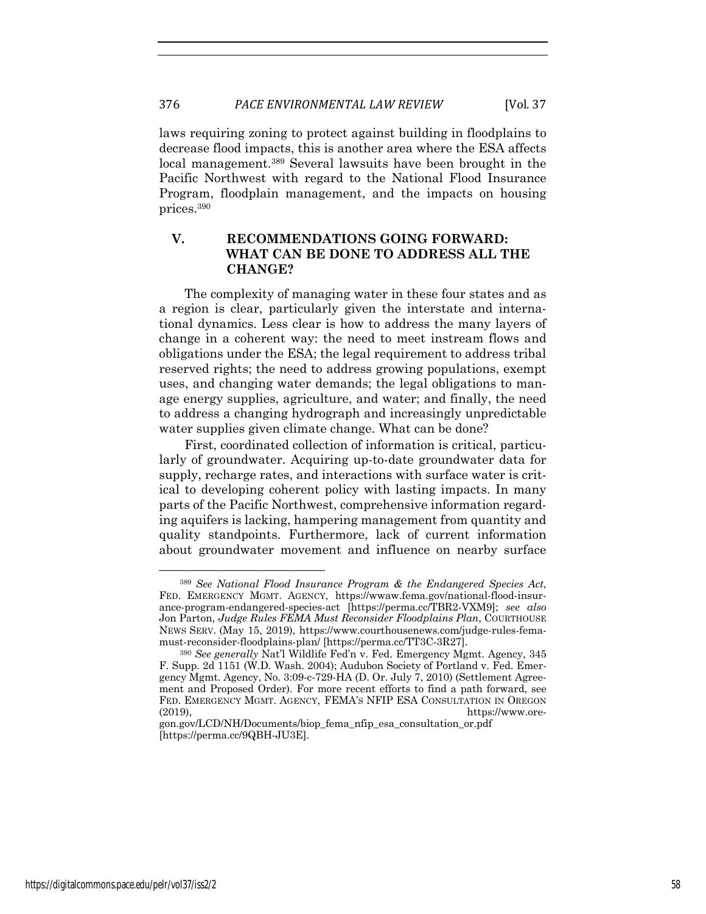laws requiring zoning to protect against building in floodplains to decrease flood impacts, this is another area where the ESA affects local management.[389] Several lawsuits have been brought in the Pacific Northwest with regard to the National Flood Insurance Program, floodplain management, and the impacts on housing prices.[390]

## V. RECOMMENDATIONS GOING FORWARD: WHAT CAN BE DONE TO ADDRESS ALL THE CHANGE?

The complexity of managing water in these four states and as a region is clear, particularly given the interstate and international dynamics. Less clear is how to address the many layers of change in a coherent way: the need to meet instream flows and obligations under the ESA; the legal requirement to address tribal reserved rights; the need to address growing populations, exempt uses, and changing water demands; the legal obligations to manage energy supplies, agriculture, and water; and finally, the need to address a changing hydrograph and increasingly unpredictable water supplies given climate change. What can be done?

First, coordinated collection of information is critical, particularly of groundwater. Acquiring up-to-date groundwater data for supply, recharge rates, and interactions with surface water is critical to developing coherent policy with lasting impacts. In many parts of the Pacific Northwest, comprehensive information regarding aquifers is lacking, hampering management from quantity and quality standpoints. Furthermore, lack of current information about groundwater movement and influence on nearby surface

---

[389] *See National Flood Insurance Program & the Endangered Species Act*, FED. EMERGENCY MGMT. AGENCY, https://wwaw.fema.gov/national-flood-insurance-program-endangered-species-act [https://perma.cc/TBR2-VXM9]; *see also* Jon Parton, *Judge Rules FEMA Must Reconsider Floodplains Plan*, COURTHOUSE NEWS SERV. (May 15, 2019), https://www.courthousenews.com/judge-rules-fema-must-reconsider-floodplains-plan/ [https://perma.cc/TT3C-3R27].

[390] *See generally* Nat'l Wildlife Fed'n v. Fed. Emergency Mgmt. Agency, 345 F. Supp. 2d 1151 (W.D. Wash. 2004); Audubon Society of Portland v. Fed. Emergency Mgmt. Agency, No. 3:09-c-729-HA (D. Or. July 7, 2010) (Settlement Agreement and Proposed Order). For more recent efforts to find a path forward, see FED. EMERGENCY MGMT. AGENCY, FEMA'S NFIP ESA CONSULTATION IN OREGON (2019), https://www.oregon.gov/LCD/NH/Documents/biop_fema_nfip_esa_consultation_or.pdf [https://perma.cc/9QBH-JU3E].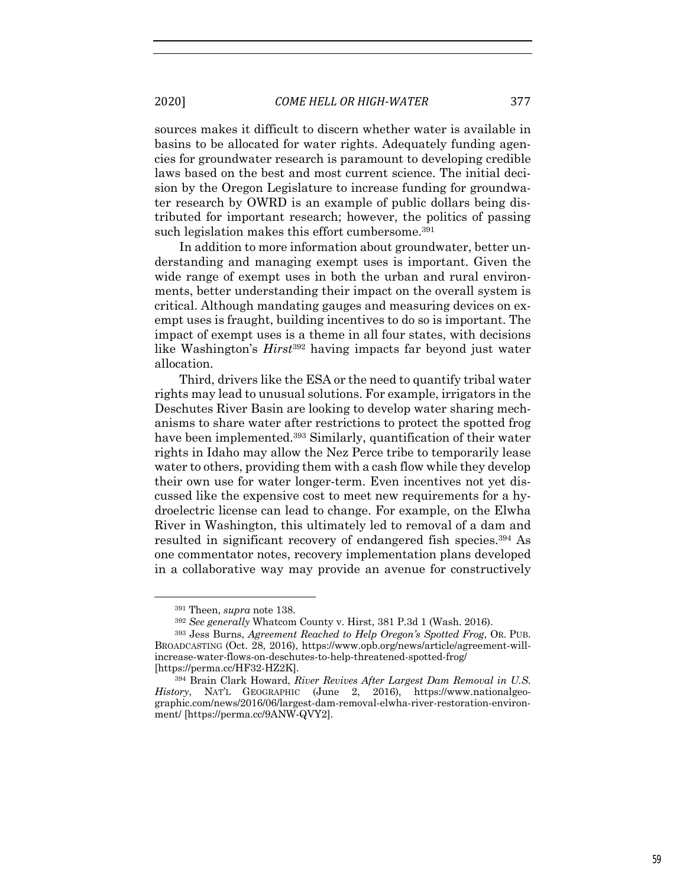sources makes it difficult to discern whether water is available in basins to be allocated for water rights. Adequately funding agencies for groundwater research is paramount to developing credible laws based on the best and most current science. The initial decision by the Oregon Legislature to increase funding for groundwater research by OWRD is an example of public dollars being distributed for important research; however, the politics of passing such legislation makes this effort cumbersome.[391]

In addition to more information about groundwater, better understanding and managing exempt uses is important. Given the wide range of exempt uses in both the urban and rural environments, better understanding their impact on the overall system is critical. Although mandating gauges and measuring devices on exempt uses is fraught, building incentives to do so is important. The impact of exempt uses is a theme in all four states, with decisions like Washington's *Hirst*[392] having impacts far beyond just water allocation.

Third, drivers like the ESA or the need to quantify tribal water rights may lead to unusual solutions. For example, irrigators in the Deschutes River Basin are looking to develop water sharing mechanisms to share water after restrictions to protect the spotted frog have been implemented.[393] Similarly, quantification of their water rights in Idaho may allow the Nez Perce tribe to temporarily lease water to others, providing them with a cash flow while they develop their own use for water longer-term. Even incentives not yet discussed like the expensive cost to meet new requirements for a hydroelectric license can lead to change. For example, on the Elwha River in Washington, this ultimately led to removal of a dam and resulted in significant recovery of endangered fish species.[394] As one commentator notes, recovery implementation plans developed in a collaborative way may provide an avenue for constructively

---

[391] Theen, *supra* note 138.

[392] *See generally* Whatcom County v. Hirst, 381 P.3d 1 (Wash. 2016).

[393] Jess Burns, *Agreement Reached to Help Oregon's Spotted Frog*, OR. PUB. BROADCASTING (Oct. 28, 2016), https://www.opb.org/news/article/agreement-will-increase-water-flows-on-deschutes-to-help-threatened-spotted-frog/ [https://perma.cc/HF32-HZ2K].

[394] Brain Clark Howard, *River Revives After Largest Dam Removal in U.S. History*, NAT'L GEOGRAPHIC (June 2, 2016), https://www.nationalgeographic.com/news/2016/06/largest-dam-removal-elwha-river-restoration-environment/ [https://perma.cc/9ANW-QVY2].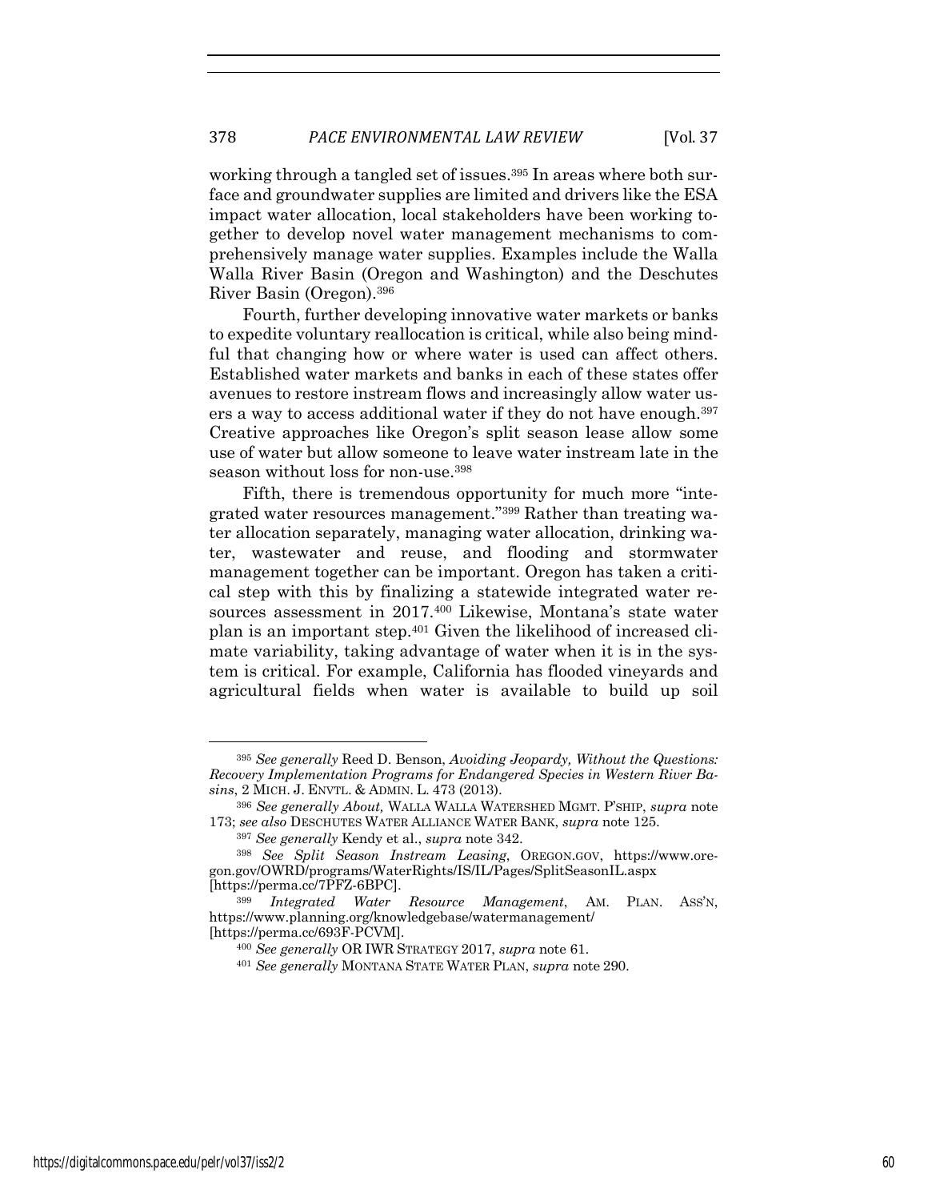working through a tangled set of issues.[395] In areas where both surface and groundwater supplies are limited and drivers like the ESA impact water allocation, local stakeholders have been working together to develop novel water management mechanisms to comprehensively manage water supplies. Examples include the Walla Walla River Basin (Oregon and Washington) and the Deschutes River Basin (Oregon).[396]

Fourth, further developing innovative water markets or banks to expedite voluntary reallocation is critical, while also being mindful that changing how or where water is used can affect others. Established water markets and banks in each of these states offer avenues to restore instream flows and increasingly allow water users a way to access additional water if they do not have enough.[397] Creative approaches like Oregon's split season lease allow some use of water but allow someone to leave water instream late in the season without loss for non-use.[398]

Fifth, there is tremendous opportunity for much more "integrated water resources management."[399] Rather than treating water allocation separately, managing water allocation, drinking water, wastewater and reuse, and flooding and stormwater management together can be important. Oregon has taken a critical step with this by finalizing a statewide integrated water resources assessment in 2017.[400] Likewise, Montana's state water plan is an important step.[401] Given the likelihood of increased climate variability, taking advantage of water when it is in the system is critical. For example, California has flooded vineyards and agricultural fields when water is available to build up soil

---

[395] *See generally* Reed D. Benson, *Avoiding Jeopardy, Without the Questions: Recovery Implementation Programs for Endangered Species in Western River Basins*, 2 MICH. J. ENVTL. & ADMIN. L. 473 (2013).

[396] *See generally About,* WALLA WALLA WATERSHED MGMT. P'SHIP, *supra* note 173; *see also* DESCHUTES WATER ALLIANCE WATER BANK, *supra* note 125.

[397] *See generally* Kendy et al., *supra* note 342.

[398] *See Split Season Instream Leasing*, OREGON.GOV, https://www.oregon.gov/OWRD/programs/WaterRights/IS/IL/Pages/SplitSeasonIL.aspx [https://perma.cc/7PFZ-6BPC].

[399] *Integrated Water Resource Management*, AM. PLAN. ASS'N, https://www.planning.org/knowledgebase/watermanagement/ [https://perma.cc/693F-PCVM].

[400] *See generally* OR IWR STRATEGY 2017, *supra* note 61.

[401] *See generally* MONTANA STATE WATER PLAN, *supra* note 290.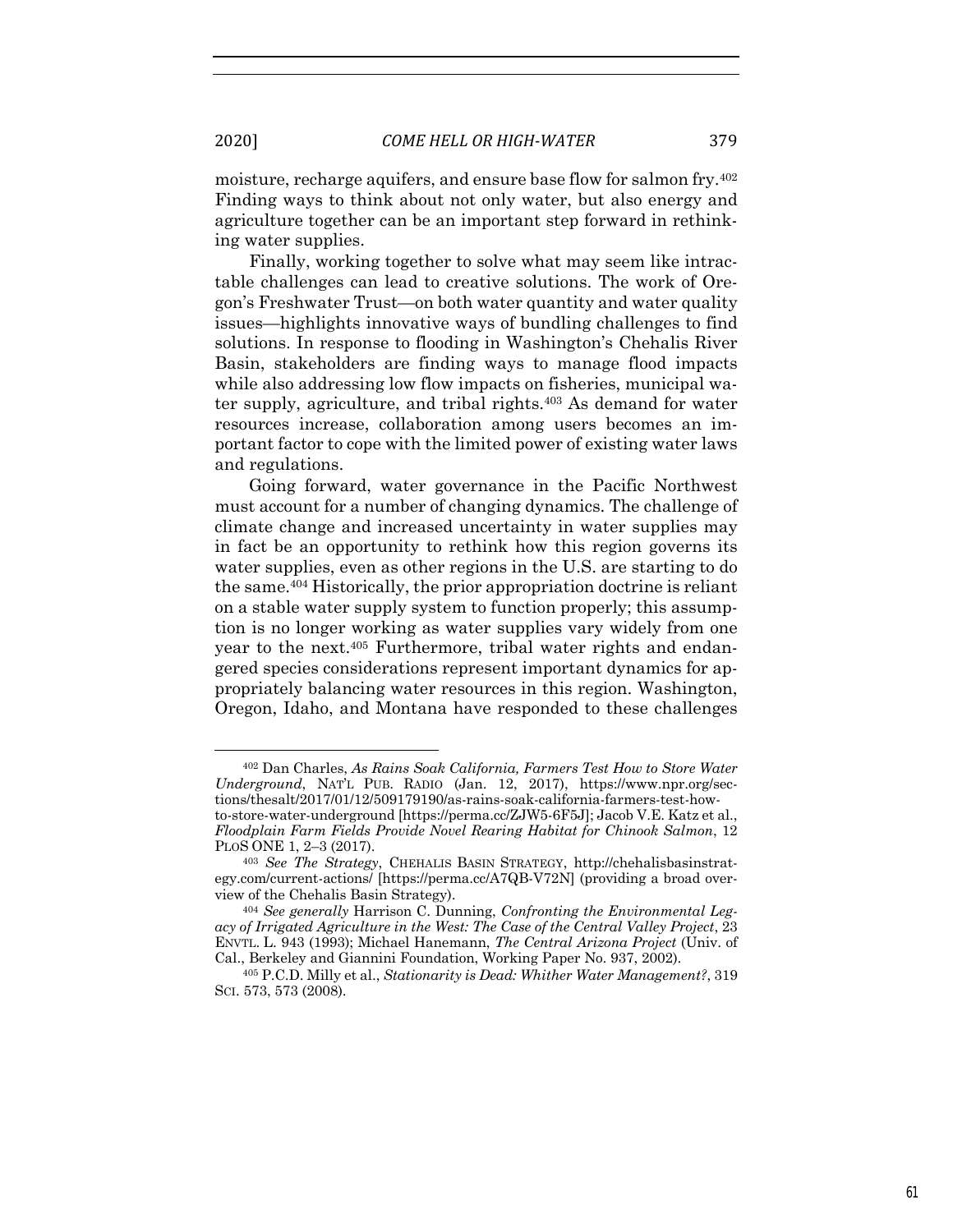moisture, recharge aquifers, and ensure base flow for salmon fry.[402] Finding ways to think about not only water, but also energy and agriculture together can be an important step forward in rethinking water supplies.

Finally, working together to solve what may seem like intractable challenges can lead to creative solutions. The work of Oregon's Freshwater Trust—on both water quantity and water quality issues—highlights innovative ways of bundling challenges to find solutions. In response to flooding in Washington's Chehalis River Basin, stakeholders are finding ways to manage flood impacts while also addressing low flow impacts on fisheries, municipal water supply, agriculture, and tribal rights.[403] As demand for water resources increase, collaboration among users becomes an important factor to cope with the limited power of existing water laws and regulations.

Going forward, water governance in the Pacific Northwest must account for a number of changing dynamics. The challenge of climate change and increased uncertainty in water supplies may in fact be an opportunity to rethink how this region governs its water supplies, even as other regions in the U.S. are starting to do the same.[404] Historically, the prior appropriation doctrine is reliant on a stable water supply system to function properly; this assumption is no longer working as water supplies vary widely from one year to the next.[405] Furthermore, tribal water rights and endangered species considerations represent important dynamics for appropriately balancing water resources in this region. Washington, Oregon, Idaho, and Montana have responded to these challenges

---

[402] Dan Charles, *As Rains Soak California, Farmers Test How to Store Water Underground*, NAT'L PUB. RADIO (Jan. 12, 2017), https://www.npr.org/sections/thesalt/2017/01/12/509179190/as-rains-soak-california-farmers-test-how-to-store-water-underground [https://perma.cc/ZJW5-6F5J]; Jacob V.E. Katz et al., *Floodplain Farm Fields Provide Novel Rearing Habitat for Chinook Salmon*, 12 PLOS ONE 1, 2–3 (2017).

[403] *See The Strategy*, CHEHALIS BASIN STRATEGY, http://chehalisbasinstrategy.com/current-actions/ [https://perma.cc/A7QB-V72N] (providing a broad overview of the Chehalis Basin Strategy).

[404] *See generally* Harrison C. Dunning, *Confronting the Environmental Legacy of Irrigated Agriculture in the West: The Case of the Central Valley Project*, 23 ENVTL. L. 943 (1993); Michael Hanemann, *The Central Arizona Project* (Univ. of Cal., Berkeley and Giannini Foundation, Working Paper No. 937, 2002).

[405] P.C.D. Milly et al., *Stationarity is Dead: Whither Water Management?*, 319 SCI. 573, 573 (2008).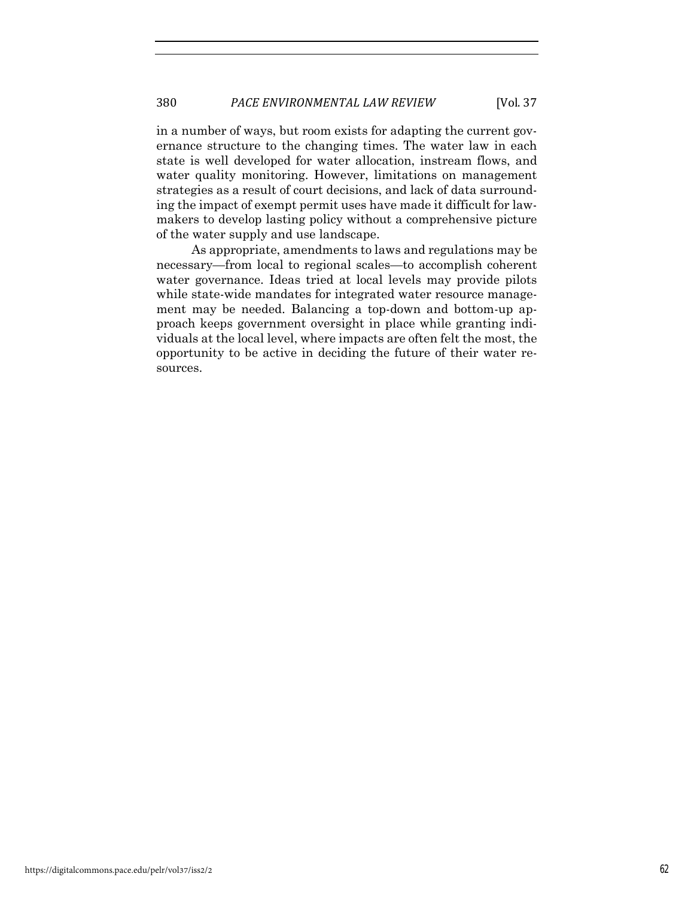in a number of ways, but room exists for adapting the current governance structure to the changing times. The water law in each state is well developed for water allocation, instream flows, and water quality monitoring. However, limitations on management strategies as a result of court decisions, and lack of data surrounding the impact of exempt permit uses have made it difficult for lawmakers to develop lasting policy without a comprehensive picture of the water supply and use landscape.

As appropriate, amendments to laws and regulations may be necessary—from local to regional scales—to accomplish coherent water governance. Ideas tried at local levels may provide pilots while state-wide mandates for integrated water resource management may be needed. Balancing a top-down and bottom-up approach keeps government oversight in place while granting individuals at the local level, where impacts are often felt the most, the opportunity to be active in deciding the future of their water resources.